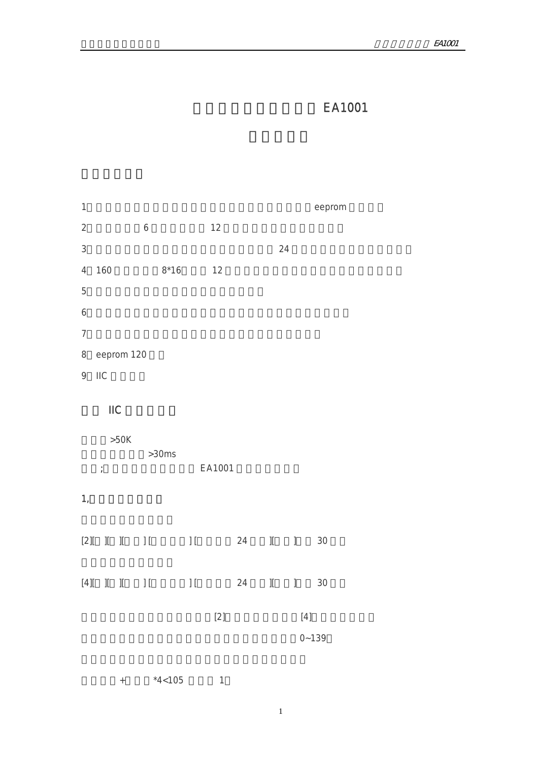# EA1001

1、 eeprom

2、 6 12

3、 24

4、160 8*16 12

5、

6、

7、

8、eeprom 120

9、IIC

## IIC

\>50K

\>30ms

; EA1001

### 1,

[2][ ][ ][ ][ ][ 24 ][ ] 30

[4][ ][ ][ ][ ][ 24 ][ ] 30

[2] [4]

0~139

+ *4<105 1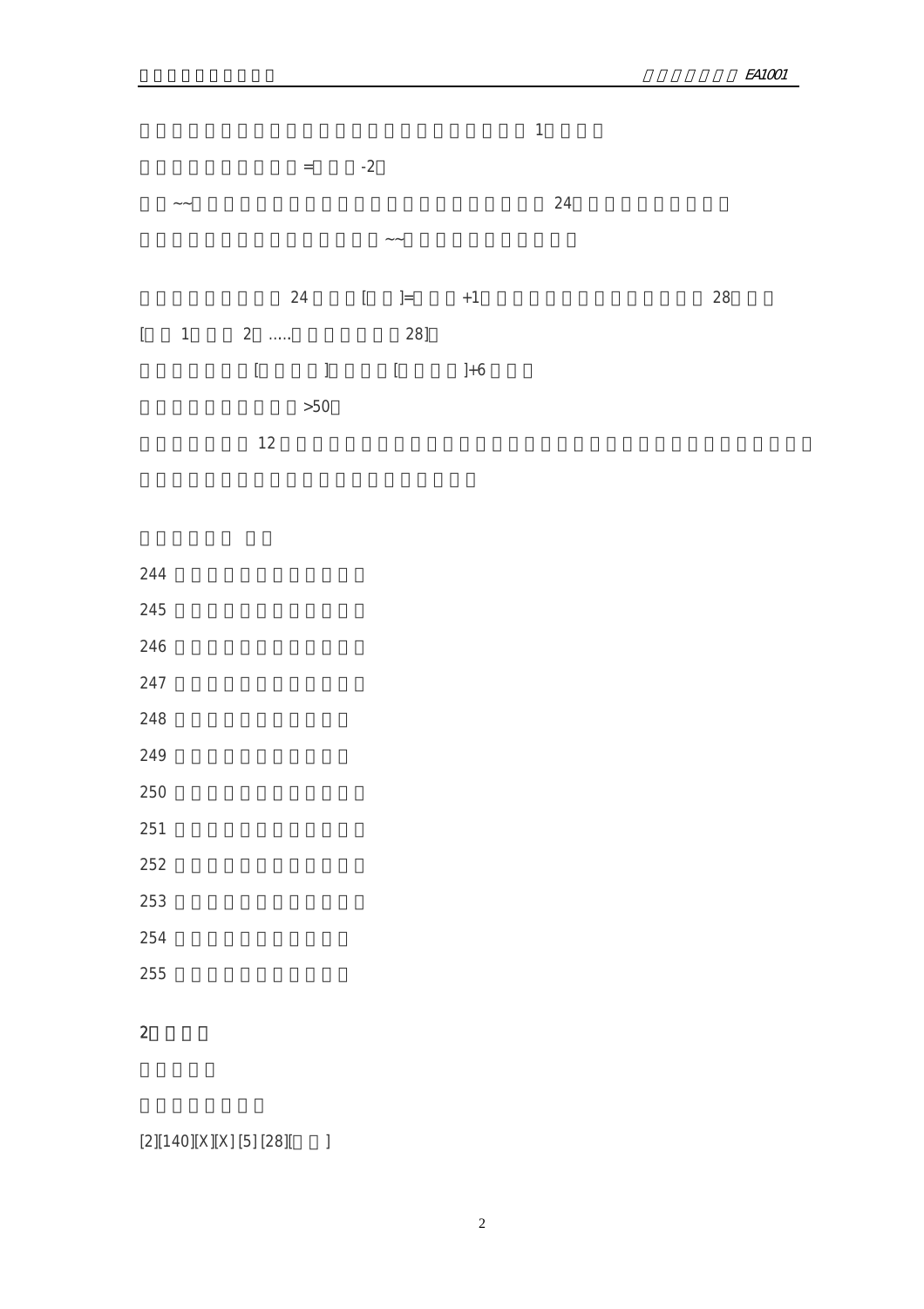1

= -2

~~ 24

~~

24 [ ]= +1 28

[ 1 2 ….. 28]

[ ] [ ]+6

>50

12

244

245

246

247

248

249

250

251

252

253

254

255

2

[2][140][X][X] [5] [28][ ]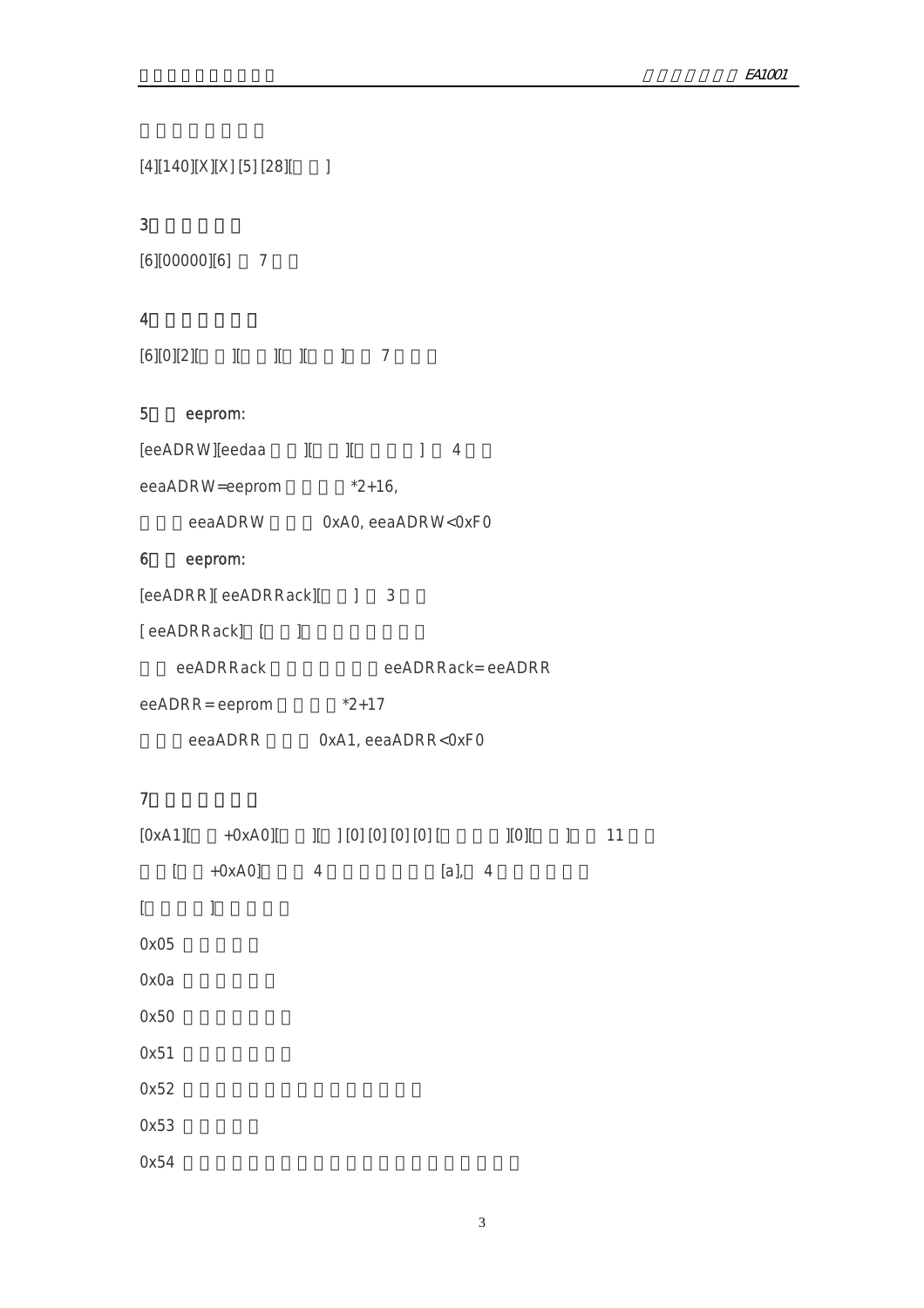[4][140][X][X] [5] [28][ ]

3

[6][00000][6] 7

4

[6][0][2][ ][ ][ ][ ] 7

5 eeprom:

[eeADRW][eedaa ][ ][ ] 4

eeaADRW=eeprom *2+16,

eeaADRW 0xA0, eeaADRW<0xF0

6 eeprom:

[eeADRR][ eeADRRack][ ] 3

[ eeADRRack] [ ]

eeADRRack eeADRRack= eeADRR

eeADRR = eeprom *2+17

eeaADRR 0xA1, eeaADRR<0xF0

7

[0xA1][ +0xA0][ ][ ] [0] [0] [0] [0] [ ][0][ ] 11

[ +0xA0] 4 [a], 4

[ ]

0x05

0x0a

0x50

0x51

0x52

0x53

0x54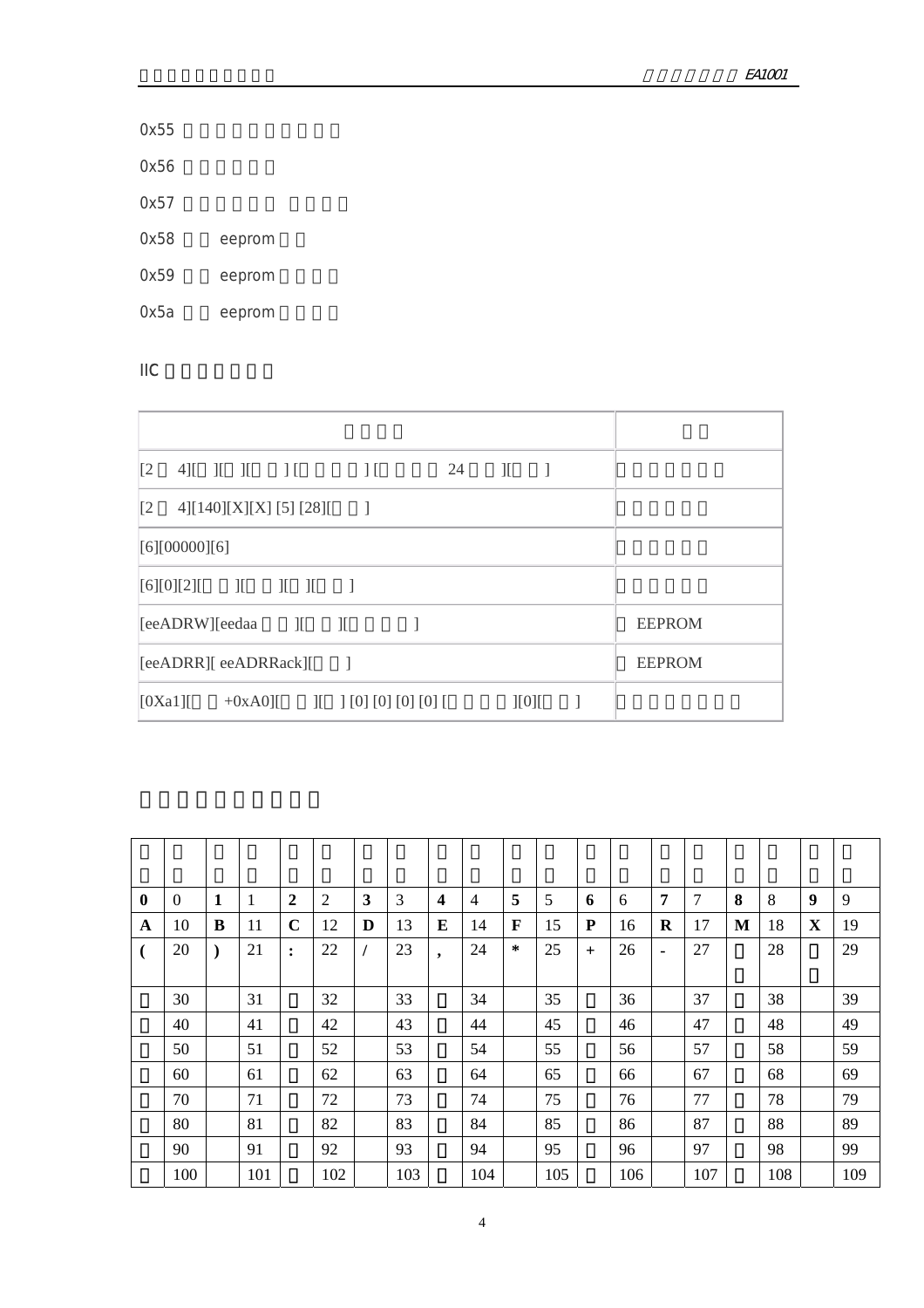0x55

0x56

0x57

0x58 eeprom

0x59 eeprom

0x5a eeprom

IIC

| | |
|---|---|
| [2 4][ ][ ][ ] [ ] [ 24 ][ ] | |
| [2 4][140][X][X] [5] [28][ ] | |
| [6][00000][6] | |
| [6][0][2][ ][ ][ ][ ] | |
| [eeADRW][eedaa ][ ][ ] | EEPROM |
| [eeADRR][ eeADRRack][ ] | EEPROM |
| [0Xa1][ +0xA0][ ][ ] [0] [0] [0] [0] [ ][0][ ] | |

| | | | | | | | | | | | | | | | | | | | |
|---|---|---|---|---|---|---|---|---|---|---|---|---|---|---|---|---|---|---|---|
| **0** | 0 | **1** | 1 | **2** | 2 | **3** | 3 | **4** | 4 | **5** | 5 | **6** | 6 | **7** | 7 | **8** | 8 | **9** | 9 |
| **A** | 10 | **B** | 11 | **C** | 12 | **D** | 13 | **E** | 14 | **F** | 15 | **P** | 16 | **R** | 17 | **M** | 18 | **X** | 19 |
| **(** | 20 | **)** | 21 | **:** | 22 | **/** | 23 | **,** | 24 | ***** | 25 | **+** | 26 | **-** | 27 | | 28 | | 29 |
| | 30 | | 31 | | 32 | | 33 | | 34 | | 35 | | 36 | | 37 | | 38 | | 39 |
| | 40 | | 41 | | 42 | | 43 | | 44 | | 45 | | 46 | | 47 | | 48 | | 49 |
| | 50 | | 51 | | 52 | | 53 | | 54 | | 55 | | 56 | | 57 | | 58 | | 59 |
| | 60 | | 61 | | 62 | | 63 | | 64 | | 65 | | 66 | | 67 | | 68 | | 69 |
| | 70 | | 71 | | 72 | | 73 | | 74 | | 75 | | 76 | | 77 | | 78 | | 79 |
| | 80 | | 81 | | 82 | | 83 | | 84 | | 85 | | 86 | | 87 | | 88 | | 89 |
| | 90 | | 91 | | 92 | | 93 | | 94 | | 95 | | 96 | | 97 | | 98 | | 99 |
| | 100 | | 101 | | 102 | | 103 | | 104 | | 105 | | 106 | | 107 | | 108 | | 109 |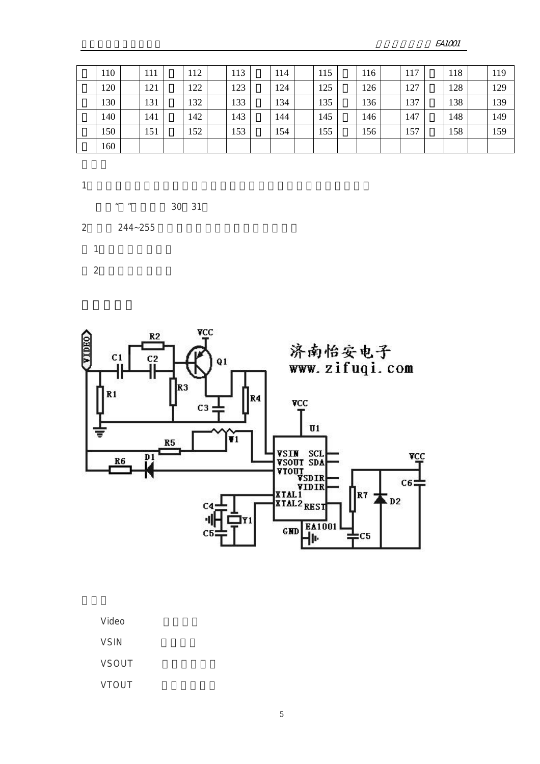| | 110 | | 111 | | 112 | | 113 | | 114 | | 115 | | 116 | | 117 | | 118 | | 119 |
|---|---|---|---|---|---|---|---|---|---|---|---|---|---|---|---|---|---|---|---|
| | 120 | | 121 | | 122 | | 123 | | 124 | | 125 | | 126 | | 127 | | 128 | | 129 |
| | 130 | | 131 | | 132 | | 133 | | 134 | | 135 | | 136 | | 137 | | 138 | | 139 |
| | 140 | | 141 | | 142 | | 143 | | 144 | | 145 | | 146 | | 147 | | 148 | | 149 |
| | 150 | | 151 | | 152 | | 153 | | 154 | | 155 | | 156 | | 157 | | 158 | | 159 |
| | 160 | | | | | | | | | | | | | | | | | | |

1

“ ” 30 31

2 244~255

1

2

济南怡安电子

www.zifuqi.com

Video

VSIN

VSOUT

VTOUT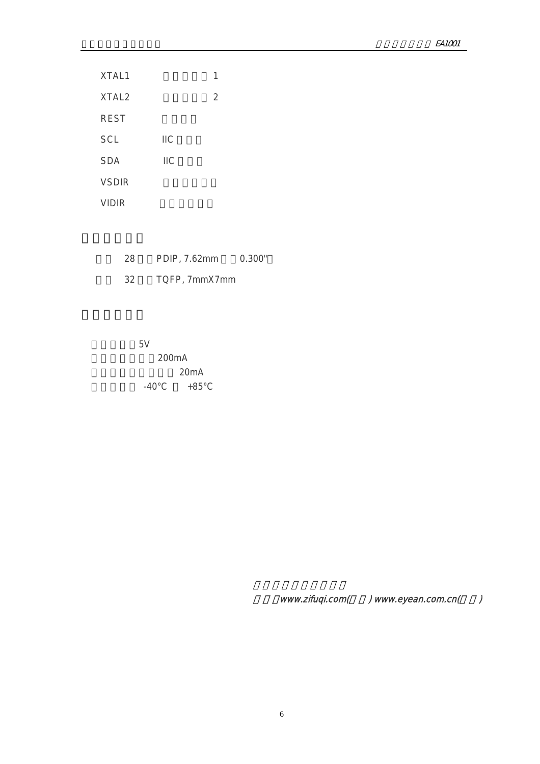XTAL1 1

XTAL2 2

REST

SCL IIC

SDA IIC

VSDIR

VIDIR

28 PDIP, 7.62mm 0.300"

32 TQFP, 7mmX7mm

5V

200mA

20mA

-40°C +85°C

*www.zifuqi.com( ) www.eyean.com.cn( )*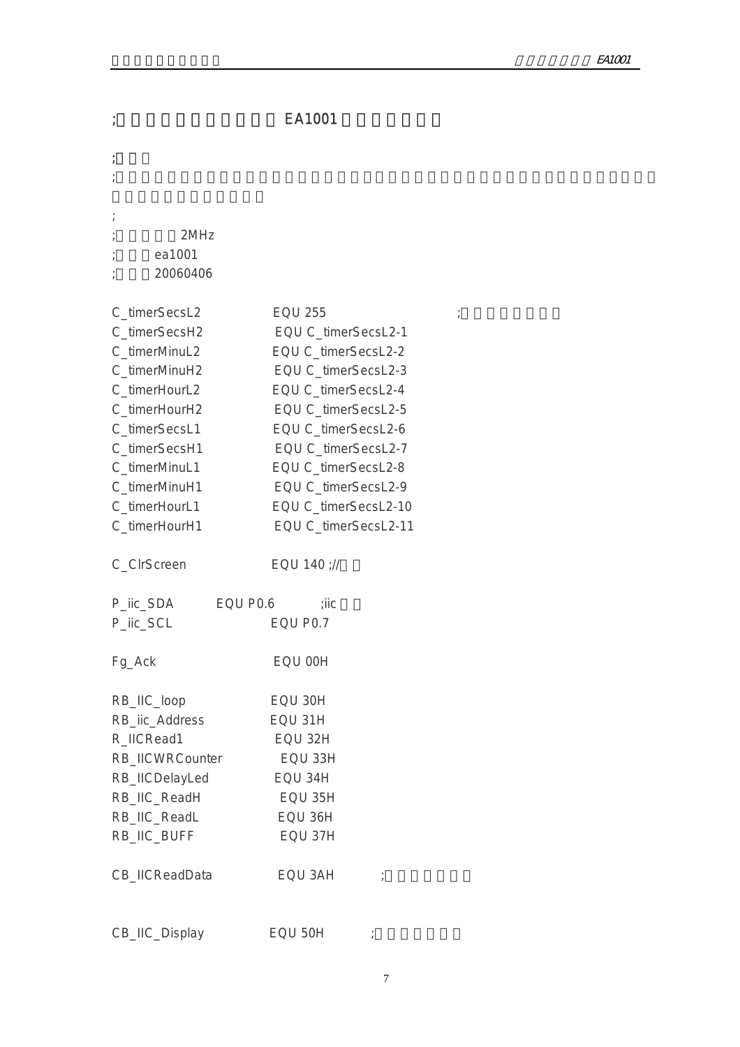```
;                    EA1001

;
;

;
;      2MHz
;    ea1001
;    20060406

C_timerSecsL2         EQU 255              ;
C_timerSecsH2         EQU C_timerSecsL2-1
C_timerMinuL2         EQU C_timerSecsL2-2
C_timerMinuH2         EQU C_timerSecsL2-3
C_timerHourL2         EQU C_timerSecsL2-4
C_timerHourH2         EQU C_timerSecsL2-5
C_timerSecsL1         EQU C_timerSecsL2-6
C_timerSecsH1         EQU C_timerSecsL2-7
C_timerMinuL1         EQU C_timerSecsL2-8
C_timerMinuH1         EQU C_timerSecsL2-9
C_timerHourL1         EQU C_timerSecsL2-10
C_timerHourH1         EQU C_timerSecsL2-11

C_ClrScreen           EQU 140 ;//

P_iic_SDA      EQU P0.6      ;iic
P_iic_SCL             EQU P0.7

Fg_Ack                EQU 00H

RB_IIC_loop           EQU 30H
RB_iic_Address        EQU 31H
R_IICRead1            EQU 32H
RB_IICWRCounter       EQU 33H
RB_IICDelayLed        EQU 34H
RB_IIC_ReadH          EQU 35H
RB_IIC_ReadL          EQU 36H
RB_IIC_BUFF           EQU 37H

CB_IICReadData        EQU 3AH       ;


CB_IIC_Display        EQU 50H       ;
```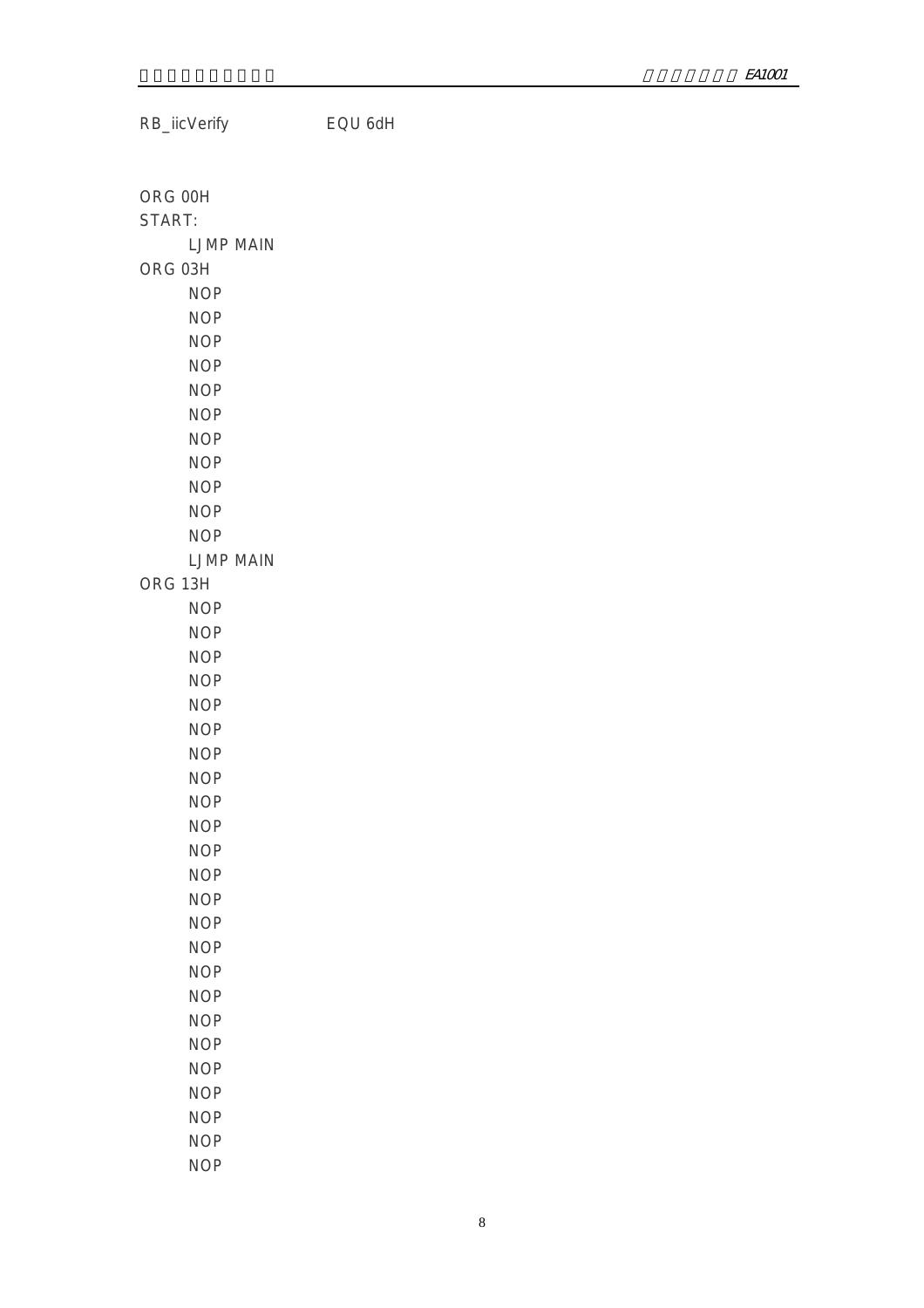```
RB_iicVerify            EQU 6dH


ORG 00H
START:
        LJMP MAIN
ORG 03H
        NOP
        NOP
        NOP
        NOP
        NOP
        NOP
        NOP
        NOP
        NOP
        NOP
        NOP
        LJMP MAIN
ORG 13H
        NOP
        NOP
        NOP
        NOP
        NOP
        NOP
        NOP
        NOP
        NOP
        NOP
        NOP
        NOP
        NOP
        NOP
        NOP
        NOP
        NOP
        NOP
        NOP
        NOP
        NOP
        NOP
        NOP
        NOP
```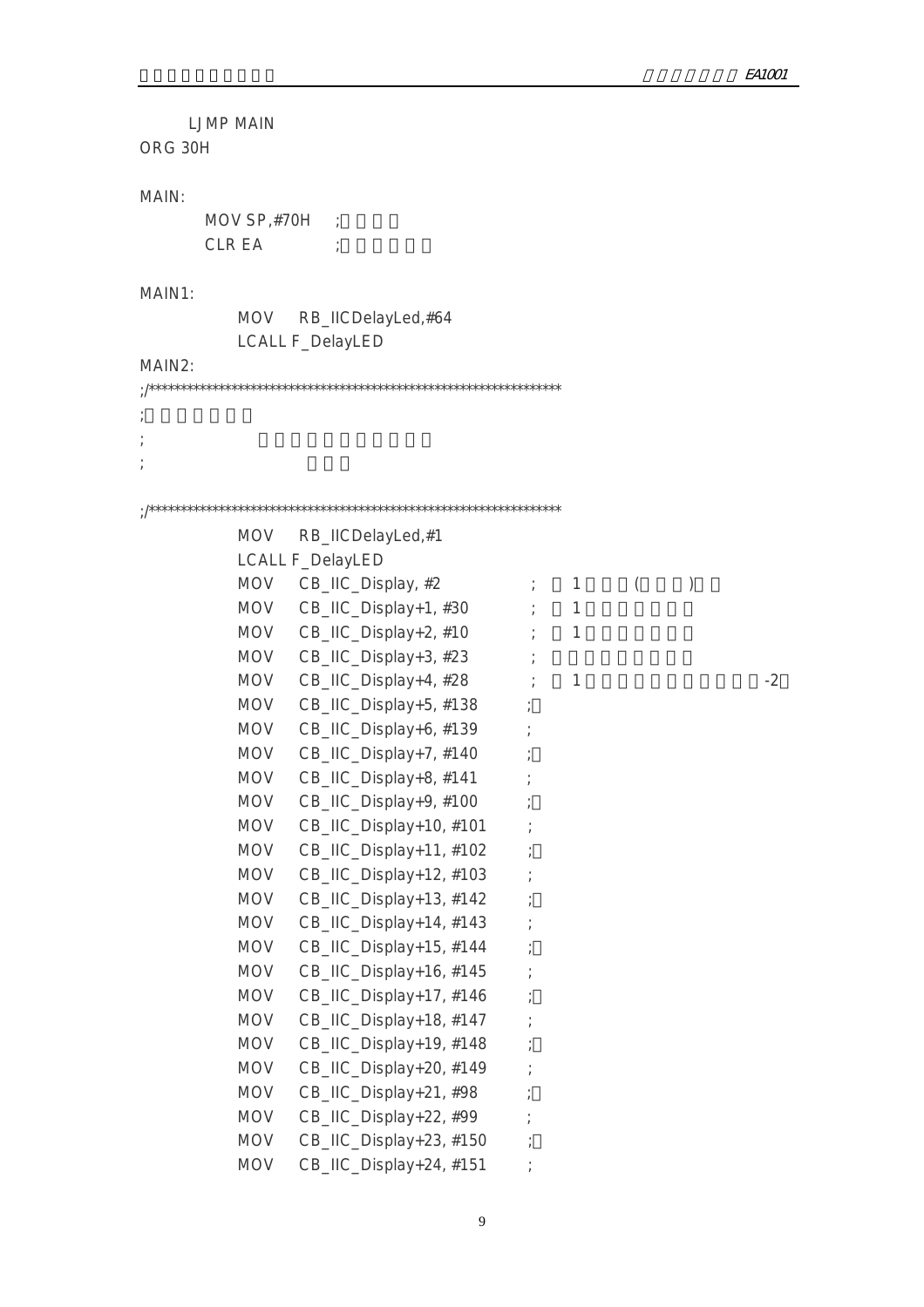```
        LJMP MAIN
ORG 30H

MAIN:
        MOV SP,#70H    ;
        CLR EA         ;

MAIN1:
            MOV    RB_IICDelayLed,#64
            LCALL F_DelayLED
MAIN2:
;/******************************************************************
;
;
;

;/******************************************************************
            MOV    RB_IICDelayLed,#1
            LCALL F_DelayLED
            MOV    CB_IIC_Display, #2              ;    1        (         )
            MOV    CB_IIC_Display+1, #30           ;    1
            MOV    CB_IIC_Display+2, #10           ;    1
            MOV    CB_IIC_Display+3, #23           ;
            MOV    CB_IIC_Display+4, #28           ;    1                          -2
            MOV    CB_IIC_Display+5, #138          ;
            MOV    CB_IIC_Display+6, #139          ;
            MOV    CB_IIC_Display+7, #140          ;
            MOV    CB_IIC_Display+8, #141          ;
            MOV    CB_IIC_Display+9, #100          ;
            MOV    CB_IIC_Display+10, #101         ;
            MOV    CB_IIC_Display+11, #102         ;
            MOV    CB_IIC_Display+12, #103         ;
            MOV    CB_IIC_Display+13, #142         ;
            MOV    CB_IIC_Display+14, #143         ;
            MOV    CB_IIC_Display+15, #144         ;
            MOV    CB_IIC_Display+16, #145         ;
            MOV    CB_IIC_Display+17, #146         ;
            MOV    CB_IIC_Display+18, #147         ;
            MOV    CB_IIC_Display+19, #148         ;
            MOV    CB_IIC_Display+20, #149         ;
            MOV    CB_IIC_Display+21, #98          ;
            MOV    CB_IIC_Display+22, #99          ;
            MOV    CB_IIC_Display+23, #150         ;
            MOV    CB_IIC_Display+24, #151         ;
```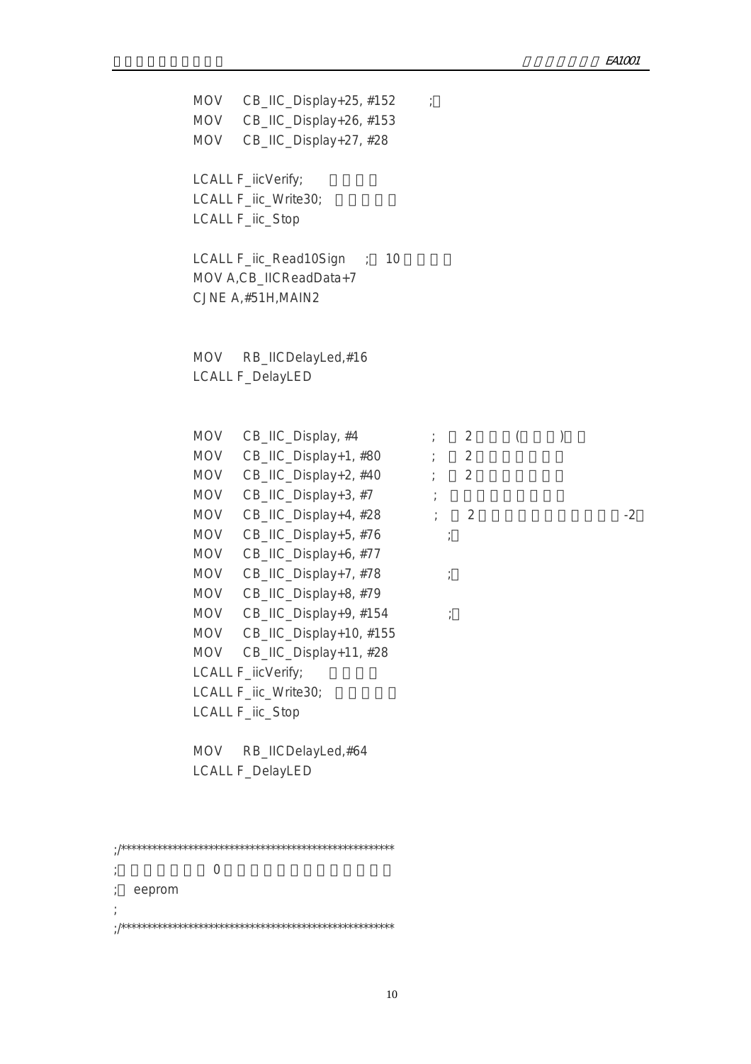```
        MOV    CB_IIC_Display+25, #152        ;
        MOV    CB_IIC_Display+26, #153
        MOV    CB_IIC_Display+27, #28

        LCALL F_iicVerify;
        LCALL F_iic_Write30;
        LCALL F_iic_Stop

        LCALL F_iic_Read10Sign    ;  10
        MOV A,CB_IICReadData+7
        CJNE A,#51H,MAIN2


        MOV    RB_IICDelayLed,#16
        LCALL F_DelayLED


        MOV    CB_IIC_Display, #4             ;   2    (    )
        MOV    CB_IIC_Display+1, #80          ;   2
        MOV    CB_IIC_Display+2, #40          ;   2
        MOV    CB_IIC_Display+3, #7           ;
        MOV    CB_IIC_Display+4, #28          ;   2                    -2
        MOV    CB_IIC_Display+5, #76          ;
        MOV    CB_IIC_Display+6, #77
        MOV    CB_IIC_Display+7, #78          ;
        MOV    CB_IIC_Display+8, #79
        MOV    CB_IIC_Display+9, #154         ;
        MOV    CB_IIC_Display+10, #155
        MOV    CB_IIC_Display+11, #28
        LCALL F_iicVerify;
        LCALL F_iic_Write30;
        LCALL F_iic_Stop

        MOV    RB_IICDelayLed,#64
        LCALL F_DelayLED


;/*******************************************************
;              0
;   eeprom
;
;/*******************************************************
```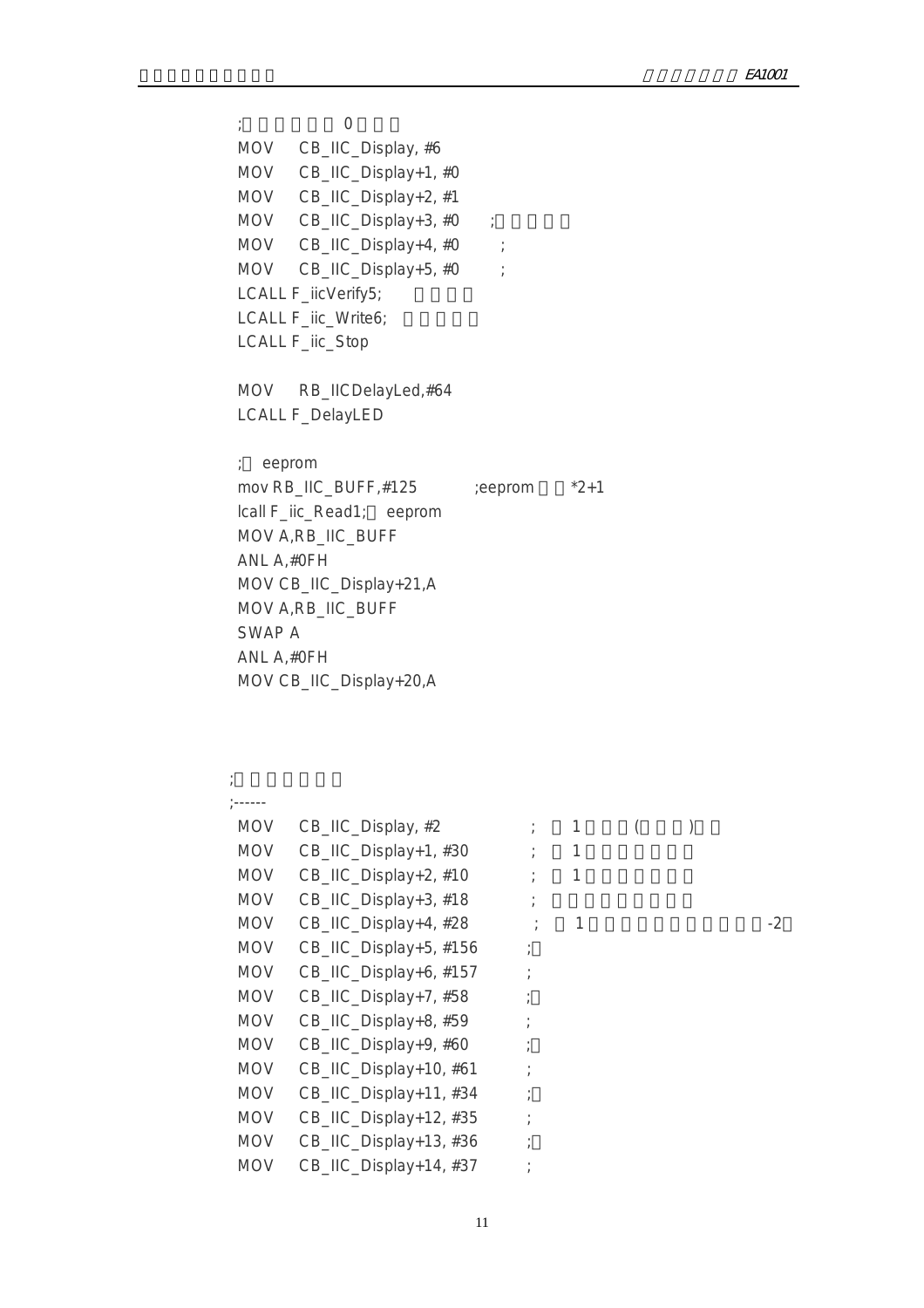```
;           0
MOV    CB_IIC_Display, #6
MOV    CB_IIC_Display+1, #0
MOV    CB_IIC_Display+2, #1
MOV    CB_IIC_Display+3, #0      ;
MOV    CB_IIC_Display+4, #0        ;
MOV    CB_IIC_Display+5, #0        ;
LCALL F_iicVerify5;
LCALL F_iic_Write6;
LCALL F_iic_Stop

MOV    RB_IICDelayLed,#64
LCALL F_DelayLED

;  eeprom
mov RB_IIC_BUFF,#125          ;eeprom      *2+1
lcall F_iic_Read1;  eeprom
MOV A,RB_IIC_BUFF
ANL A,#0FH
MOV CB_IIC_Display+21,A
MOV A,RB_IIC_BUFF
SWAP A
ANL A,#0FH
MOV CB_IIC_Display+20,A



;
;------
MOV    CB_IIC_Display, #2              ;    1       (        )
MOV    CB_IIC_Display+1, #30           ;    1
MOV    CB_IIC_Display+2, #10           ;    1
MOV    CB_IIC_Display+3, #18           ;
MOV    CB_IIC_Display+4, #28           ;    1                          -2
MOV    CB_IIC_Display+5, #156         ;
MOV    CB_IIC_Display+6, #157         ;
MOV    CB_IIC_Display+7, #58          ;
MOV    CB_IIC_Display+8, #59          ;
MOV    CB_IIC_Display+9, #60          ;
MOV    CB_IIC_Display+10, #61         ;
MOV    CB_IIC_Display+11, #34         ;
MOV    CB_IIC_Display+12, #35         ;
MOV    CB_IIC_Display+13, #36         ;
MOV    CB_IIC_Display+14, #37         ;
```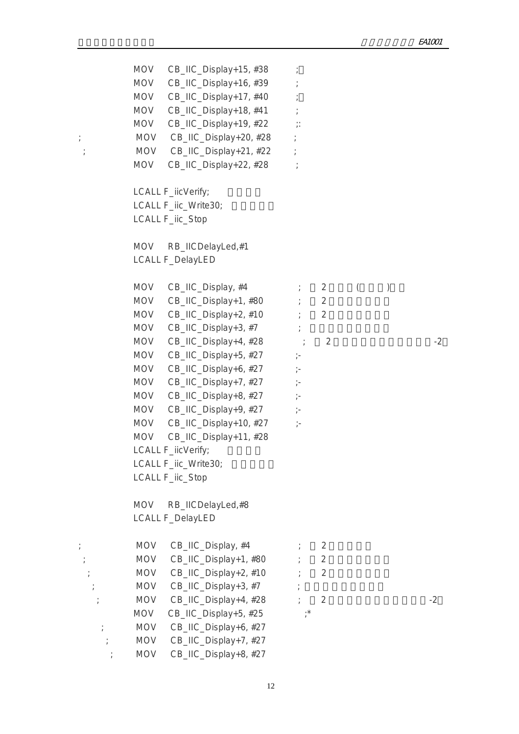```
            MOV    CB_IIC_Display+15, #38       ;
            MOV    CB_IIC_Display+16, #39       ;
            MOV    CB_IIC_Display+17, #40       ;
            MOV    CB_IIC_Display+18, #41       ;
            MOV    CB_IIC_Display+19, #22       ;:
;           MOV    CB_IIC_Display+20, #28       ;
 ;          MOV    CB_IIC_Display+21, #22       ;
            MOV    CB_IIC_Display+22, #28       ;

            LCALL F_iicVerify;
            LCALL F_iic_Write30;
            LCALL F_iic_Stop

            MOV    RB_IICDelayLed,#1
            LCALL F_DelayLED

            MOV    CB_IIC_Display, #4           ;   2      (      )
            MOV    CB_IIC_Display+1, #80        ;   2
            MOV    CB_IIC_Display+2, #10        ;   2
            MOV    CB_IIC_Display+3, #7         ;
            MOV    CB_IIC_Display+4, #28        ;   2                          -2
            MOV    CB_IIC_Display+5, #27        ;-
            MOV    CB_IIC_Display+6, #27        ;-
            MOV    CB_IIC_Display+7, #27        ;-
            MOV    CB_IIC_Display+8, #27        ;-
            MOV    CB_IIC_Display+9, #27        ;-
            MOV    CB_IIC_Display+10, #27       ;-
            MOV    CB_IIC_Display+11, #28
            LCALL F_iicVerify;
            LCALL F_iic_Write30;
            LCALL F_iic_Stop

            MOV    RB_IICDelayLed,#8
            LCALL F_DelayLED

;           MOV    CB_IIC_Display, #4           ;   2
 ;          MOV    CB_IIC_Display+1, #80        ;   2
  ;         MOV    CB_IIC_Display+2, #10        ;   2
   ;        MOV    CB_IIC_Display+3, #7         ;
    ;       MOV    CB_IIC_Display+4, #28        ;   2                          -2
            MOV    CB_IIC_Display+5, #25        ;*
     ;      MOV    CB_IIC_Display+6, #27
      ;     MOV    CB_IIC_Display+7, #27
       ;    MOV    CB_IIC_Display+8, #27
```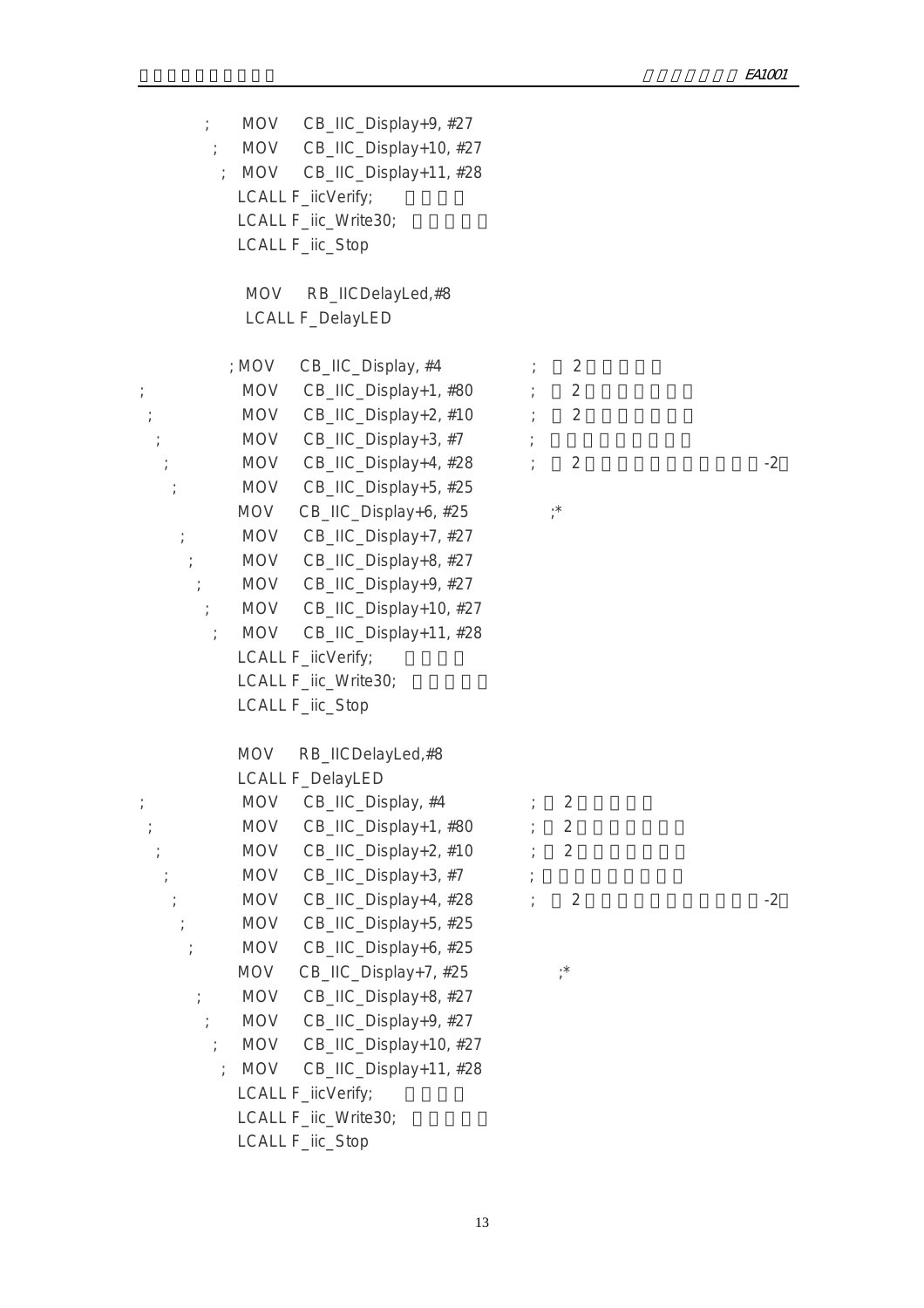```
        ;   MOV   CB_IIC_Display+9, #27
         ;  MOV   CB_IIC_Display+10, #27
          ; MOV   CB_IIC_Display+11, #28
            LCALL F_iicVerify;
            LCALL F_iic_Write30;
            LCALL F_iic_Stop

             MOV   RB_IICDelayLed,#8
             LCALL F_DelayLED

          ; MOV   CB_IIC_Display, #4              ;   2
;             MOV   CB_IIC_Display+1, #80         ;   2
 ;            MOV   CB_IIC_Display+2, #10         ;   2
  ;           MOV   CB_IIC_Display+3, #7          ;
   ;          MOV   CB_IIC_Display+4, #28         ;   2                    -2
    ;         MOV   CB_IIC_Display+5, #25
            MOV   CB_IIC_Display+6, #25          ;*
     ;        MOV   CB_IIC_Display+7, #27
      ;       MOV   CB_IIC_Display+8, #27
       ;      MOV   CB_IIC_Display+9, #27
        ;     MOV   CB_IIC_Display+10, #27
         ;    MOV   CB_IIC_Display+11, #28
            LCALL F_iicVerify;
            LCALL F_iic_Write30;
            LCALL F_iic_Stop

            MOV   RB_IICDelayLed,#8
            LCALL F_DelayLED
;             MOV   CB_IIC_Display, #4            ;  2
 ;            MOV   CB_IIC_Display+1, #80         ;  2
  ;           MOV   CB_IIC_Display+2, #10         ;  2
   ;          MOV   CB_IIC_Display+3, #7          ;
    ;         MOV   CB_IIC_Display+4, #28         ;  2                     -2
     ;        MOV   CB_IIC_Display+5, #25
      ;       MOV   CB_IIC_Display+6, #25
            MOV   CB_IIC_Display+7, #25          ;*
       ;      MOV   CB_IIC_Display+8, #27
        ;     MOV   CB_IIC_Display+9, #27
         ;    MOV   CB_IIC_Display+10, #27
          ;   MOV   CB_IIC_Display+11, #28
            LCALL F_iicVerify;
            LCALL F_iic_Write30;
            LCALL F_iic_Stop
```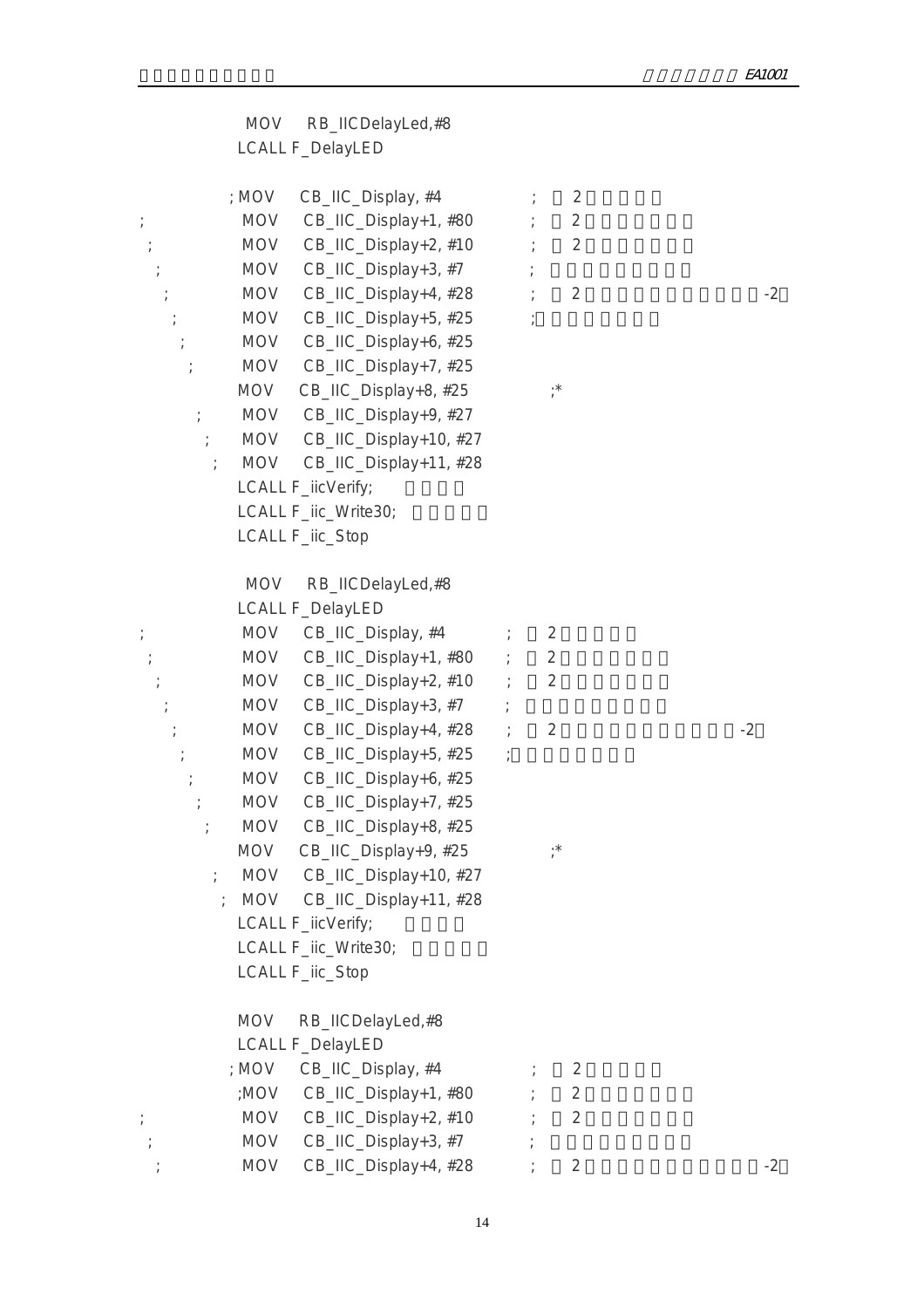```
             MOV    RB_IICDelayLed,#8
            LCALL F_DelayLED

           ; MOV    CB_IIC_Display, #4            ;  2
;            MOV    CB_IIC_Display+1, #80         ;  2
 ;           MOV    CB_IIC_Display+2, #10         ;  2
  ;          MOV    CB_IIC_Display+3, #7          ;
   ;         MOV    CB_IIC_Display+4, #28         ;  2                        -2
    ;        MOV    CB_IIC_Display+5, #25         ;
     ;       MOV    CB_IIC_Display+6, #25
      ;      MOV    CB_IIC_Display+7, #25
            MOV    CB_IIC_Display+8, #25              ;*
       ;     MOV    CB_IIC_Display+9, #27
        ;    MOV    CB_IIC_Display+10, #27
         ;   MOV    CB_IIC_Display+11, #28
            LCALL F_iicVerify;
            LCALL F_iic_Write30;
            LCALL F_iic_Stop

             MOV    RB_IICDelayLed,#8
            LCALL F_DelayLED
;            MOV    CB_IIC_Display, #4        ;  2
 ;           MOV    CB_IIC_Display+1, #80     ;  2
  ;          MOV    CB_IIC_Display+2, #10     ;  2
   ;         MOV    CB_IIC_Display+3, #7      ;
    ;        MOV    CB_IIC_Display+4, #28     ;  2                        -2
     ;       MOV    CB_IIC_Display+5, #25     ;
      ;      MOV    CB_IIC_Display+6, #25
       ;     MOV    CB_IIC_Display+7, #25
        ;    MOV    CB_IIC_Display+8, #25
            MOV    CB_IIC_Display+9, #25              ;*
         ;   MOV    CB_IIC_Display+10, #27
          ;  MOV    CB_IIC_Display+11, #28
            LCALL F_iicVerify;
            LCALL F_iic_Write30;
            LCALL F_iic_Stop

            MOV    RB_IICDelayLed,#8
            LCALL F_DelayLED
           ; MOV    CB_IIC_Display, #4            ;  2
           ;MOV    CB_IIC_Display+1, #80          ;  2
;            MOV    CB_IIC_Display+2, #10         ;  2
 ;           MOV    CB_IIC_Display+3, #7          ;
  ;          MOV    CB_IIC_Display+4, #28         ;  2                        -2
```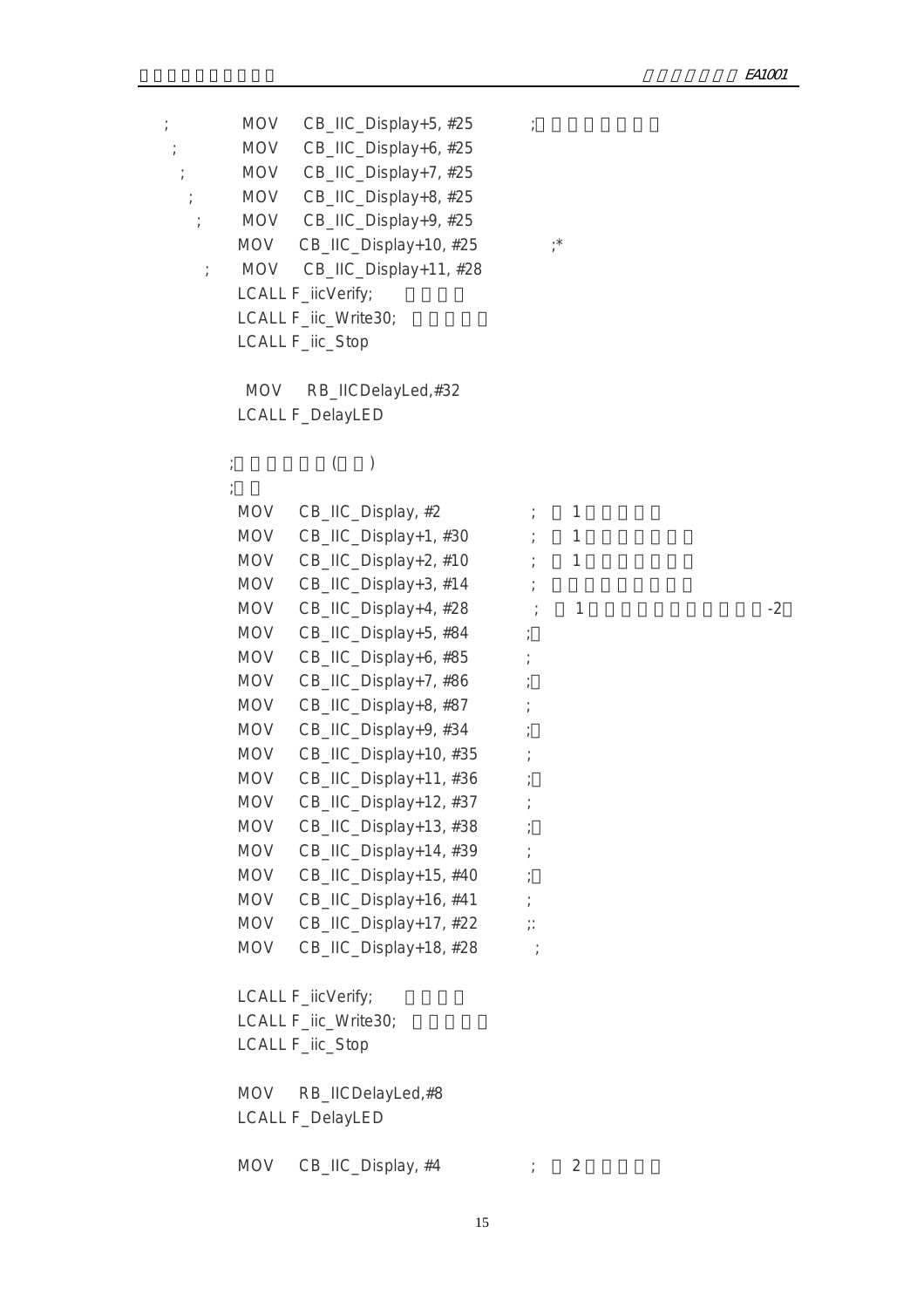```
;       MOV    CB_IIC_Display+5, #25        ;
;       MOV    CB_IIC_Display+6, #25
;       MOV    CB_IIC_Display+7, #25
;       MOV    CB_IIC_Display+8, #25
;       MOV    CB_IIC_Display+9, #25
        MOV    CB_IIC_Display+10, #25         ;*
;       MOV    CB_IIC_Display+11, #28
        LCALL F_iicVerify;
        LCALL F_iic_Write30;
        LCALL F_iic_Stop

        MOV    RB_IICDelayLed,#32
        LCALL F_DelayLED

        ;          (    )
        ;
        MOV    CB_IIC_Display, #2           ;   1
        MOV    CB_IIC_Display+1, #30        ;   1
        MOV    CB_IIC_Display+2, #10        ;   1
        MOV    CB_IIC_Display+3, #14        ;
        MOV    CB_IIC_Display+4, #28        ;   1                    -2
        MOV    CB_IIC_Display+5, #84        ;
        MOV    CB_IIC_Display+6, #85        ;
        MOV    CB_IIC_Display+7, #86        ;
        MOV    CB_IIC_Display+8, #87        ;
        MOV    CB_IIC_Display+9, #34        ;
        MOV    CB_IIC_Display+10, #35       ;
        MOV    CB_IIC_Display+11, #36       ;
        MOV    CB_IIC_Display+12, #37       ;
        MOV    CB_IIC_Display+13, #38       ;
        MOV    CB_IIC_Display+14, #39       ;
        MOV    CB_IIC_Display+15, #40       ;
        MOV    CB_IIC_Display+16, #41       ;
        MOV    CB_IIC_Display+17, #22       ;:
        MOV    CB_IIC_Display+18, #28       ;

        LCALL F_iicVerify;
        LCALL F_iic_Write30;
        LCALL F_iic_Stop

        MOV    RB_IICDelayLed,#8
        LCALL F_DelayLED

        MOV    CB_IIC_Display, #4           ;   2
```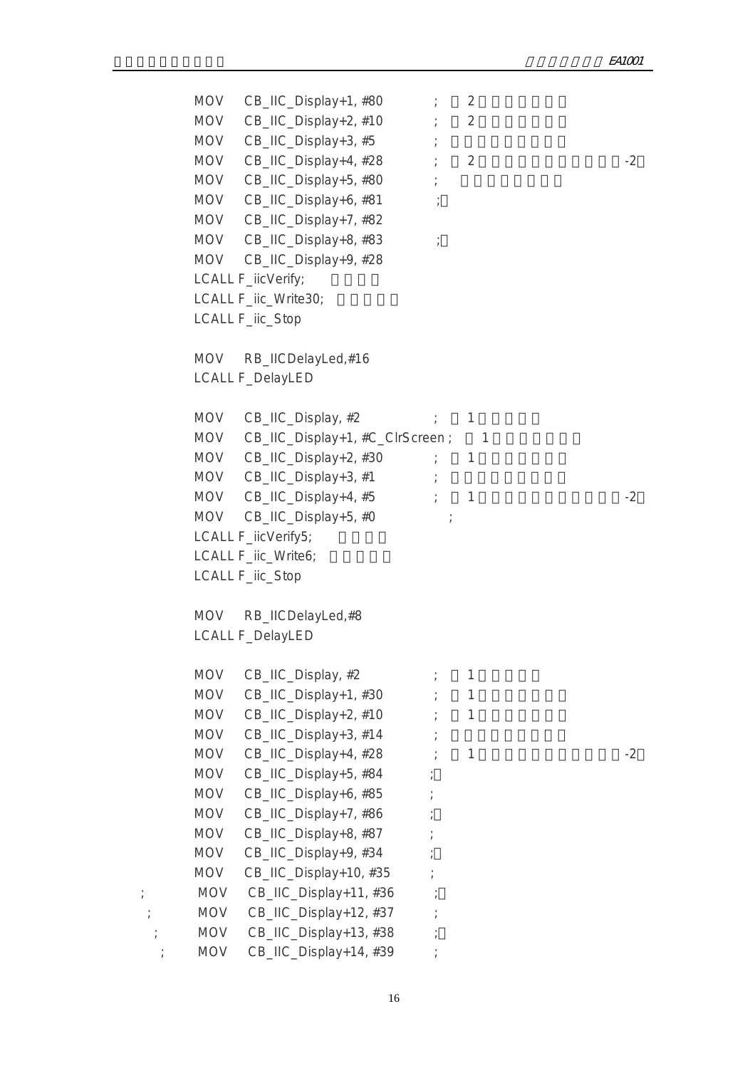```
        MOV    CB_IIC_Display+1, #80          ;   2
        MOV    CB_IIC_Display+2, #10          ;   2
        MOV    CB_IIC_Display+3, #5           ;
        MOV    CB_IIC_Display+4, #28          ;   2                              -2
        MOV    CB_IIC_Display+5, #80          ;
        MOV    CB_IIC_Display+6, #81          ;
        MOV    CB_IIC_Display+7, #82
        MOV    CB_IIC_Display+8, #83          ;
        MOV    CB_IIC_Display+9, #28
        LCALL F_iicVerify;
        LCALL F_iic_Write30;
        LCALL F_iic_Stop

        MOV    RB_IICDelayLed,#16
        LCALL F_DelayLED

        MOV    CB_IIC_Display, #2             ;   1
        MOV    CB_IIC_Display+1, #C_ClrScreen ;   1
        MOV    CB_IIC_Display+2, #30          ;   1
        MOV    CB_IIC_Display+3, #1           ;
        MOV    CB_IIC_Display+4, #5           ;   1                              -2
        MOV    CB_IIC_Display+5, #0           ;
        LCALL F_iicVerify5;
        LCALL F_iic_Write6;
        LCALL F_iic_Stop

        MOV    RB_IICDelayLed,#8
        LCALL F_DelayLED

        MOV    CB_IIC_Display, #2             ;   1
        MOV    CB_IIC_Display+1, #30          ;   1
        MOV    CB_IIC_Display+2, #10          ;   1
        MOV    CB_IIC_Display+3, #14          ;
        MOV    CB_IIC_Display+4, #28          ;   1                              -2
        MOV    CB_IIC_Display+5, #84          ;
        MOV    CB_IIC_Display+6, #85          ;
        MOV    CB_IIC_Display+7, #86          ;
        MOV    CB_IIC_Display+8, #87          ;
        MOV    CB_IIC_Display+9, #34          ;
        MOV    CB_IIC_Display+10, #35         ;
;       MOV    CB_IIC_Display+11, #36         ;
 ;      MOV    CB_IIC_Display+12, #37         ;
  ;     MOV    CB_IIC_Display+13, #38         ;
   ;    MOV    CB_IIC_Display+14, #39         ;
```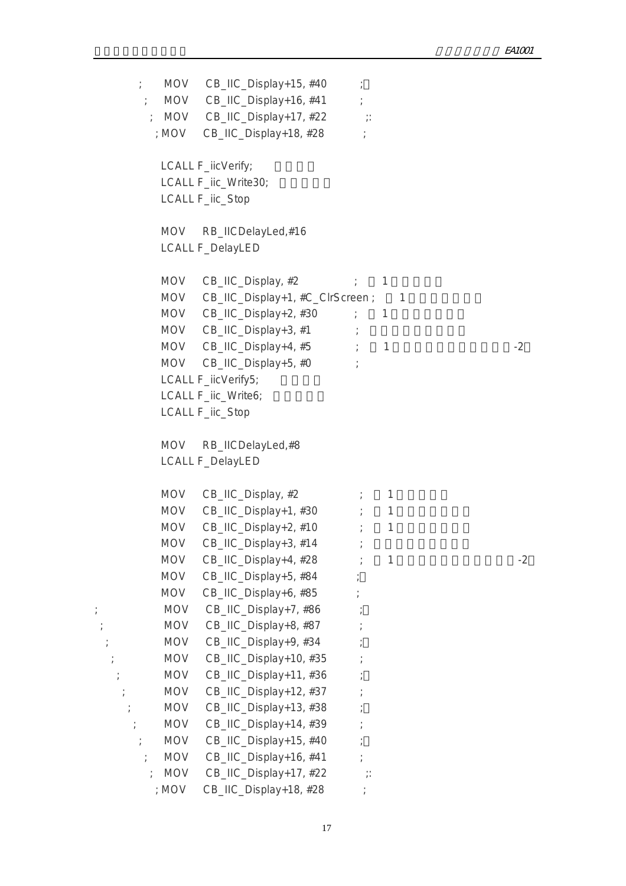```
;       MOV     CB_IIC_Display+15, #40          ;
;       MOV     CB_IIC_Display+16, #41          ;
;       MOV     CB_IIC_Display+17, #22          ;:
;       MOV     CB_IIC_Display+18, #28          ;

        LCALL F_iicVerify;
        LCALL F_iic_Write30;
        LCALL F_iic_Stop

        MOV     RB_IICDelayLed,#16
        LCALL F_DelayLED

        MOV     CB_IIC_Display, #2              ;  1
        MOV     CB_IIC_Display+1, #C_ClrScreen ;  1
        MOV     CB_IIC_Display+2, #30           ;  1
        MOV     CB_IIC_Display+3, #1            ;
        MOV     CB_IIC_Display+4, #5            ;  1                    -2
        MOV     CB_IIC_Display+5, #0            ;
        LCALL F_iicVerify5;
        LCALL F_iic_Write6;
        LCALL F_iic_Stop

        MOV     RB_IICDelayLed,#8
        LCALL F_DelayLED

        MOV     CB_IIC_Display, #2              ;  1
        MOV     CB_IIC_Display+1, #30           ;  1
        MOV     CB_IIC_Display+2, #10           ;  1
        MOV     CB_IIC_Display+3, #14           ;
        MOV     CB_IIC_Display+4, #28           ;  1                    -2
        MOV     CB_IIC_Display+5, #84           ;
        MOV     CB_IIC_Display+6, #85           ;
;       MOV     CB_IIC_Display+7, #86           ;
;       MOV     CB_IIC_Display+8, #87           ;
;       MOV     CB_IIC_Display+9, #34           ;
;       MOV     CB_IIC_Display+10, #35          ;
;       MOV     CB_IIC_Display+11, #36          ;
;       MOV     CB_IIC_Display+12, #37          ;
;       MOV     CB_IIC_Display+13, #38          ;
;       MOV     CB_IIC_Display+14, #39          ;
;       MOV     CB_IIC_Display+15, #40          ;
;       MOV     CB_IIC_Display+16, #41          ;
;       MOV     CB_IIC_Display+17, #22          ;:
;       MOV     CB_IIC_Display+18, #28          ;
```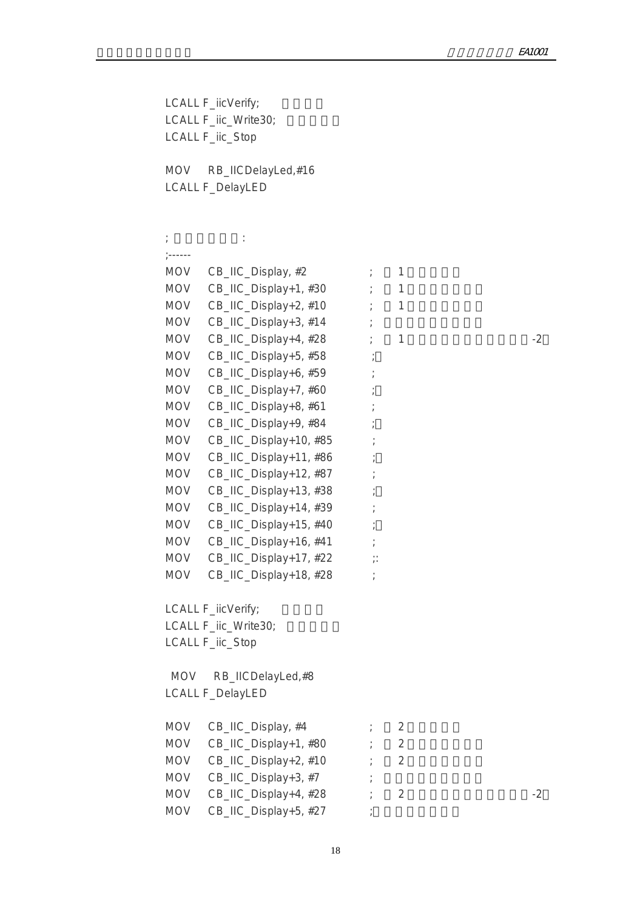```
LCALL F_iicVerify;
LCALL F_iic_Write30;
LCALL F_iic_Stop

MOV    RB_IICDelayLed,#16
LCALL F_DelayLED


;                :
;------
MOV    CB_IIC_Display, #2            ;    1
MOV    CB_IIC_Display+1, #30         ;    1
MOV    CB_IIC_Display+2, #10         ;    1
MOV    CB_IIC_Display+3, #14         ;
MOV    CB_IIC_Display+4, #28         ;    1                          -2
MOV    CB_IIC_Display+5, #58         ;
MOV    CB_IIC_Display+6, #59         ;
MOV    CB_IIC_Display+7, #60         ;
MOV    CB_IIC_Display+8, #61         ;
MOV    CB_IIC_Display+9, #84         ;
MOV    CB_IIC_Display+10, #85        ;
MOV    CB_IIC_Display+11, #86        ;
MOV    CB_IIC_Display+12, #87        ;
MOV    CB_IIC_Display+13, #38        ;
MOV    CB_IIC_Display+14, #39        ;
MOV    CB_IIC_Display+15, #40        ;
MOV    CB_IIC_Display+16, #41        ;
MOV    CB_IIC_Display+17, #22        ;:
MOV    CB_IIC_Display+18, #28        ;

LCALL F_iicVerify;
LCALL F_iic_Write30;
LCALL F_iic_Stop

 MOV    RB_IICDelayLed,#8
LCALL F_DelayLED

MOV    CB_IIC_Display, #4            ;    2
MOV    CB_IIC_Display+1, #80         ;    2
MOV    CB_IIC_Display+2, #10         ;    2
MOV    CB_IIC_Display+3, #7          ;
MOV    CB_IIC_Display+4, #28         ;    2                          -2
MOV    CB_IIC_Display+5, #27         ;
```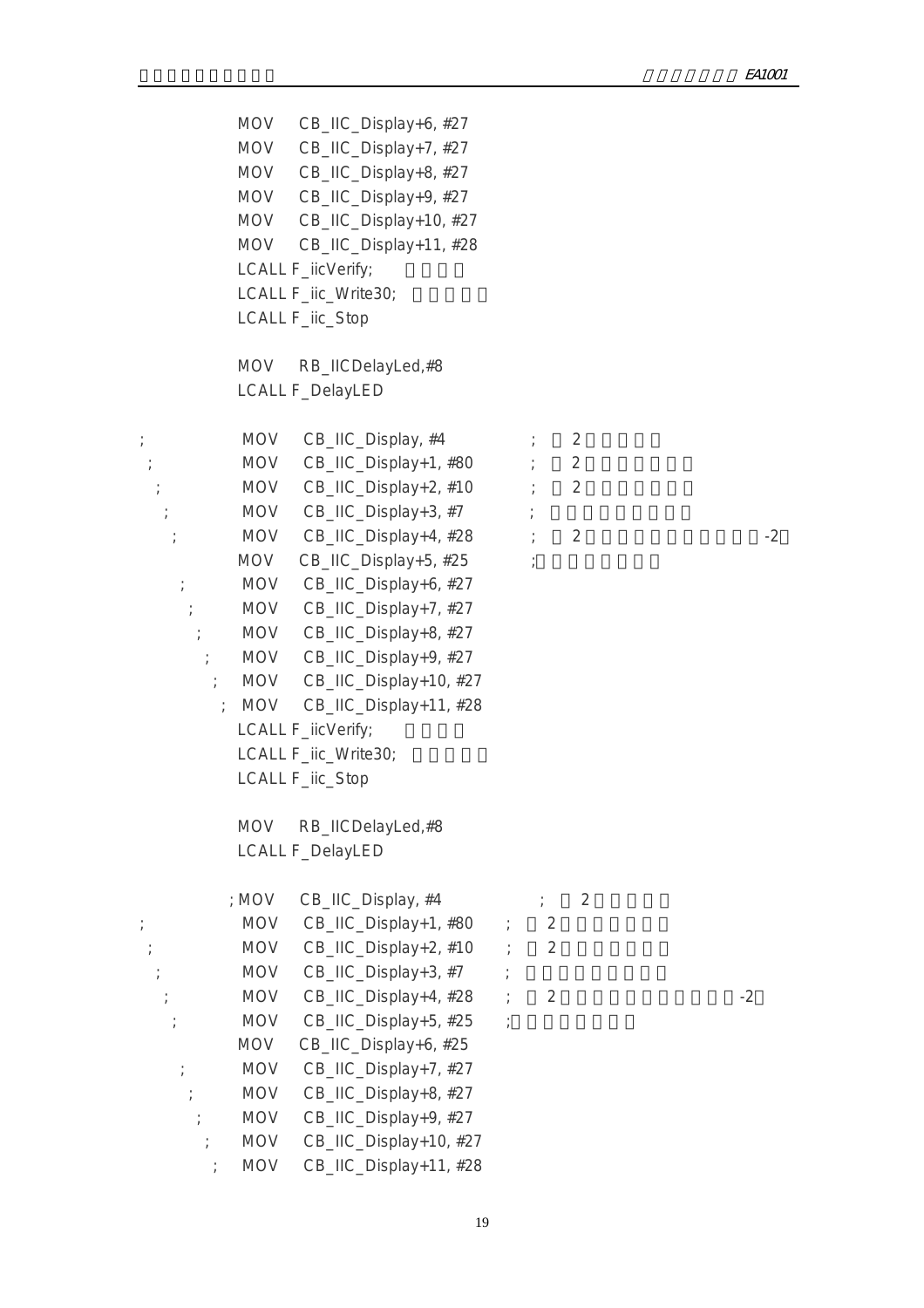```
        MOV   CB_IIC_Display+6, #27
        MOV   CB_IIC_Display+7, #27
        MOV   CB_IIC_Display+8, #27
        MOV   CB_IIC_Display+9, #27
        MOV   CB_IIC_Display+10, #27
        MOV   CB_IIC_Display+11, #28
        LCALL F_iicVerify;
        LCALL F_iic_Write30;
        LCALL F_iic_Stop

        MOV   RB_IICDelayLed,#8
        LCALL F_DelayLED

;       MOV   CB_IIC_Display, #4        ;  2
;       MOV   CB_IIC_Display+1, #80     ;  2
;       MOV   CB_IIC_Display+2, #10     ;  2
;       MOV   CB_IIC_Display+3, #7      ;
;       MOV   CB_IIC_Display+4, #28     ;  2                    -2
        MOV   CB_IIC_Display+5, #25     ;
;       MOV   CB_IIC_Display+6, #27
;       MOV   CB_IIC_Display+7, #27
;       MOV   CB_IIC_Display+8, #27
;       MOV   CB_IIC_Display+9, #27
;       MOV   CB_IIC_Display+10, #27
;       MOV   CB_IIC_Display+11, #28
        LCALL F_iicVerify;
        LCALL F_iic_Write30;
        LCALL F_iic_Stop

        MOV   RB_IICDelayLed,#8
        LCALL F_DelayLED

        ; MOV  CB_IIC_Display, #4       ;  2
;       MOV   CB_IIC_Display+1, #80     ;  2
;       MOV   CB_IIC_Display+2, #10     ;  2
;       MOV   CB_IIC_Display+3, #7      ;
;       MOV   CB_IIC_Display+4, #28     ;  2                    -2
;       MOV   CB_IIC_Display+5, #25     ;
        MOV   CB_IIC_Display+6, #25
;       MOV   CB_IIC_Display+7, #27
;       MOV   CB_IIC_Display+8, #27
;       MOV   CB_IIC_Display+9, #27
;       MOV   CB_IIC_Display+10, #27
;       MOV   CB_IIC_Display+11, #28
```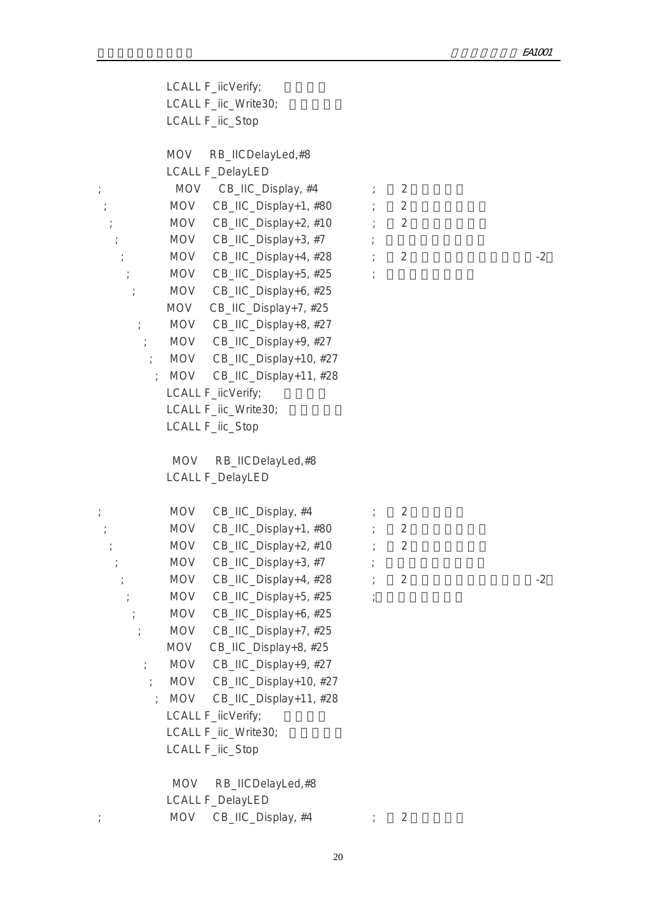```
            LCALL F_iicVerify;
            LCALL F_iic_Write30;
            LCALL F_iic_Stop

            MOV    RB_IICDelayLed,#8
            LCALL F_DelayLED
;             MOV    CB_IIC_Display, #4          ;   2
 ;            MOV    CB_IIC_Display+1, #80       ;   2
  ;           MOV    CB_IIC_Display+2, #10       ;   2
   ;          MOV    CB_IIC_Display+3, #7        ;
    ;         MOV    CB_IIC_Display+4, #28       ;   2                          -2
     ;        MOV    CB_IIC_Display+5, #25       ;
      ;       MOV    CB_IIC_Display+6, #25
            MOV    CB_IIC_Display+7, #25
       ;      MOV    CB_IIC_Display+8, #27
        ;     MOV    CB_IIC_Display+9, #27
         ;    MOV    CB_IIC_Display+10, #27
          ;   MOV    CB_IIC_Display+11, #28
            LCALL F_iicVerify;
            LCALL F_iic_Write30;
            LCALL F_iic_Stop

             MOV    RB_IICDelayLed,#8
            LCALL F_DelayLED

;             MOV    CB_IIC_Display, #4          ;   2
 ;            MOV    CB_IIC_Display+1, #80       ;   2
  ;           MOV    CB_IIC_Display+2, #10       ;   2
   ;          MOV    CB_IIC_Display+3, #7        ;
    ;         MOV    CB_IIC_Display+4, #28       ;   2                          -2
     ;        MOV    CB_IIC_Display+5, #25       ;
      ;       MOV    CB_IIC_Display+6, #25
       ;      MOV    CB_IIC_Display+7, #25
            MOV    CB_IIC_Display+8, #25
        ;     MOV    CB_IIC_Display+9, #27
         ;    MOV    CB_IIC_Display+10, #27
          ;   MOV    CB_IIC_Display+11, #28
            LCALL F_iicVerify;
            LCALL F_iic_Write30;
            LCALL F_iic_Stop

             MOV    RB_IICDelayLed,#8
            LCALL F_DelayLED
;             MOV    CB_IIC_Display, #4          ;   2
```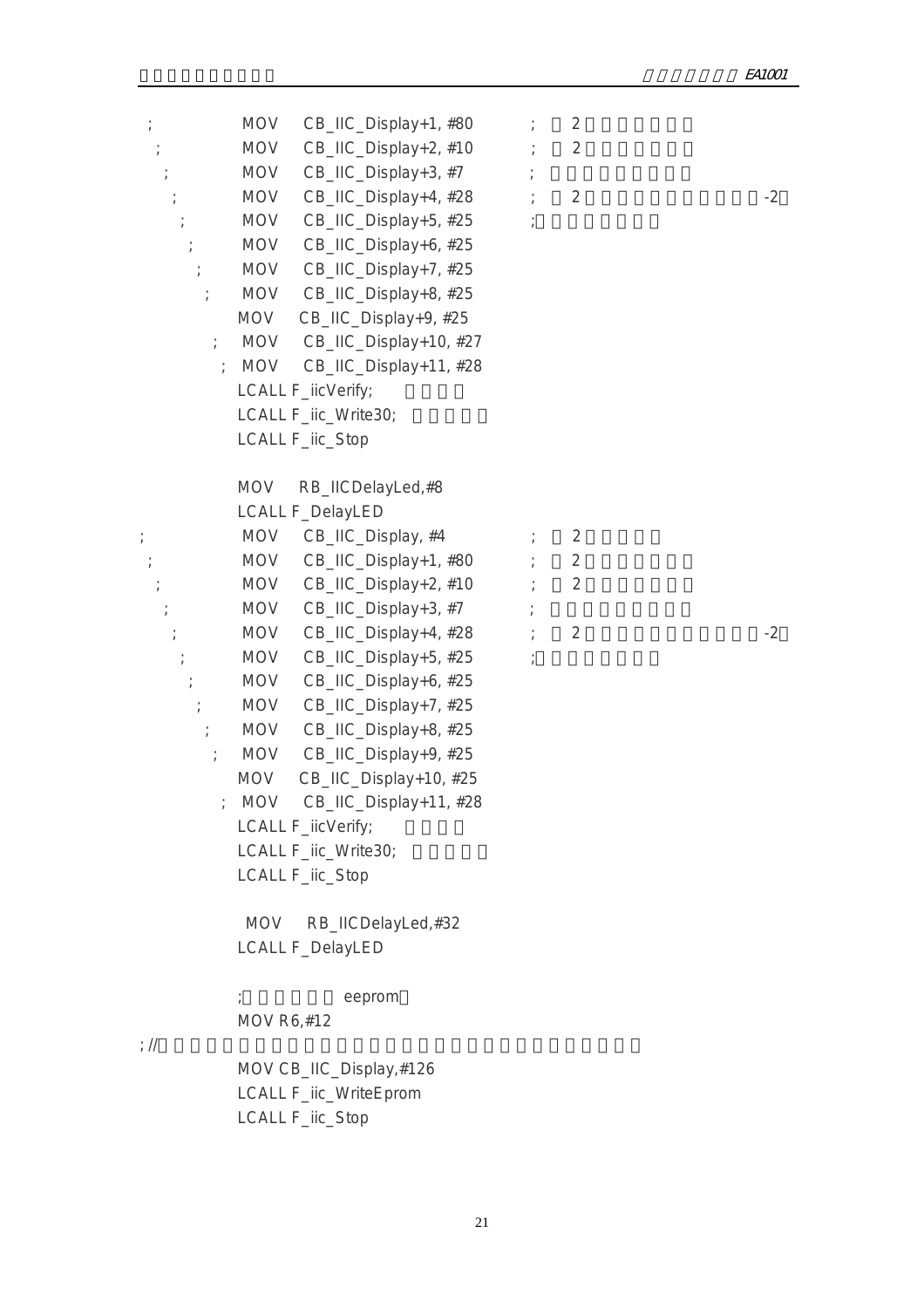```
;           MOV    CB_IIC_Display+1, #80        ;   2
 ;          MOV    CB_IIC_Display+2, #10        ;   2
  ;         MOV    CB_IIC_Display+3, #7         ;
   ;        MOV    CB_IIC_Display+4, #28        ;   2                          -2
    ;       MOV    CB_IIC_Display+5, #25        ;
     ;      MOV    CB_IIC_Display+6, #25
      ;     MOV    CB_IIC_Display+7, #25
       ;    MOV    CB_IIC_Display+8, #25
            MOV    CB_IIC_Display+9, #25
        ;   MOV    CB_IIC_Display+10, #27
         ;  MOV    CB_IIC_Display+11, #28
            LCALL F_iicVerify;
            LCALL F_iic_Write30;
            LCALL F_iic_Stop

            MOV    RB_IICDelayLed,#8
            LCALL F_DelayLED
;           MOV    CB_IIC_Display, #4           ;   2
 ;          MOV    CB_IIC_Display+1, #80        ;   2
  ;         MOV    CB_IIC_Display+2, #10        ;   2
   ;        MOV    CB_IIC_Display+3, #7         ;
    ;       MOV    CB_IIC_Display+4, #28        ;   2                          -2
     ;      MOV    CB_IIC_Display+5, #25        ;
      ;     MOV    CB_IIC_Display+6, #25
       ;    MOV    CB_IIC_Display+7, #25
        ;   MOV    CB_IIC_Display+8, #25
         ;  MOV    CB_IIC_Display+9, #25
            MOV    CB_IIC_Display+10, #25
         ;  MOV    CB_IIC_Display+11, #28
            LCALL F_iicVerify;
            LCALL F_iic_Write30;
            LCALL F_iic_Stop

            MOV    RB_IICDelayLed,#32
            LCALL F_DelayLED

            ;            eeprom
            MOV R6,#12
; //
            MOV CB_IIC_Display,#126
            LCALL F_iic_WriteEprom
            LCALL F_iic_Stop
```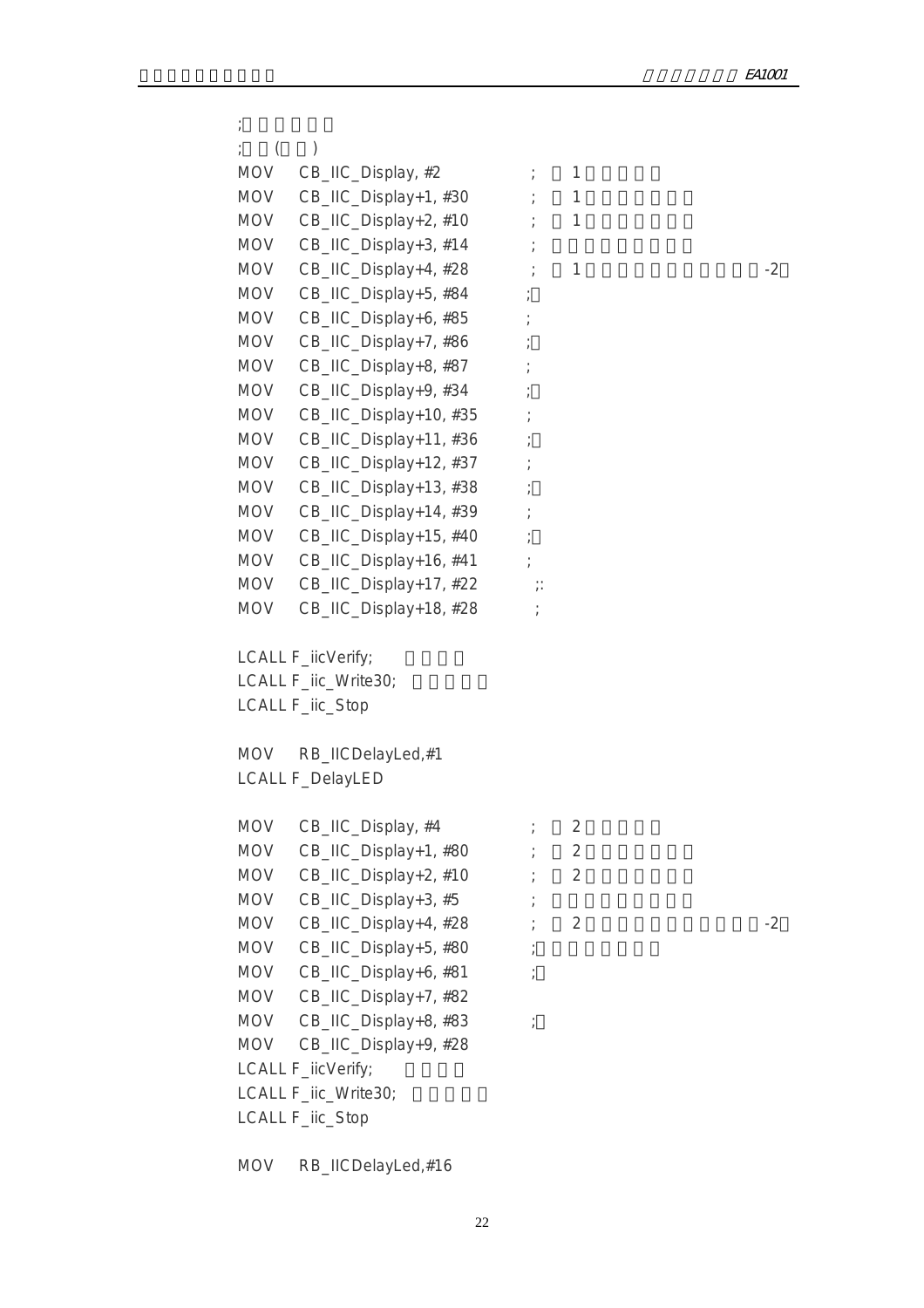```
;
;  (   )
MOV   CB_IIC_Display, #2          ;  1
MOV   CB_IIC_Display+1, #30       ;  1
MOV   CB_IIC_Display+2, #10       ;  1
MOV   CB_IIC_Display+3, #14       ;
MOV   CB_IIC_Display+4, #28       ;  1                                  -2
MOV   CB_IIC_Display+5, #84       ;
MOV   CB_IIC_Display+6, #85       ;
MOV   CB_IIC_Display+7, #86       ;
MOV   CB_IIC_Display+8, #87       ;
MOV   CB_IIC_Display+9, #34       ;
MOV   CB_IIC_Display+10, #35      ;
MOV   CB_IIC_Display+11, #36      ;
MOV   CB_IIC_Display+12, #37      ;
MOV   CB_IIC_Display+13, #38      ;
MOV   CB_IIC_Display+14, #39      ;
MOV   CB_IIC_Display+15, #40      ;
MOV   CB_IIC_Display+16, #41      ;
MOV   CB_IIC_Display+17, #22      ;:
MOV   CB_IIC_Display+18, #28      ;

LCALL F_iicVerify;
LCALL F_iic_Write30;
LCALL F_iic_Stop

MOV   RB_IICDelayLed,#1
LCALL F_DelayLED

MOV   CB_IIC_Display, #4          ;  2
MOV   CB_IIC_Display+1, #80       ;  2
MOV   CB_IIC_Display+2, #10       ;  2
MOV   CB_IIC_Display+3, #5        ;
MOV   CB_IIC_Display+4, #28       ;  2                                  -2
MOV   CB_IIC_Display+5, #80       ;
MOV   CB_IIC_Display+6, #81       ;
MOV   CB_IIC_Display+7, #82
MOV   CB_IIC_Display+8, #83       ;
MOV   CB_IIC_Display+9, #28
LCALL F_iicVerify;
LCALL F_iic_Write30;
LCALL F_iic_Stop

MOV   RB_IICDelayLed,#16
```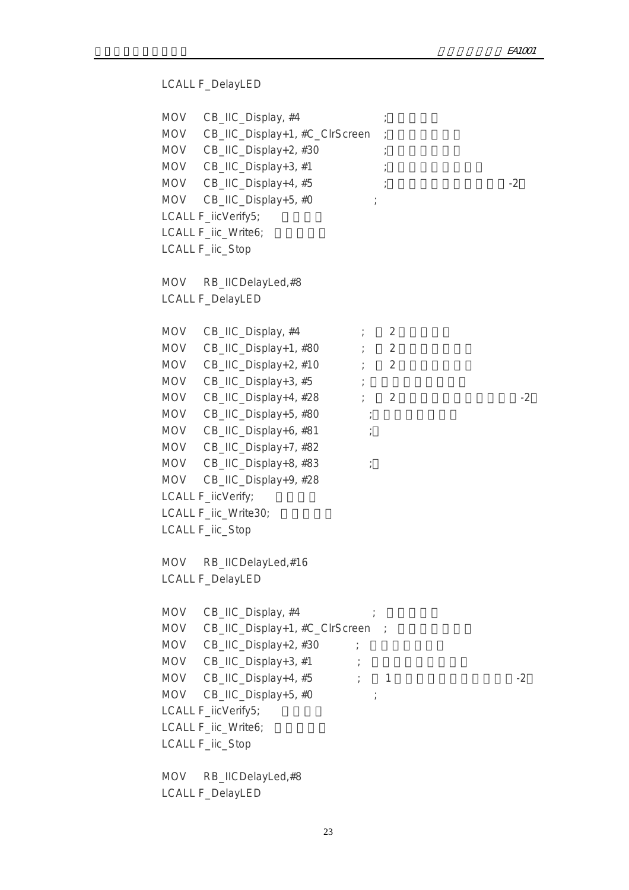```
LCALL F_DelayLED

MOV   CB_IIC_Display, #4              ;
MOV   CB_IIC_Display+1, #C_ClrScreen  ;
MOV   CB_IIC_Display+2, #30           ;
MOV   CB_IIC_Display+3, #1            ;
MOV   CB_IIC_Display+4, #5            ;                    -2
MOV   CB_IIC_Display+5, #0            ;
LCALL F_iicVerify5;
LCALL F_iic_Write6;
LCALL F_iic_Stop

MOV   RB_IICDelayLed,#8
LCALL F_DelayLED

MOV   CB_IIC_Display, #4              ;   2
MOV   CB_IIC_Display+1, #80           ;   2
MOV   CB_IIC_Display+2, #10           ;   2
MOV   CB_IIC_Display+3, #5            ;
MOV   CB_IIC_Display+4, #28           ;   2                -2
MOV   CB_IIC_Display+5, #80           ;
MOV   CB_IIC_Display+6, #81           ;
MOV   CB_IIC_Display+7, #82
MOV   CB_IIC_Display+8, #83           ;
MOV   CB_IIC_Display+9, #28
LCALL F_iicVerify;
LCALL F_iic_Write30;
LCALL F_iic_Stop

MOV   RB_IICDelayLed,#16
LCALL F_DelayLED

MOV   CB_IIC_Display, #4              ;
MOV   CB_IIC_Display+1, #C_ClrScreen  ;
MOV   CB_IIC_Display+2, #30           ;
MOV   CB_IIC_Display+3, #1            ;
MOV   CB_IIC_Display+4, #5            ;   1                -2
MOV   CB_IIC_Display+5, #0            ;
LCALL F_iicVerify5;
LCALL F_iic_Write6;
LCALL F_iic_Stop

MOV   RB_IICDelayLed,#8
LCALL F_DelayLED
```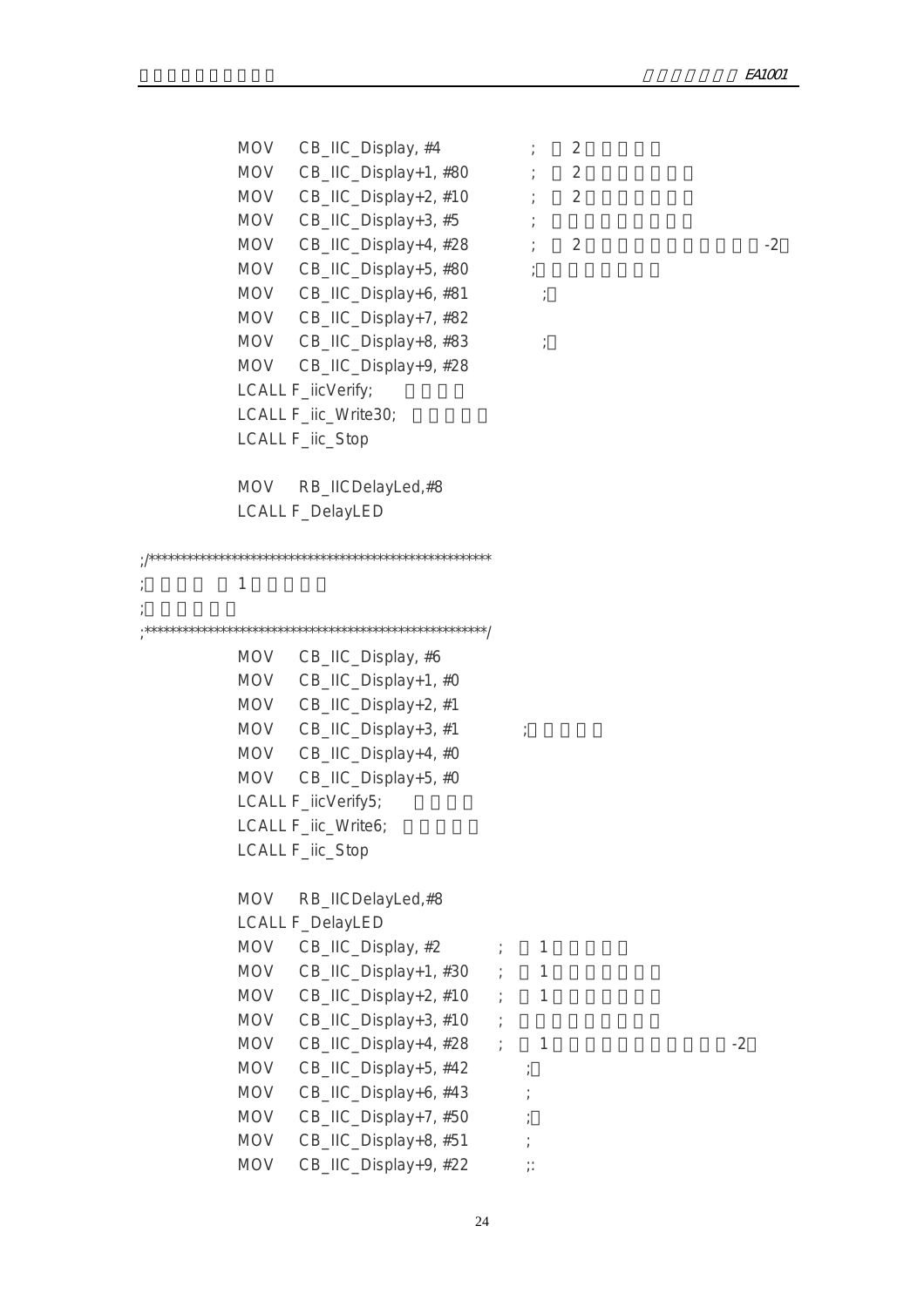```
        MOV    CB_IIC_Display, #4          ;  2
        MOV    CB_IIC_Display+1, #80       ;  2
        MOV    CB_IIC_Display+2, #10       ;  2
        MOV    CB_IIC_Display+3, #5        ;
        MOV    CB_IIC_Display+4, #28       ;  2                              -2
        MOV    CB_IIC_Display+5, #80       ;
        MOV    CB_IIC_Display+6, #81         ;
        MOV    CB_IIC_Display+7, #82
        MOV    CB_IIC_Display+8, #83         ;
        MOV    CB_IIC_Display+9, #28
        LCALL F_iicVerify;
        LCALL F_iic_Write30;
        LCALL F_iic_Stop

        MOV    RB_IICDelayLed,#8
        LCALL F_DelayLED

;/*******************************************************
;         1
;
;*******************************************************/
        MOV    CB_IIC_Display, #6
        MOV    CB_IIC_Display+1, #0
        MOV    CB_IIC_Display+2, #1
        MOV    CB_IIC_Display+3, #1        ;
        MOV    CB_IIC_Display+4, #0
        MOV    CB_IIC_Display+5, #0
        LCALL F_iicVerify5;
        LCALL F_iic_Write6;
        LCALL F_iic_Stop

        MOV    RB_IICDelayLed,#8
        LCALL F_DelayLED
        MOV    CB_IIC_Display, #2       ;  1
        MOV    CB_IIC_Display+1, #30    ;  1
        MOV    CB_IIC_Display+2, #10    ;  1
        MOV    CB_IIC_Display+3, #10    ;
        MOV    CB_IIC_Display+4, #28    ;  1                             -2
        MOV    CB_IIC_Display+5, #42       ;
        MOV    CB_IIC_Display+6, #43       ;
        MOV    CB_IIC_Display+7, #50       ;
        MOV    CB_IIC_Display+8, #51       ;
        MOV    CB_IIC_Display+9, #22       ;:
```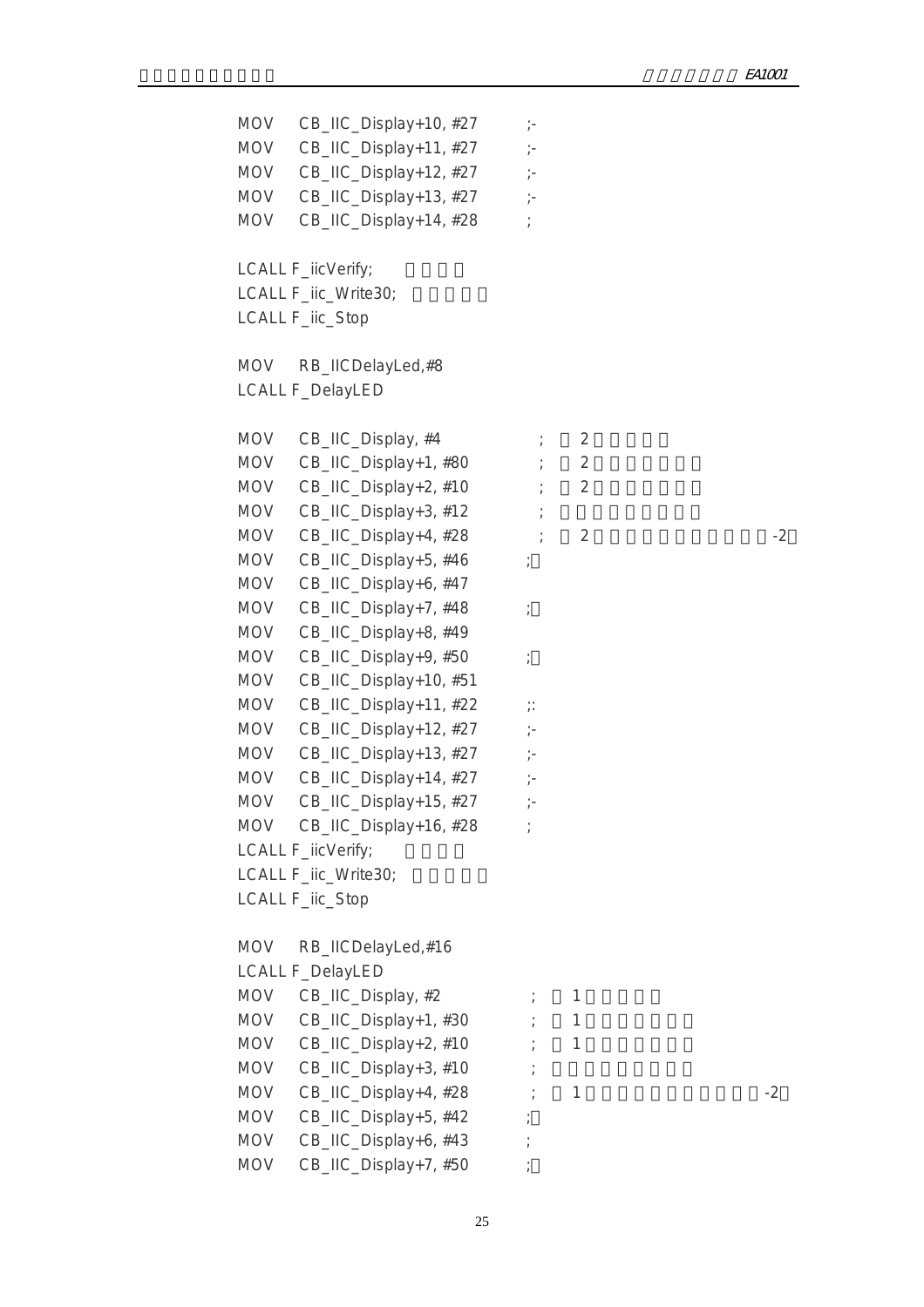```
MOV    CB_IIC_Display+10, #27        ;-
MOV    CB_IIC_Display+11, #27        ;-
MOV    CB_IIC_Display+12, #27        ;-
MOV    CB_IIC_Display+13, #27        ;-
MOV    CB_IIC_Display+14, #28        ;

LCALL F_iicVerify;
LCALL F_iic_Write30;
LCALL F_iic_Stop

MOV    RB_IICDelayLed,#8
LCALL F_DelayLED

MOV    CB_IIC_Display, #4             ;    2
MOV    CB_IIC_Display+1, #80          ;    2
MOV    CB_IIC_Display+2, #10          ;    2
MOV    CB_IIC_Display+3, #12          ;
MOV    CB_IIC_Display+4, #28          ;    2                          -2
MOV    CB_IIC_Display+5, #46         ;
MOV    CB_IIC_Display+6, #47
MOV    CB_IIC_Display+7, #48         ;
MOV    CB_IIC_Display+8, #49
MOV    CB_IIC_Display+9, #50         ;
MOV    CB_IIC_Display+10, #51
MOV    CB_IIC_Display+11, #22        ;:
MOV    CB_IIC_Display+12, #27        ;-
MOV    CB_IIC_Display+13, #27        ;-
MOV    CB_IIC_Display+14, #27        ;-
MOV    CB_IIC_Display+15, #27        ;-
MOV    CB_IIC_Display+16, #28        ;
LCALL F_iicVerify;
LCALL F_iic_Write30;
LCALL F_iic_Stop

MOV    RB_IICDelayLed,#16
LCALL F_DelayLED
MOV    CB_IIC_Display, #2             ;    1
MOV    CB_IIC_Display+1, #30          ;    1
MOV    CB_IIC_Display+2, #10          ;    1
MOV    CB_IIC_Display+3, #10          ;
MOV    CB_IIC_Display+4, #28          ;    1                          -2
MOV    CB_IIC_Display+5, #42         ;
MOV    CB_IIC_Display+6, #43         ;
MOV    CB_IIC_Display+7, #50         ;
```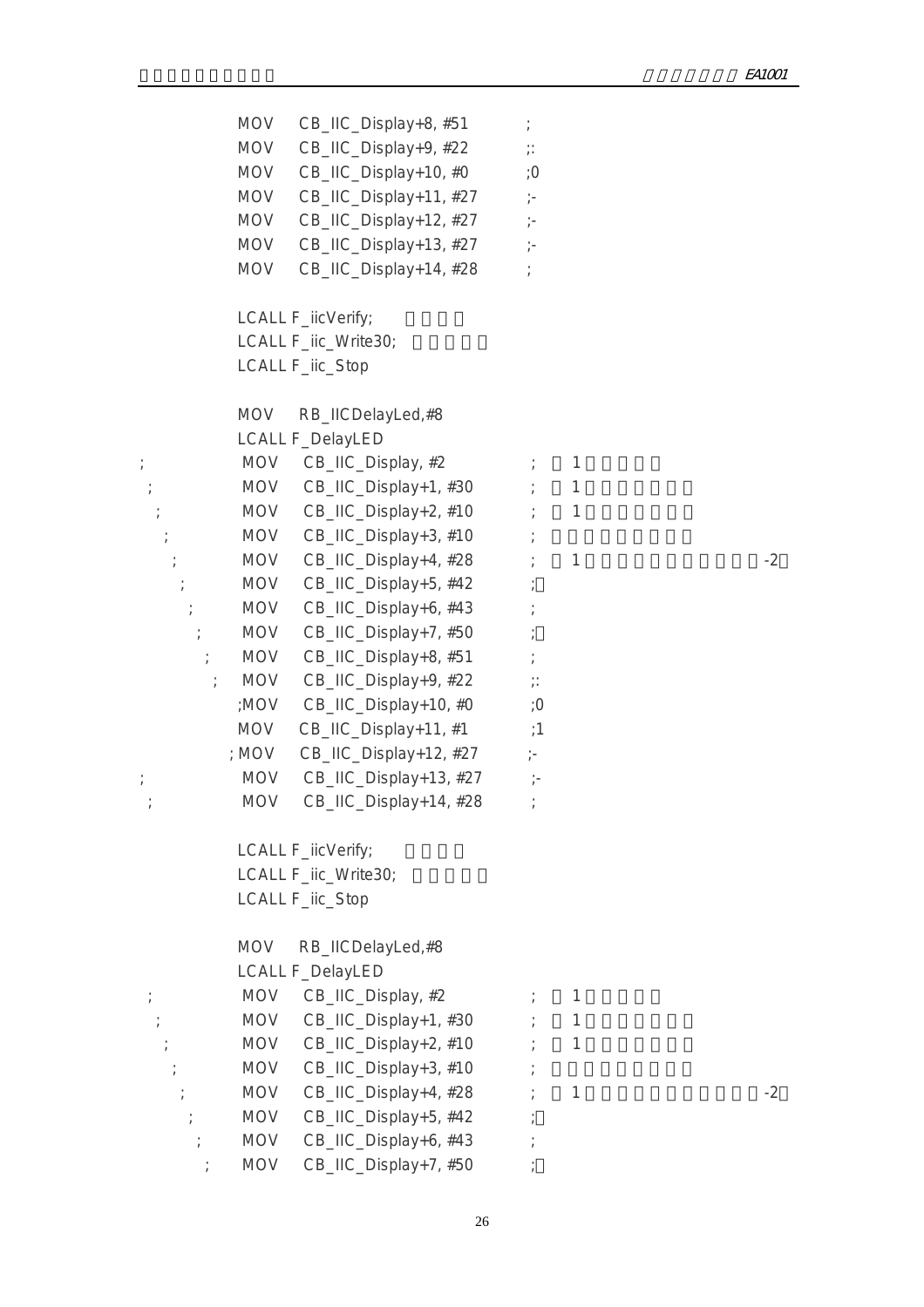```
            MOV     CB_IIC_Display+8, #51          ;
            MOV     CB_IIC_Display+9, #22          ;:
            MOV     CB_IIC_Display+10, #0          ;0
            MOV     CB_IIC_Display+11, #27         ;-
            MOV     CB_IIC_Display+12, #27         ;-
            MOV     CB_IIC_Display+13, #27         ;-
            MOV     CB_IIC_Display+14, #28         ;

            LCALL F_iicVerify;
            LCALL F_iic_Write30;
            LCALL F_iic_Stop

            MOV     RB_IICDelayLed,#8
            LCALL F_DelayLED
;           MOV     CB_IIC_Display, #2             ;   1
 ;          MOV     CB_IIC_Display+1, #30          ;   1
  ;         MOV     CB_IIC_Display+2, #10          ;   1
   ;        MOV     CB_IIC_Display+3, #10          ;
    ;       MOV     CB_IIC_Display+4, #28          ;   1                      -2
     ;      MOV     CB_IIC_Display+5, #42          ;
      ;     MOV     CB_IIC_Display+6, #43          ;
       ;    MOV     CB_IIC_Display+7, #50          ;
        ;   MOV     CB_IIC_Display+8, #51          ;
         ;  MOV     CB_IIC_Display+9, #22          ;:
           ;MOV     CB_IIC_Display+10, #0          ;0
            MOV     CB_IIC_Display+11, #1          ;1
          ; MOV     CB_IIC_Display+12, #27         ;-
;           MOV     CB_IIC_Display+13, #27         ;-
 ;          MOV     CB_IIC_Display+14, #28         ;

            LCALL F_iicVerify;
            LCALL F_iic_Write30;
            LCALL F_iic_Stop

            MOV     RB_IICDelayLed,#8
            LCALL F_DelayLED
 ;          MOV     CB_IIC_Display, #2             ;   1
  ;         MOV     CB_IIC_Display+1, #30          ;   1
   ;        MOV     CB_IIC_Display+2, #10          ;   1
    ;       MOV     CB_IIC_Display+3, #10          ;
     ;      MOV     CB_IIC_Display+4, #28          ;   1                      -2
      ;     MOV     CB_IIC_Display+5, #42          ;
       ;    MOV     CB_IIC_Display+6, #43          ;
        ;   MOV     CB_IIC_Display+7, #50          ;
```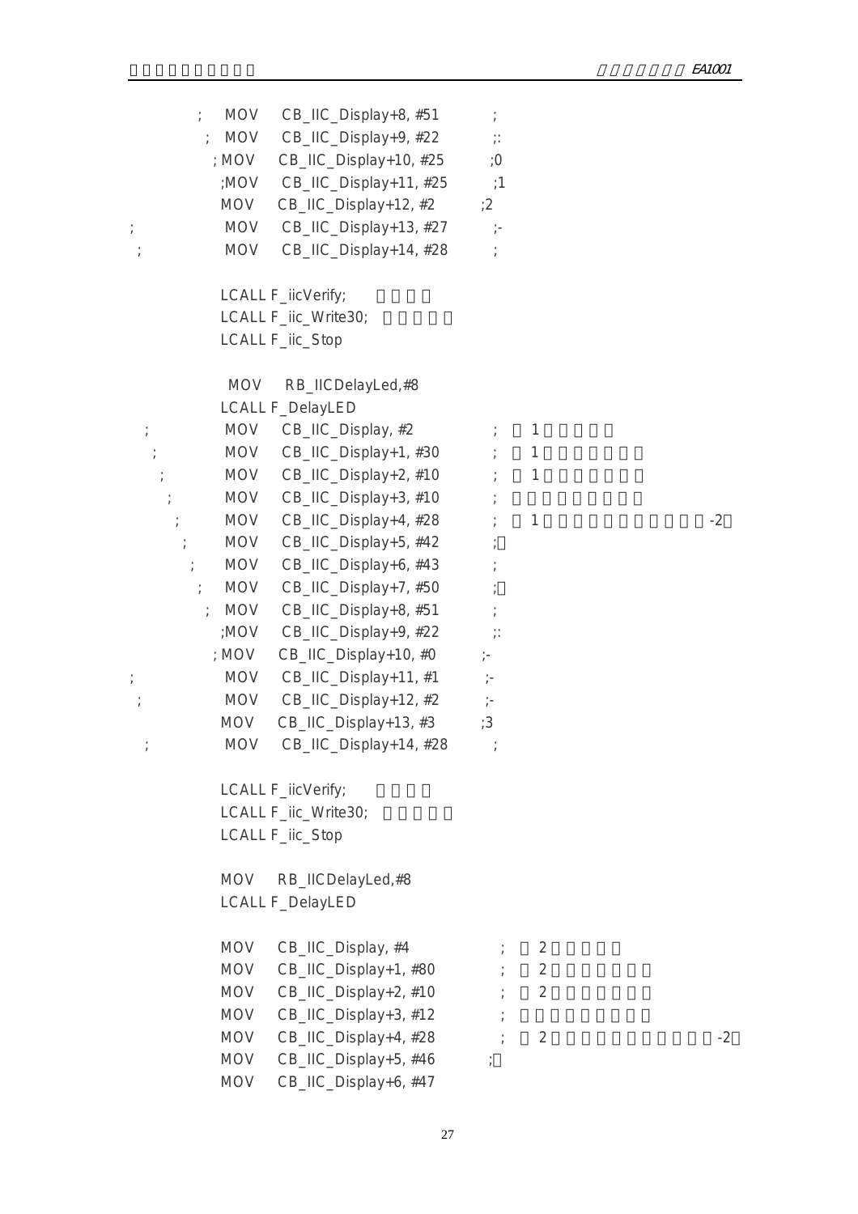```
            ;   MOV    CB_IIC_Display+8, #51        ;
            ;  MOV     CB_IIC_Display+9, #22        ;:
            ; MOV    CB_IIC_Display+10, #25        ;0
            ;MOV    CB_IIC_Display+11, #25         ;1
            MOV    CB_IIC_Display+12, #2         ;2
;           MOV    CB_IIC_Display+13, #27        ;-
 ;          MOV    CB_IIC_Display+14, #28        ;

            LCALL F_iicVerify;
            LCALL F_iic_Write30;
            LCALL F_iic_Stop

            MOV    RB_IICDelayLed,#8
            LCALL F_DelayLED
 ;          MOV    CB_IIC_Display, #2            ;   1
  ;         MOV    CB_IIC_Display+1, #30         ;   1
   ;        MOV    CB_IIC_Display+2, #10         ;   1
    ;       MOV    CB_IIC_Display+3, #10         ;
     ;      MOV    CB_IIC_Display+4, #28         ;   1                    -2
      ;     MOV    CB_IIC_Display+5, #42         ;
       ;    MOV    CB_IIC_Display+6, #43         ;
        ;   MOV    CB_IIC_Display+7, #50         ;
         ;  MOV    CB_IIC_Display+8, #51         ;
            ;MOV    CB_IIC_Display+9, #22        ;:
           ; MOV    CB_IIC_Display+10, #0        ;-
;           MOV    CB_IIC_Display+11, #1         ;-
 ;          MOV    CB_IIC_Display+12, #2         ;-
            MOV    CB_IIC_Display+13, #3         ;3
  ;         MOV    CB_IIC_Display+14, #28        ;

            LCALL F_iicVerify;
            LCALL F_iic_Write30;
            LCALL F_iic_Stop

            MOV    RB_IICDelayLed,#8
            LCALL F_DelayLED

            MOV    CB_IIC_Display, #4            ;   2
            MOV    CB_IIC_Display+1, #80         ;   2
            MOV    CB_IIC_Display+2, #10         ;   2
            MOV    CB_IIC_Display+3, #12         ;
            MOV    CB_IIC_Display+4, #28         ;   2                    -2
            MOV    CB_IIC_Display+5, #46         ;
            MOV    CB_IIC_Display+6, #47
```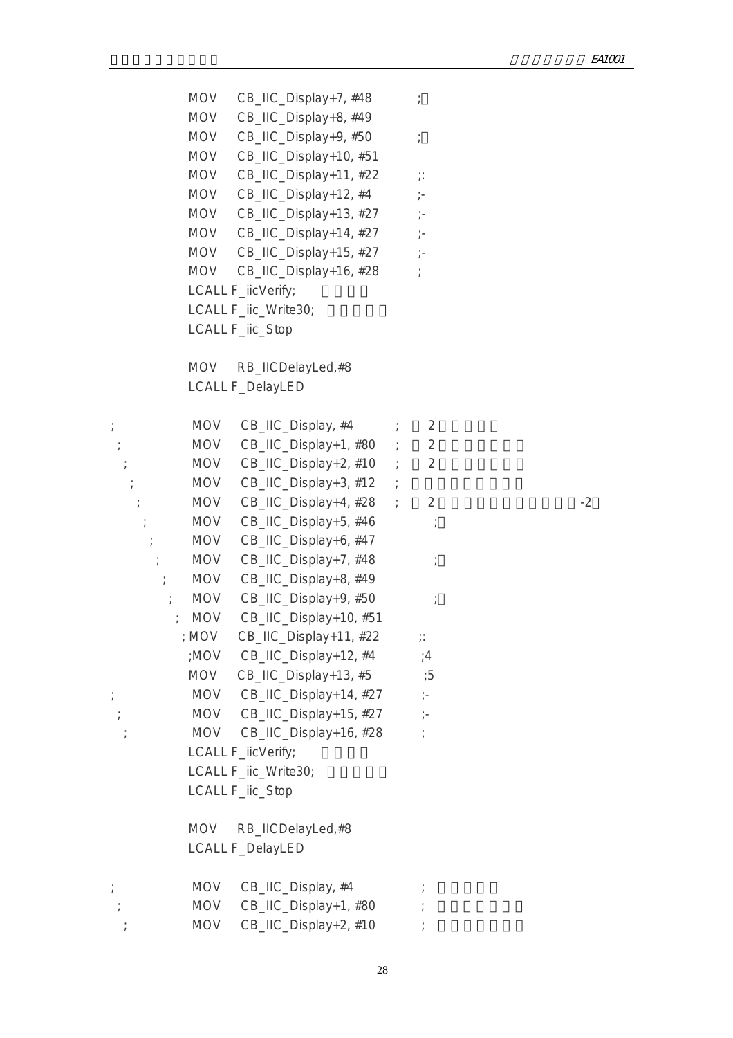```
            MOV     CB_IIC_Display+7, #48           ;
            MOV     CB_IIC_Display+8, #49
            MOV     CB_IIC_Display+9, #50           ;
            MOV     CB_IIC_Display+10, #51
            MOV     CB_IIC_Display+11, #22          ;:
            MOV     CB_IIC_Display+12, #4           ;-
            MOV     CB_IIC_Display+13, #27          ;-
            MOV     CB_IIC_Display+14, #27          ;-
            MOV     CB_IIC_Display+15, #27          ;-
            MOV     CB_IIC_Display+16, #28          ;
            LCALL F_iicVerify;
            LCALL F_iic_Write30;
            LCALL F_iic_Stop

            MOV     RB_IICDelayLed,#8
            LCALL F_DelayLED

;               MOV     CB_IIC_Display, #4          ;    2
 ;              MOV     CB_IIC_Display+1, #80       ;    2
  ;             MOV     CB_IIC_Display+2, #10       ;    2
   ;            MOV     CB_IIC_Display+3, #12       ;
    ;           MOV     CB_IIC_Display+4, #28       ;    2                          -2
     ;          MOV     CB_IIC_Display+5, #46           ;
      ;         MOV     CB_IIC_Display+6, #47
       ;        MOV     CB_IIC_Display+7, #48           ;
        ;       MOV     CB_IIC_Display+8, #49
         ;      MOV     CB_IIC_Display+9, #50           ;
          ;     MOV     CB_IIC_Display+10, #51
           ; MOV     CB_IIC_Display+11, #22          ;:
           ;MOV     CB_IIC_Display+12, #4           ;4
            MOV     CB_IIC_Display+13, #5           ;5
;               MOV     CB_IIC_Display+14, #27          ;-
 ;              MOV     CB_IIC_Display+15, #27          ;-
  ;             MOV     CB_IIC_Display+16, #28          ;
            LCALL F_iicVerify;
            LCALL F_iic_Write30;
            LCALL F_iic_Stop

            MOV     RB_IICDelayLed,#8
            LCALL F_DelayLED

;               MOV     CB_IIC_Display, #4              ;
 ;              MOV     CB_IIC_Display+1, #80           ;
  ;             MOV     CB_IIC_Display+2, #10           ;
```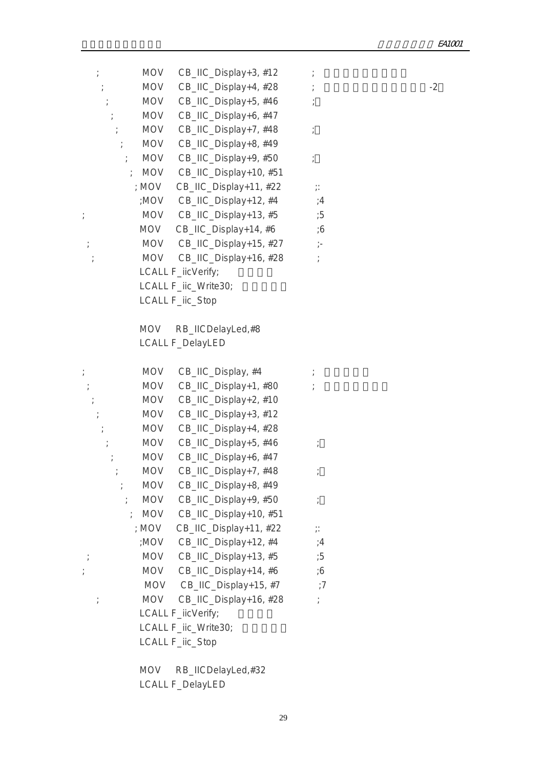```
;           MOV    CB_IIC_Display+3, #12          ;
 ;          MOV    CB_IIC_Display+4, #28          ;                                  -2
  ;         MOV    CB_IIC_Display+5, #46          ;
   ;        MOV    CB_IIC_Display+6, #47
    ;       MOV    CB_IIC_Display+7, #48          ;
     ;      MOV    CB_IIC_Display+8, #49
      ;     MOV    CB_IIC_Display+9, #50          ;
       ;    MOV    CB_IIC_Display+10, #51
        ;   MOV    CB_IIC_Display+11, #22         ;:
        ;   MOV    CB_IIC_Display+12, #4          ;4
;           MOV    CB_IIC_Display+13, #5          ;5
            MOV    CB_IIC_Display+14, #6          ;6
 ;          MOV    CB_IIC_Display+15, #27         ;-
  ;         MOV    CB_IIC_Display+16, #28         ;
            LCALL F_iicVerify;
            LCALL F_iic_Write30;
            LCALL F_iic_Stop

            MOV    RB_IICDelayLed,#8
            LCALL F_DelayLED

;           MOV    CB_IIC_Display, #4             ;
 ;          MOV    CB_IIC_Display+1, #80          ;
  ;         MOV    CB_IIC_Display+2, #10
   ;        MOV    CB_IIC_Display+3, #12
    ;       MOV    CB_IIC_Display+4, #28
     ;      MOV    CB_IIC_Display+5, #46          ;
      ;     MOV    CB_IIC_Display+6, #47
       ;    MOV    CB_IIC_Display+7, #48          ;
        ;   MOV    CB_IIC_Display+8, #49
         ;  MOV    CB_IIC_Display+9, #50          ;
          ; MOV    CB_IIC_Display+10, #51
          ; MOV    CB_IIC_Display+11, #22         ;:
          ; MOV    CB_IIC_Display+12, #4          ;4
 ;          MOV    CB_IIC_Display+13, #5          ;5
;           MOV    CB_IIC_Display+14, #6          ;6
            MOV    CB_IIC_Display+15, #7          ;7
   ;        MOV    CB_IIC_Display+16, #28         ;
            LCALL F_iicVerify;
            LCALL F_iic_Write30;
            LCALL F_iic_Stop

            MOV    RB_IICDelayLed,#32
            LCALL F_DelayLED
```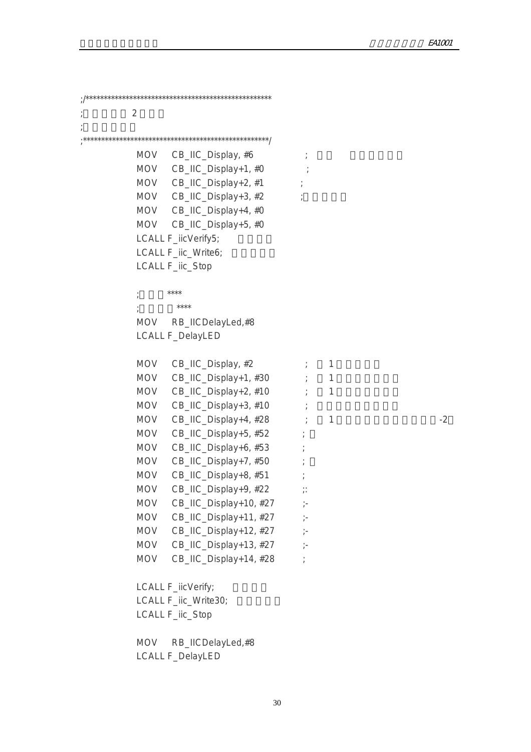```
;/*****************************************************
;          2
;
;*****************************************************/
        MOV    CB_IIC_Display, #6          ;
        MOV    CB_IIC_Display+1, #0        ;
        MOV    CB_IIC_Display+2, #1        ;
        MOV    CB_IIC_Display+3, #2        ;
        MOV    CB_IIC_Display+4, #0
        MOV    CB_IIC_Display+5, #0
        LCALL F_iicVerify5;
        LCALL F_iic_Write6;
        LCALL F_iic_Stop

        ;      ****
        ;      ****
        MOV    RB_IICDelayLed,#8
        LCALL F_DelayLED

        MOV    CB_IIC_Display, #2          ;   1
        MOV    CB_IIC_Display+1, #30       ;   1
        MOV    CB_IIC_Display+2, #10       ;   1
        MOV    CB_IIC_Display+3, #10       ;
        MOV    CB_IIC_Display+4, #28       ;   1                    -2
        MOV    CB_IIC_Display+5, #52       ;
        MOV    CB_IIC_Display+6, #53       ;
        MOV    CB_IIC_Display+7, #50       ;
        MOV    CB_IIC_Display+8, #51       ;
        MOV    CB_IIC_Display+9, #22       ;:
        MOV    CB_IIC_Display+10, #27      ;-
        MOV    CB_IIC_Display+11, #27      ;-
        MOV    CB_IIC_Display+12, #27      ;-
        MOV    CB_IIC_Display+13, #27      ;-
        MOV    CB_IIC_Display+14, #28      ;

        LCALL F_iicVerify;
        LCALL F_iic_Write30;
        LCALL F_iic_Stop

        MOV    RB_IICDelayLed,#8
        LCALL F_DelayLED
```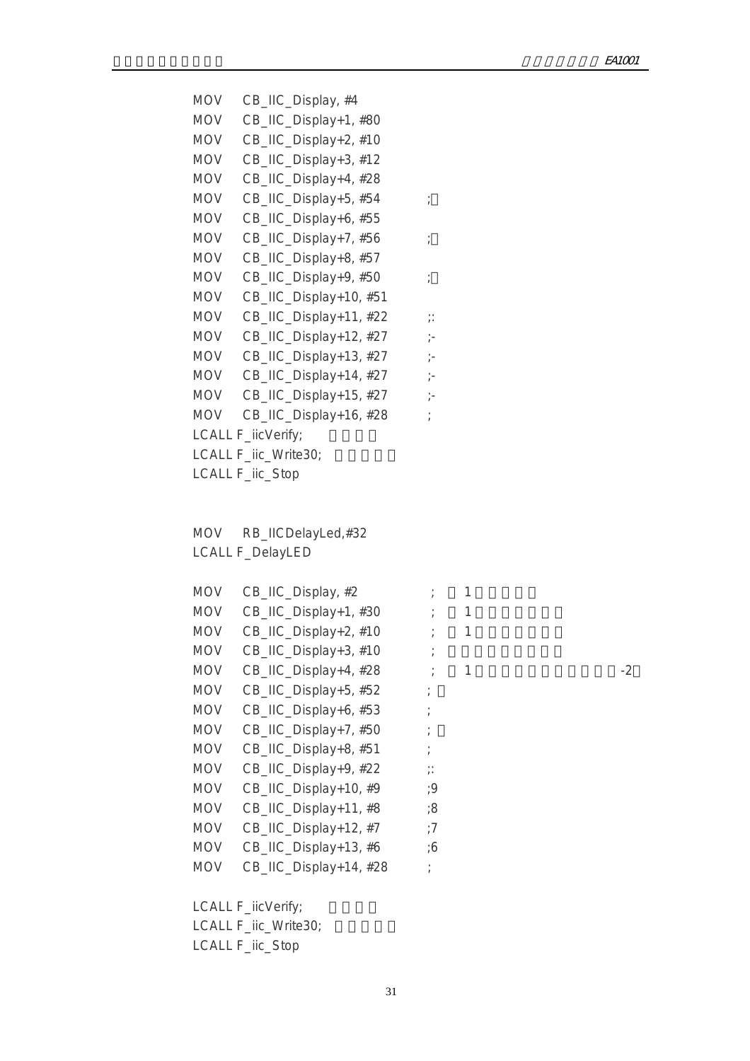```
MOV    CB_IIC_Display, #4
MOV    CB_IIC_Display+1, #80
MOV    CB_IIC_Display+2, #10
MOV    CB_IIC_Display+3, #12
MOV    CB_IIC_Display+4, #28
MOV    CB_IIC_Display+5, #54          ;
MOV    CB_IIC_Display+6, #55
MOV    CB_IIC_Display+7, #56          ;
MOV    CB_IIC_Display+8, #57
MOV    CB_IIC_Display+9, #50          ;
MOV    CB_IIC_Display+10, #51
MOV    CB_IIC_Display+11, #22         ;:
MOV    CB_IIC_Display+12, #27         ;-
MOV    CB_IIC_Display+13, #27         ;-
MOV    CB_IIC_Display+14, #27         ;-
MOV    CB_IIC_Display+15, #27         ;-
MOV    CB_IIC_Display+16, #28         ;
LCALL F_iicVerify;
LCALL F_iic_Write30;
LCALL F_iic_Stop


MOV    RB_IICDelayLed,#32
LCALL F_DelayLED

MOV    CB_IIC_Display, #2             ;    1
MOV    CB_IIC_Display+1, #30          ;    1
MOV    CB_IIC_Display+2, #10          ;    1
MOV    CB_IIC_Display+3, #10          ;
MOV    CB_IIC_Display+4, #28          ;    1                                  -2
MOV    CB_IIC_Display+5, #52          ;
MOV    CB_IIC_Display+6, #53          ;
MOV    CB_IIC_Display+7, #50          ;
MOV    CB_IIC_Display+8, #51          ;
MOV    CB_IIC_Display+9, #22          ;:
MOV    CB_IIC_Display+10, #9          ;9
MOV    CB_IIC_Display+11, #8          ;8
MOV    CB_IIC_Display+12, #7          ;7
MOV    CB_IIC_Display+13, #6          ;6
MOV    CB_IIC_Display+14, #28         ;

LCALL F_iicVerify;
LCALL F_iic_Write30;
LCALL F_iic_Stop
```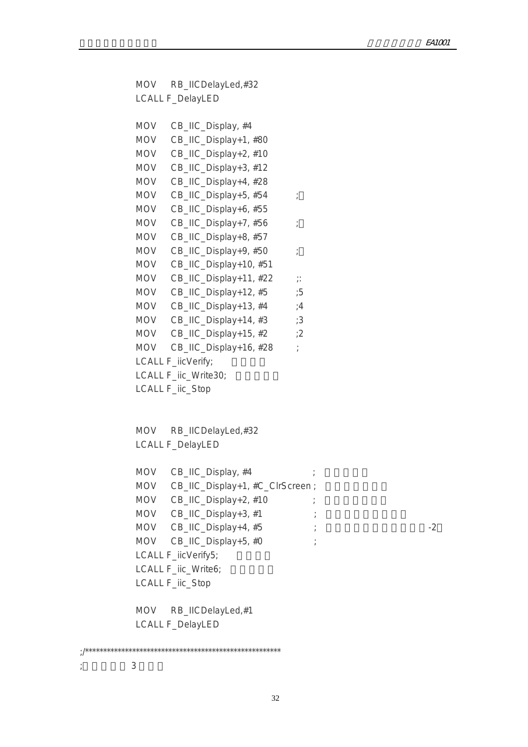```
        MOV    RB_IICDelayLed,#32
        LCALL F_DelayLED

        MOV    CB_IIC_Display, #4
        MOV    CB_IIC_Display+1, #80
        MOV    CB_IIC_Display+2, #10
        MOV    CB_IIC_Display+3, #12
        MOV    CB_IIC_Display+4, #28
        MOV    CB_IIC_Display+5, #54        ;
        MOV    CB_IIC_Display+6, #55
        MOV    CB_IIC_Display+7, #56        ;
        MOV    CB_IIC_Display+8, #57
        MOV    CB_IIC_Display+9, #50        ;
        MOV    CB_IIC_Display+10, #51
        MOV    CB_IIC_Display+11, #22       ;:
        MOV    CB_IIC_Display+12, #5        ;5
        MOV    CB_IIC_Display+13, #4        ;4
        MOV    CB_IIC_Display+14, #3        ;3
        MOV    CB_IIC_Display+15, #2        ;2
        MOV    CB_IIC_Display+16, #28       ;
        LCALL F_iicVerify;
        LCALL F_iic_Write30;
        LCALL F_iic_Stop


        MOV    RB_IICDelayLed,#32
        LCALL F_DelayLED

        MOV    CB_IIC_Display, #4                ;
        MOV    CB_IIC_Display+1, #C_ClrScreen ;
        MOV    CB_IIC_Display+2, #10             ;
        MOV    CB_IIC_Display+3, #1              ;
        MOV    CB_IIC_Display+4, #5              ;                        -2
        MOV    CB_IIC_Display+5, #0              ;
        LCALL F_iicVerify5;
        LCALL F_iic_Write6;
        LCALL F_iic_Stop

        MOV    RB_IICDelayLed,#1
        LCALL F_DelayLED

;/*******************************************************
;          3
```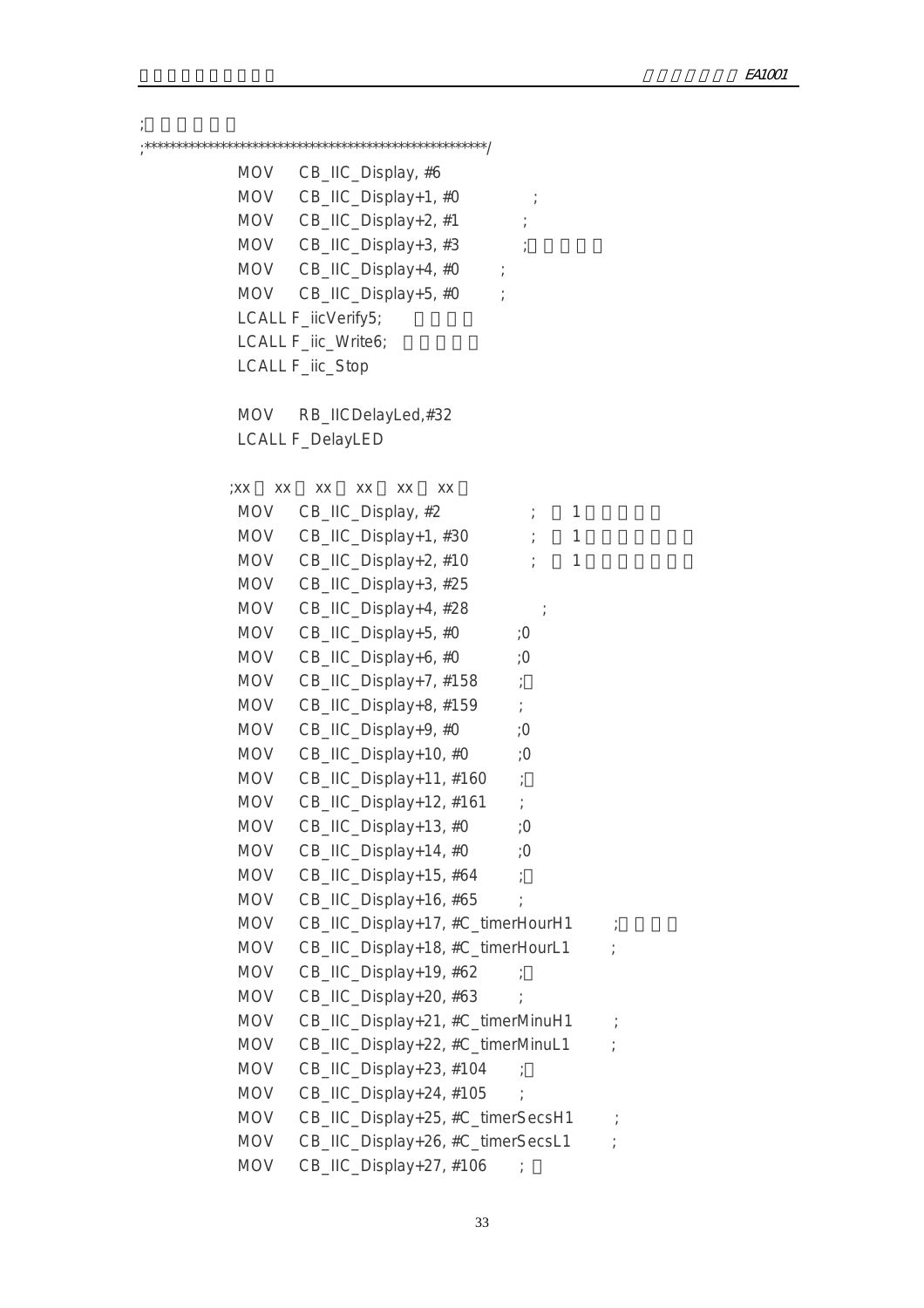```
;
;*********************************************************/
        MOV    CB_IIC_Display, #6
        MOV    CB_IIC_Display+1, #0        ;
        MOV    CB_IIC_Display+2, #1        ;
        MOV    CB_IIC_Display+3, #3        ;
        MOV    CB_IIC_Display+4, #0        ;
        MOV    CB_IIC_Display+5, #0        ;
        LCALL F_iicVerify5;
        LCALL F_iic_Write6;
        LCALL F_iic_Stop

        MOV    RB_IICDelayLed,#32
        LCALL F_DelayLED

       ;xx  xx  xx  xx  xx  xx
        MOV    CB_IIC_Display, #2          ;  1
        MOV    CB_IIC_Display+1, #30       ;  1
        MOV    CB_IIC_Display+2, #10       ;  1
        MOV    CB_IIC_Display+3, #25
        MOV    CB_IIC_Display+4, #28       ;
        MOV    CB_IIC_Display+5, #0        ;0
        MOV    CB_IIC_Display+6, #0        ;0
        MOV    CB_IIC_Display+7, #158      ;
        MOV    CB_IIC_Display+8, #159      ;
        MOV    CB_IIC_Display+9, #0        ;0
        MOV    CB_IIC_Display+10, #0       ;0
        MOV    CB_IIC_Display+11, #160     ;
        MOV    CB_IIC_Display+12, #161     ;
        MOV    CB_IIC_Display+13, #0       ;0
        MOV    CB_IIC_Display+14, #0       ;0
        MOV    CB_IIC_Display+15, #64      ;
        MOV    CB_IIC_Display+16, #65      ;
        MOV    CB_IIC_Display+17, #C_timerHourH1    ;
        MOV    CB_IIC_Display+18, #C_timerHourL1    ;
        MOV    CB_IIC_Display+19, #62      ;
        MOV    CB_IIC_Display+20, #63      ;
        MOV    CB_IIC_Display+21, #C_timerMinuH1    ;
        MOV    CB_IIC_Display+22, #C_timerMinuL1    ;
        MOV    CB_IIC_Display+23, #104     ;
        MOV    CB_IIC_Display+24, #105     ;
        MOV    CB_IIC_Display+25, #C_timerSecsH1    ;
        MOV    CB_IIC_Display+26, #C_timerSecsL1    ;
        MOV    CB_IIC_Display+27, #106     ;
```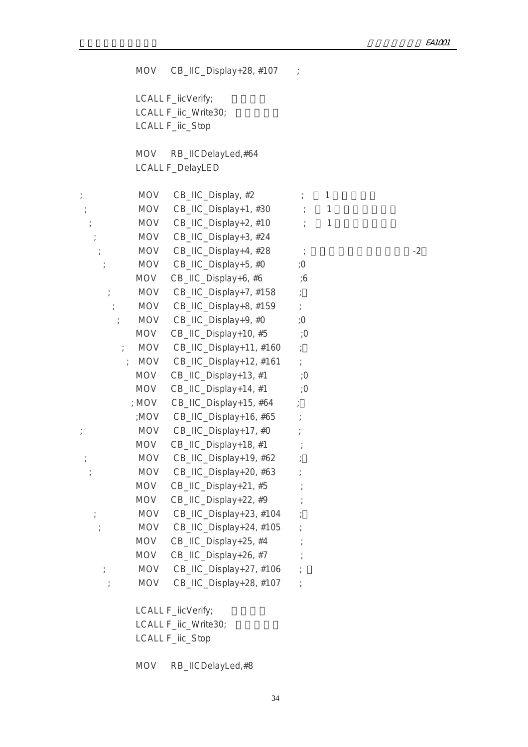```
MOV    CB_IIC_Display+28, #107     ;

LCALL F_iicVerify;
LCALL F_iic_Write30;
LCALL F_iic_Stop

MOV    RB_IICDelayLed,#64
LCALL F_DelayLED

;          MOV    CB_IIC_Display, #2          ;   1
 ;         MOV    CB_IIC_Display+1, #30       ;   1
  ;        MOV    CB_IIC_Display+2, #10       ;   1
   ;       MOV    CB_IIC_Display+3, #24
    ;      MOV    CB_IIC_Display+4, #28       ;                        -2
     ;     MOV    CB_IIC_Display+5, #0        ;0
           MOV    CB_IIC_Display+6, #6        ;6
      ;    MOV    CB_IIC_Display+7, #158      ;
       ;   MOV    CB_IIC_Display+8, #159      ;
        ;  MOV    CB_IIC_Display+9, #0        ;0
           MOV    CB_IIC_Display+10, #5       ;0
         ; MOV    CB_IIC_Display+11, #160     ;
          ;MOV    CB_IIC_Display+12, #161     ;
           MOV    CB_IIC_Display+13, #1       ;0
           MOV    CB_IIC_Display+14, #1       ;0
          ;MOV    CB_IIC_Display+15, #64      ;
          ;MOV    CB_IIC_Display+16, #65      ;
;          MOV    CB_IIC_Display+17, #0       ;
           MOV    CB_IIC_Display+18, #1       ;
 ;         MOV    CB_IIC_Display+19, #62      ;
  ;        MOV    CB_IIC_Display+20, #63      ;
           MOV    CB_IIC_Display+21, #5       ;
           MOV    CB_IIC_Display+22, #9       ;
   ;       MOV    CB_IIC_Display+23, #104     ;
    ;      MOV    CB_IIC_Display+24, #105     ;
           MOV    CB_IIC_Display+25, #4       ;
           MOV    CB_IIC_Display+26, #7       ;
     ;     MOV    CB_IIC_Display+27, #106     ;
      ;    MOV    CB_IIC_Display+28, #107     ;

LCALL F_iicVerify;
LCALL F_iic_Write30;
LCALL F_iic_Stop

MOV    RB_IICDelayLed,#8
```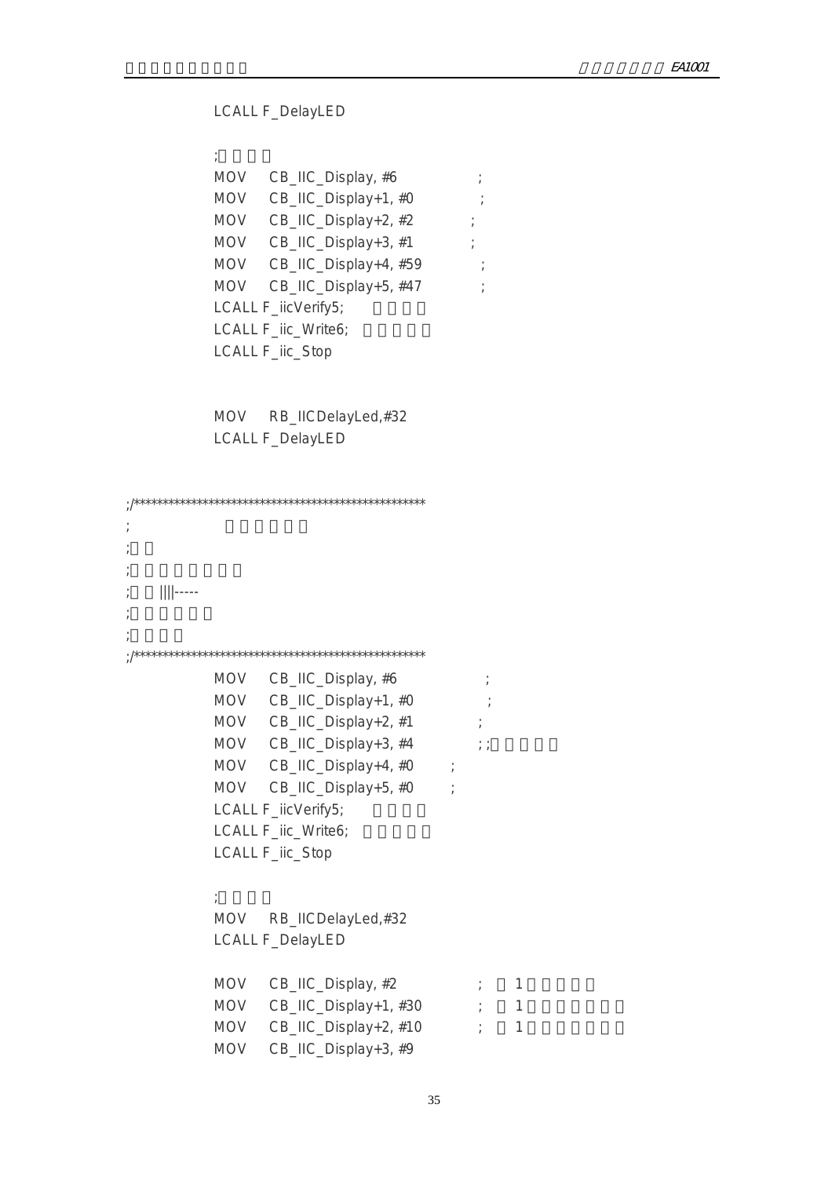```
        LCALL F_DelayLED

        ;
        MOV     CB_IIC_Display, #6              ;
        MOV     CB_IIC_Display+1, #0            ;
        MOV     CB_IIC_Display+2, #2            ;
        MOV     CB_IIC_Display+3, #1            ;
        MOV     CB_IIC_Display+4, #59           ;
        MOV     CB_IIC_Display+5, #47           ;
        LCALL F_iicVerify5;
        LCALL F_iic_Write6;
        LCALL F_iic_Stop


        MOV     RB_IICDelayLed,#32
        LCALL F_DelayLED


;/*****************************************************
;
;
;
;       ||||-----
;
;
;/*****************************************************
        MOV     CB_IIC_Display, #6              ;
        MOV     CB_IIC_Display+1, #0            ;
        MOV     CB_IIC_Display+2, #1            ;
        MOV     CB_IIC_Display+3, #4            ; ;
        MOV     CB_IIC_Display+4, #0            ;
        MOV     CB_IIC_Display+5, #0            ;
        LCALL F_iicVerify5;
        LCALL F_iic_Write6;
        LCALL F_iic_Stop

        ;
        MOV     RB_IICDelayLed,#32
        LCALL F_DelayLED

        MOV     CB_IIC_Display, #2              ;   1
        MOV     CB_IIC_Display+1, #30           ;   1
        MOV     CB_IIC_Display+2, #10           ;   1
        MOV     CB_IIC_Display+3, #9
```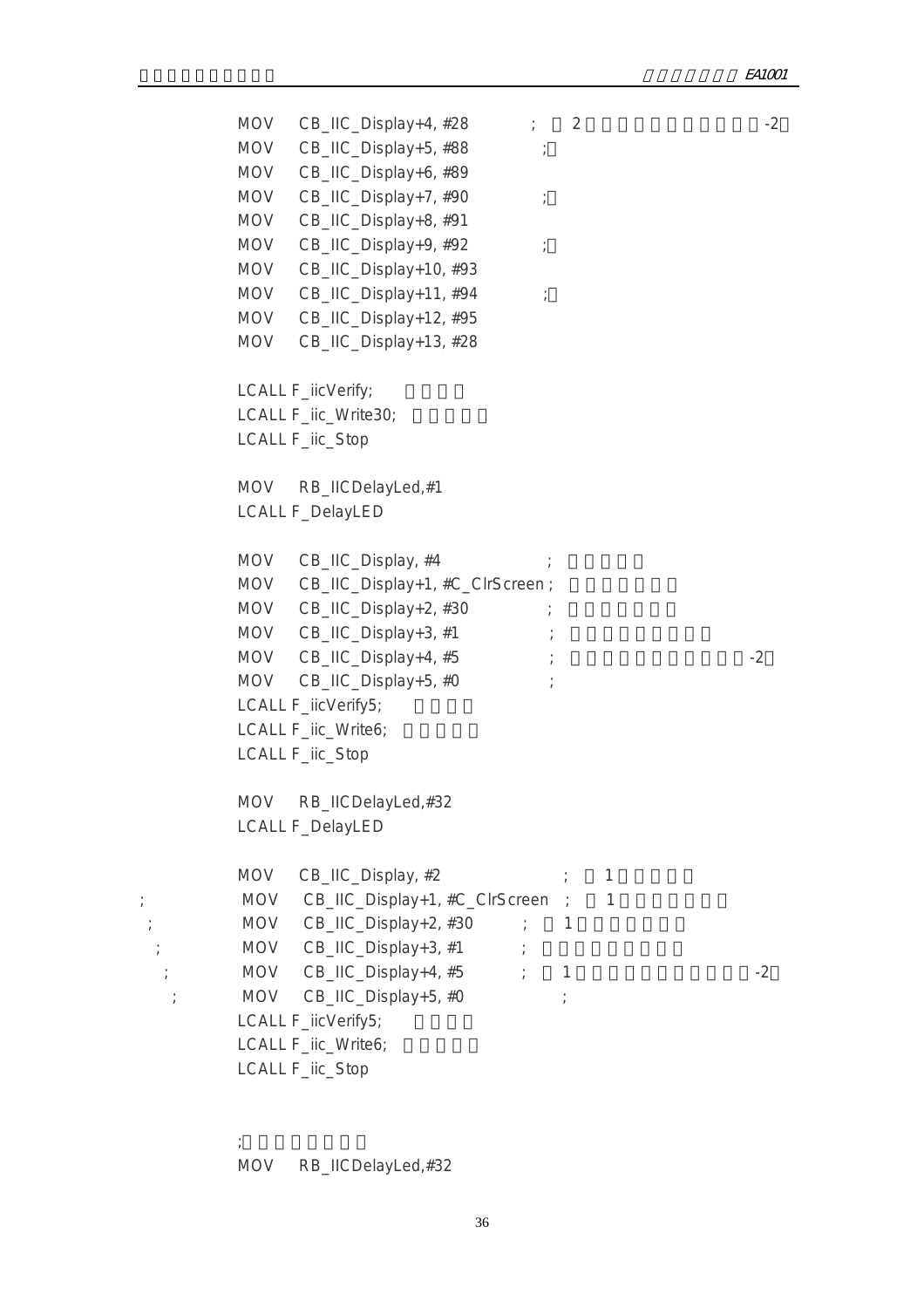```
        MOV    CB_IIC_Display+4, #28        ;    2                      -2
        MOV    CB_IIC_Display+5, #88        ;
        MOV    CB_IIC_Display+6, #89
        MOV    CB_IIC_Display+7, #90        ;
        MOV    CB_IIC_Display+8, #91
        MOV    CB_IIC_Display+9, #92        ;
        MOV    CB_IIC_Display+10, #93
        MOV    CB_IIC_Display+11, #94       ;
        MOV    CB_IIC_Display+12, #95
        MOV    CB_IIC_Display+13, #28

        LCALL F_iicVerify;
        LCALL F_iic_Write30;
        LCALL F_iic_Stop

        MOV    RB_IICDelayLed,#1
        LCALL F_DelayLED

        MOV    CB_IIC_Display, #4                ;
        MOV    CB_IIC_Display+1, #C_ClrScreen ;
        MOV    CB_IIC_Display+2, #30             ;
        MOV    CB_IIC_Display+3, #1              ;
        MOV    CB_IIC_Display+4, #5              ;                       -2
        MOV    CB_IIC_Display+5, #0              ;
        LCALL F_iicVerify5;
        LCALL F_iic_Write6;
        LCALL F_iic_Stop

        MOV    RB_IICDelayLed,#32
        LCALL F_DelayLED

        MOV    CB_IIC_Display, #2                    ;    1
;       MOV    CB_IIC_Display+1, #C_ClrScreen   ;    1
 ;      MOV    CB_IIC_Display+2, #30         ;    1
  ;     MOV    CB_IIC_Display+3, #1          ;
   ;    MOV    CB_IIC_Display+4, #5          ;    1                      -2
    ;   MOV    CB_IIC_Display+5, #0                  ;
        LCALL F_iicVerify5;
        LCALL F_iic_Write6;
        LCALL F_iic_Stop


        ;
        MOV    RB_IICDelayLed,#32
```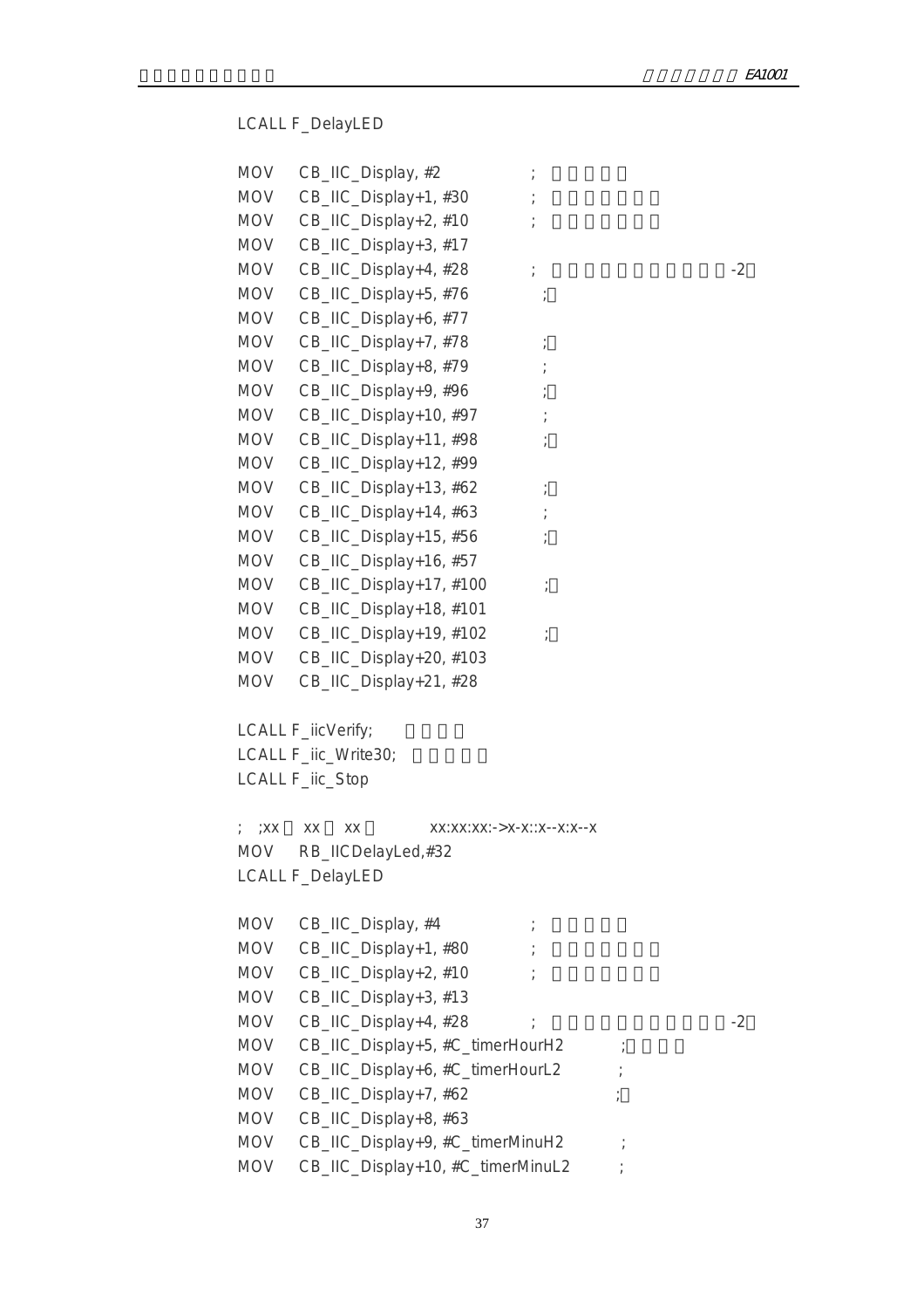```
LCALL F_DelayLED

MOV    CB_IIC_Display, #2             ;
MOV    CB_IIC_Display+1, #30          ;
MOV    CB_IIC_Display+2, #10          ;
MOV    CB_IIC_Display+3, #17
MOV    CB_IIC_Display+4, #28          ;                               -2
MOV    CB_IIC_Display+5, #76          ;
MOV    CB_IIC_Display+6, #77
MOV    CB_IIC_Display+7, #78          ;
MOV    CB_IIC_Display+8, #79          ;
MOV    CB_IIC_Display+9, #96          ;
MOV    CB_IIC_Display+10, #97         ;
MOV    CB_IIC_Display+11, #98         ;
MOV    CB_IIC_Display+12, #99
MOV    CB_IIC_Display+13, #62         ;
MOV    CB_IIC_Display+14, #63         ;
MOV    CB_IIC_Display+15, #56         ;
MOV    CB_IIC_Display+16, #57
MOV    CB_IIC_Display+17, #100        ;
MOV    CB_IIC_Display+18, #101
MOV    CB_IIC_Display+19, #102        ;
MOV    CB_IIC_Display+20, #103
MOV    CB_IIC_Display+21, #28

LCALL F_iicVerify;
LCALL F_iic_Write30;
LCALL F_iic_Stop

;  ;xx   xx   xx         xx:xx:xx:->x-x::x--x:x--x
MOV    RB_IICDelayLed,#32
LCALL F_DelayLED

MOV    CB_IIC_Display, #4             ;
MOV    CB_IIC_Display+1, #80          ;
MOV    CB_IIC_Display+2, #10          ;
MOV    CB_IIC_Display+3, #13
MOV    CB_IIC_Display+4, #28          ;                               -2
MOV    CB_IIC_Display+5, #C_timerHourH2        ;
MOV    CB_IIC_Display+6, #C_timerHourL2        ;
MOV    CB_IIC_Display+7, #62                   ;
MOV    CB_IIC_Display+8, #63
MOV    CB_IIC_Display+9, #C_timerMinuH2        ;
MOV    CB_IIC_Display+10, #C_timerMinuL2       ;
```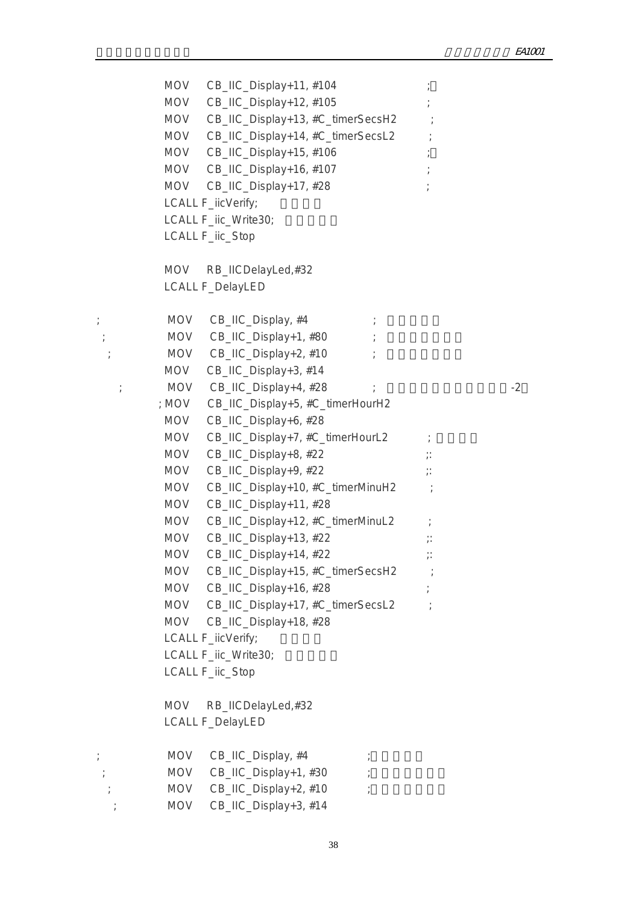```
        MOV    CB_IIC_Display+11, #104                    ;
        MOV    CB_IIC_Display+12, #105                    ;
        MOV    CB_IIC_Display+13, #C_timerSecsH2          ;
        MOV    CB_IIC_Display+14, #C_timerSecsL2          ;
        MOV    CB_IIC_Display+15, #106                    ;
        MOV    CB_IIC_Display+16, #107                    ;
        MOV    CB_IIC_Display+17, #28                     ;
        LCALL F_iicVerify;
        LCALL F_iic_Write30;
        LCALL F_iic_Stop

        MOV    RB_IICDelayLed,#32
        LCALL F_DelayLED

;       MOV    CB_IIC_Display, #4               ;
 ;      MOV    CB_IIC_Display+1, #80            ;
  ;     MOV    CB_IIC_Display+2, #10            ;
        MOV    CB_IIC_Display+3, #14
   ;    MOV    CB_IIC_Display+4, #28            ;                        -2
       ; MOV   CB_IIC_Display+5, #C_timerHourH2
        MOV    CB_IIC_Display+6, #28
        MOV    CB_IIC_Display+7, #C_timerHourL2           ;
        MOV    CB_IIC_Display+8, #22                      ;:
        MOV    CB_IIC_Display+9, #22                      ;:
        MOV    CB_IIC_Display+10, #C_timerMinuH2          ;
        MOV    CB_IIC_Display+11, #28
        MOV    CB_IIC_Display+12, #C_timerMinuL2          ;
        MOV    CB_IIC_Display+13, #22                     ;:
        MOV    CB_IIC_Display+14, #22                     ;:
        MOV    CB_IIC_Display+15, #C_timerSecsH2          ;
        MOV    CB_IIC_Display+16, #28                     ;
        MOV    CB_IIC_Display+17, #C_timerSecsL2          ;
        MOV    CB_IIC_Display+18, #28
        LCALL F_iicVerify;
        LCALL F_iic_Write30;
        LCALL F_iic_Stop

        MOV    RB_IICDelayLed,#32
        LCALL F_DelayLED

;       MOV    CB_IIC_Display, #4               ;
 ;      MOV    CB_IIC_Display+1, #30            ;
  ;     MOV    CB_IIC_Display+2, #10            ;
   ;    MOV    CB_IIC_Display+3, #14
```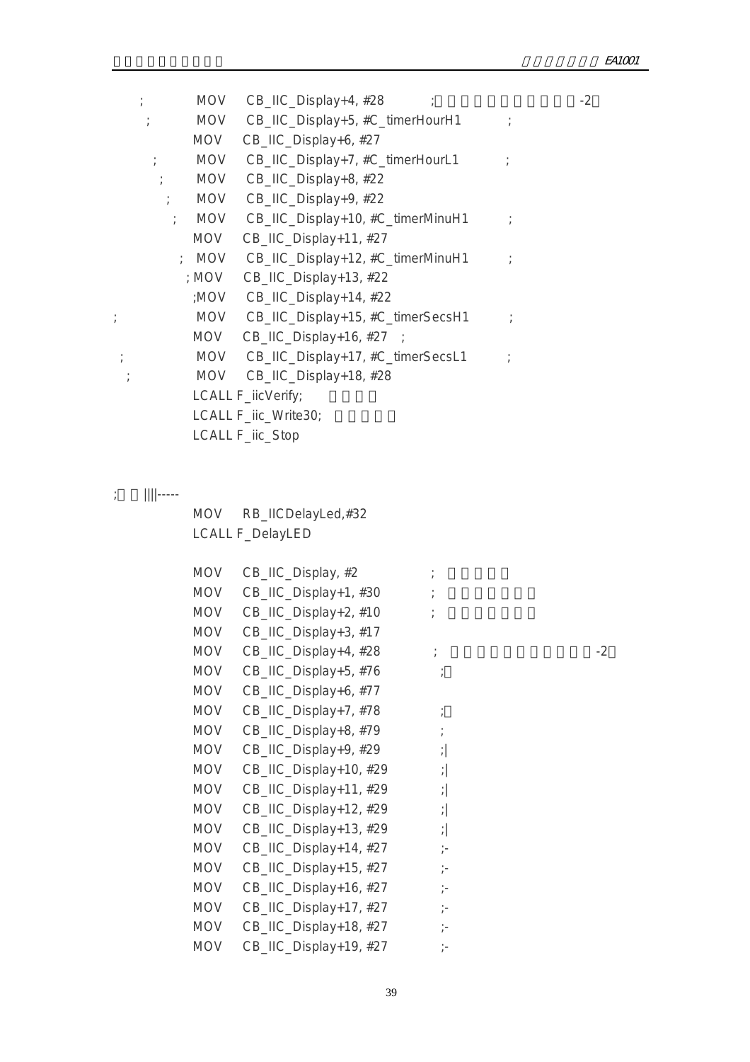```
;           MOV    CB_IIC_Display+4, #28          ;                              -2
 ;          MOV    CB_IIC_Display+5, #C_timerHourH1          ;
            MOV    CB_IIC_Display+6, #27
  ;         MOV    CB_IIC_Display+7, #C_timerHourL1          ;
   ;        MOV    CB_IIC_Display+8, #22
    ;       MOV    CB_IIC_Display+9, #22
     ;      MOV    CB_IIC_Display+10, #C_timerMinuH1         ;
            MOV    CB_IIC_Display+11, #27
      ;     MOV    CB_IIC_Display+12, #C_timerMinuH1         ;
           ; MOV   CB_IIC_Display+13, #22
           ;MOV    CB_IIC_Display+14, #22
;           MOV    CB_IIC_Display+15, #C_timerSecsH1         ;
            MOV    CB_IIC_Display+16, #27   ;
 ;          MOV    CB_IIC_Display+17, #C_timerSecsL1         ;
  ;         MOV    CB_IIC_Display+18, #28
            LCALL F_iicVerify;
            LCALL F_iic_Write30;
            LCALL F_iic_Stop


;    ||||-----
            MOV    RB_IICDelayLed,#32
            LCALL F_DelayLED

            MOV    CB_IIC_Display, #2             ;
            MOV    CB_IIC_Display+1, #30          ;
            MOV    CB_IIC_Display+2, #10          ;
            MOV    CB_IIC_Display+3, #17
            MOV    CB_IIC_Display+4, #28          ;                              -2
            MOV    CB_IIC_Display+5, #76          ;
            MOV    CB_IIC_Display+6, #77
            MOV    CB_IIC_Display+7, #78          ;
            MOV    CB_IIC_Display+8, #79          ;
            MOV    CB_IIC_Display+9, #29          ;|
            MOV    CB_IIC_Display+10, #29         ;|
            MOV    CB_IIC_Display+11, #29         ;|
            MOV    CB_IIC_Display+12, #29         ;|
            MOV    CB_IIC_Display+13, #29         ;|
            MOV    CB_IIC_Display+14, #27         ;-
            MOV    CB_IIC_Display+15, #27         ;-
            MOV    CB_IIC_Display+16, #27         ;-
            MOV    CB_IIC_Display+17, #27         ;-
            MOV    CB_IIC_Display+18, #27         ;-
            MOV    CB_IIC_Display+19, #27         ;-
```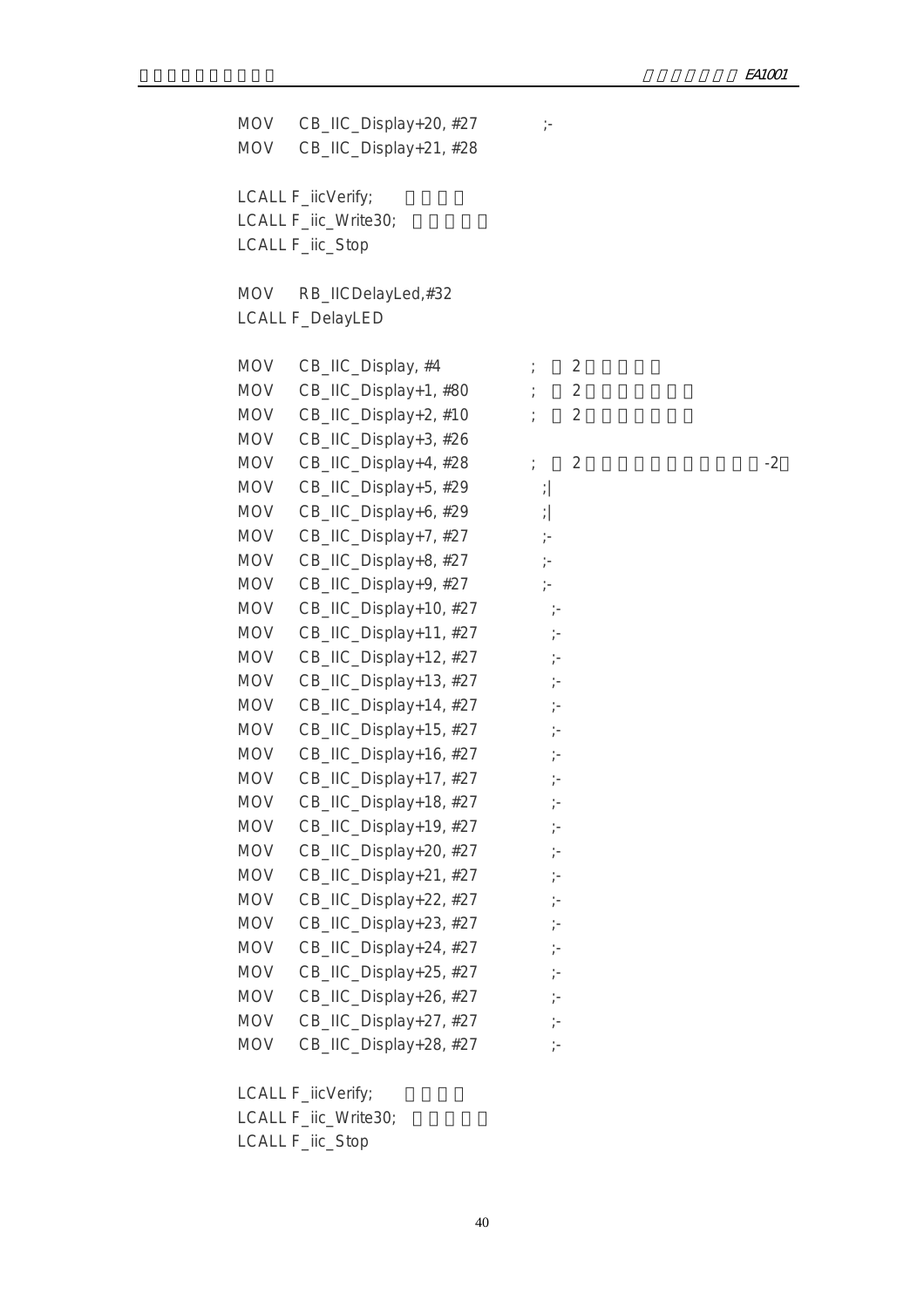```
MOV    CB_IIC_Display+20, #27          ;-
MOV    CB_IIC_Display+21, #28

LCALL F_iicVerify;
LCALL F_iic_Write30;
LCALL F_iic_Stop

MOV    RB_IICDelayLed,#32
LCALL F_DelayLED

MOV    CB_IIC_Display, #4              ;    2
MOV    CB_IIC_Display+1, #80           ;    2
MOV    CB_IIC_Display+2, #10           ;    2
MOV    CB_IIC_Display+3, #26
MOV    CB_IIC_Display+4, #28           ;    2                          -2
MOV    CB_IIC_Display+5, #29           ;|
MOV    CB_IIC_Display+6, #29           ;|
MOV    CB_IIC_Display+7, #27           ;-
MOV    CB_IIC_Display+8, #27           ;-
MOV    CB_IIC_Display+9, #27           ;-
MOV    CB_IIC_Display+10, #27          ;-
MOV    CB_IIC_Display+11, #27          ;-
MOV    CB_IIC_Display+12, #27          ;-
MOV    CB_IIC_Display+13, #27          ;-
MOV    CB_IIC_Display+14, #27          ;-
MOV    CB_IIC_Display+15, #27          ;-
MOV    CB_IIC_Display+16, #27          ;-
MOV    CB_IIC_Display+17, #27          ;-
MOV    CB_IIC_Display+18, #27          ;-
MOV    CB_IIC_Display+19, #27          ;-
MOV    CB_IIC_Display+20, #27          ;-
MOV    CB_IIC_Display+21, #27          ;-
MOV    CB_IIC_Display+22, #27          ;-
MOV    CB_IIC_Display+23, #27          ;-
MOV    CB_IIC_Display+24, #27          ;-
MOV    CB_IIC_Display+25, #27          ;-
MOV    CB_IIC_Display+26, #27          ;-
MOV    CB_IIC_Display+27, #27          ;-
MOV    CB_IIC_Display+28, #27          ;-

LCALL F_iicVerify;
LCALL F_iic_Write30;
LCALL F_iic_Stop
```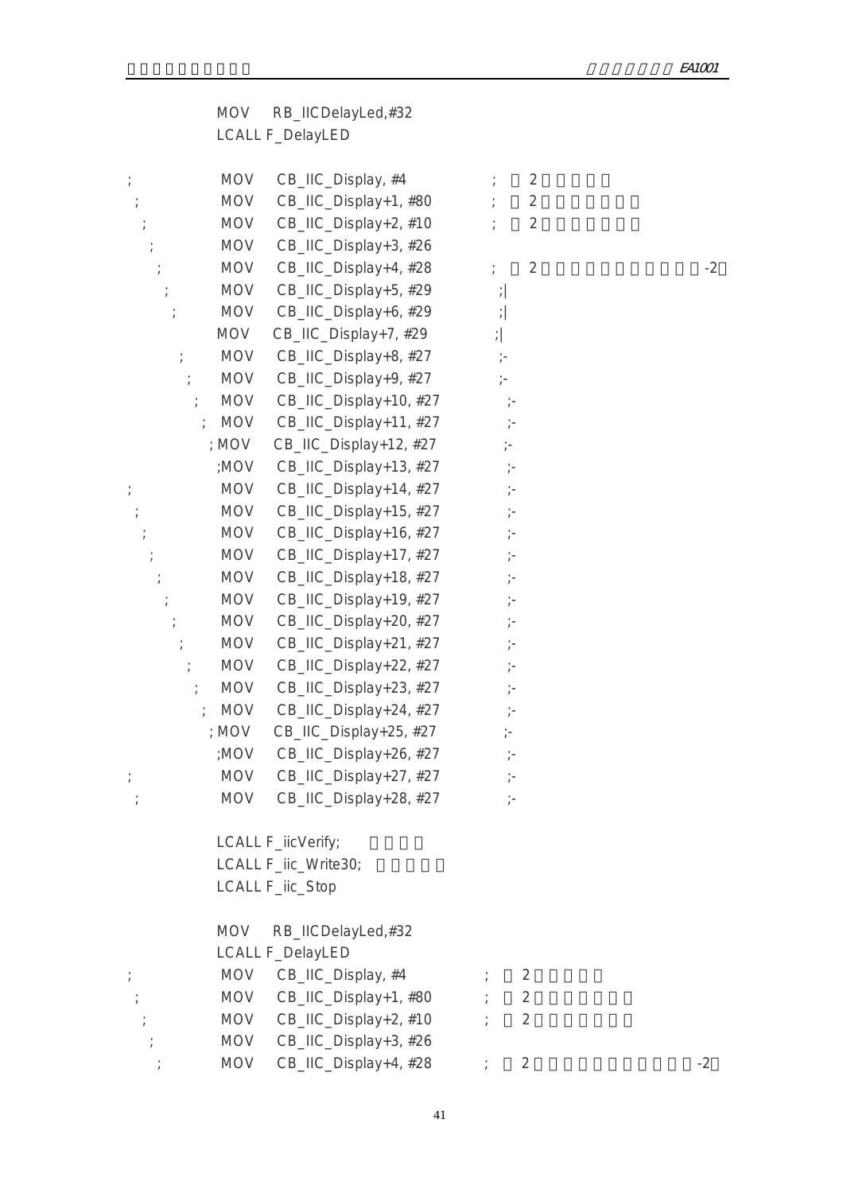```
            MOV     RB_IICDelayLed,#32
            LCALL F_DelayLED

;           MOV     CB_IIC_Display, #4              ;   2
 ;          MOV     CB_IIC_Display+1, #80           ;   2
  ;         MOV     CB_IIC_Display+2, #10           ;   2
   ;        MOV     CB_IIC_Display+3, #26
    ;       MOV     CB_IIC_Display+4, #28           ;   2                                   -2
     ;      MOV     CB_IIC_Display+5, #29           ;|
      ;     MOV     CB_IIC_Display+6, #29           ;|
            MOV     CB_IIC_Display+7, #29           ;|
       ;    MOV     CB_IIC_Display+8, #27           ;-
        ;   MOV     CB_IIC_Display+9, #27           ;-
         ;  MOV     CB_IIC_Display+10, #27          ;-
          ; MOV     CB_IIC_Display+11, #27          ;-
            ; MOV   CB_IIC_Display+12, #27          ;-
            ;MOV    CB_IIC_Display+13, #27          ;-
;           MOV     CB_IIC_Display+14, #27          ;-
 ;          MOV     CB_IIC_Display+15, #27          ;-
  ;         MOV     CB_IIC_Display+16, #27          ;-
   ;        MOV     CB_IIC_Display+17, #27          ;-
    ;       MOV     CB_IIC_Display+18, #27          ;-
     ;      MOV     CB_IIC_Display+19, #27          ;-
      ;     MOV     CB_IIC_Display+20, #27          ;-
       ;    MOV     CB_IIC_Display+21, #27          ;-
        ;   MOV     CB_IIC_Display+22, #27          ;-
         ;  MOV     CB_IIC_Display+23, #27          ;-
          ; MOV     CB_IIC_Display+24, #27          ;-
            ; MOV   CB_IIC_Display+25, #27          ;-
            ;MOV    CB_IIC_Display+26, #27          ;-
;           MOV     CB_IIC_Display+27, #27          ;-
 ;          MOV     CB_IIC_Display+28, #27          ;-

            LCALL F_iicVerify;
            LCALL F_iic_Write30;
            LCALL F_iic_Stop

            MOV     RB_IICDelayLed,#32
            LCALL F_DelayLED
;           MOV     CB_IIC_Display, #4              ;   2
 ;          MOV     CB_IIC_Display+1, #80           ;   2
  ;         MOV     CB_IIC_Display+2, #10           ;   2
   ;        MOV     CB_IIC_Display+3, #26
    ;       MOV     CB_IIC_Display+4, #28           ;   2                                   -2
```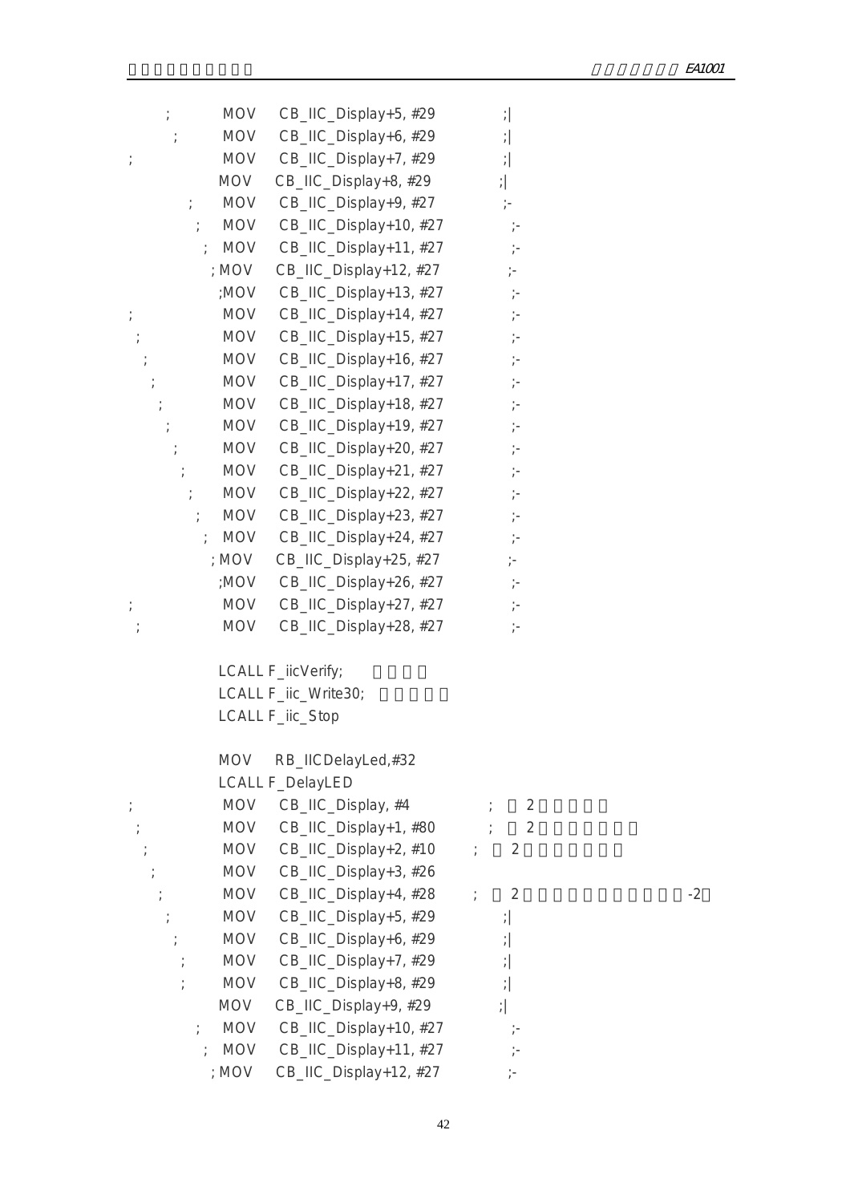```
;          MOV    CB_IIC_Display+5, #29          ;|
 ;         MOV    CB_IIC_Display+6, #29          ;|
;          MOV    CB_IIC_Display+7, #29          ;|
           MOV    CB_IIC_Display+8, #29          ;|
  ;        MOV    CB_IIC_Display+9, #27          ;-
   ;       MOV    CB_IIC_Display+10, #27         ;-
    ;      MOV    CB_IIC_Display+11, #27         ;-
     ;     MOV    CB_IIC_Display+12, #27         ;-
      ;    MOV    CB_IIC_Display+13, #27         ;-
;          MOV    CB_IIC_Display+14, #27         ;-
 ;         MOV    CB_IIC_Display+15, #27         ;-
  ;        MOV    CB_IIC_Display+16, #27         ;-
   ;       MOV    CB_IIC_Display+17, #27         ;-
    ;      MOV    CB_IIC_Display+18, #27         ;-
     ;     MOV    CB_IIC_Display+19, #27         ;-
      ;    MOV    CB_IIC_Display+20, #27         ;-
       ;   MOV    CB_IIC_Display+21, #27         ;-
        ;  MOV    CB_IIC_Display+22, #27         ;-
         ; MOV    CB_IIC_Display+23, #27         ;-
         ; MOV    CB_IIC_Display+24, #27         ;-
          ;MOV    CB_IIC_Display+25, #27         ;-
          ;MOV    CB_IIC_Display+26, #27         ;-
;          MOV    CB_IIC_Display+27, #27         ;-
 ;         MOV    CB_IIC_Display+28, #27         ;-

           LCALL F_iicVerify;
           LCALL F_iic_Write30;
           LCALL F_iic_Stop

           MOV    RB_IICDelayLed,#32
           LCALL F_DelayLED
;          MOV    CB_IIC_Display, #4             ;   2
 ;         MOV    CB_IIC_Display+1, #80          ;   2
  ;        MOV    CB_IIC_Display+2, #10          ;   2
   ;       MOV    CB_IIC_Display+3, #26
    ;      MOV    CB_IIC_Display+4, #28          ;   2                                -2
     ;     MOV    CB_IIC_Display+5, #29          ;|
      ;    MOV    CB_IIC_Display+6, #29          ;|
       ;   MOV    CB_IIC_Display+7, #29          ;|
       ;   MOV    CB_IIC_Display+8, #29          ;|
           MOV    CB_IIC_Display+9, #29          ;|
        ;  MOV    CB_IIC_Display+10, #27         ;-
         ; MOV    CB_IIC_Display+11, #27         ;-
          ;MOV    CB_IIC_Display+12, #27         ;-
```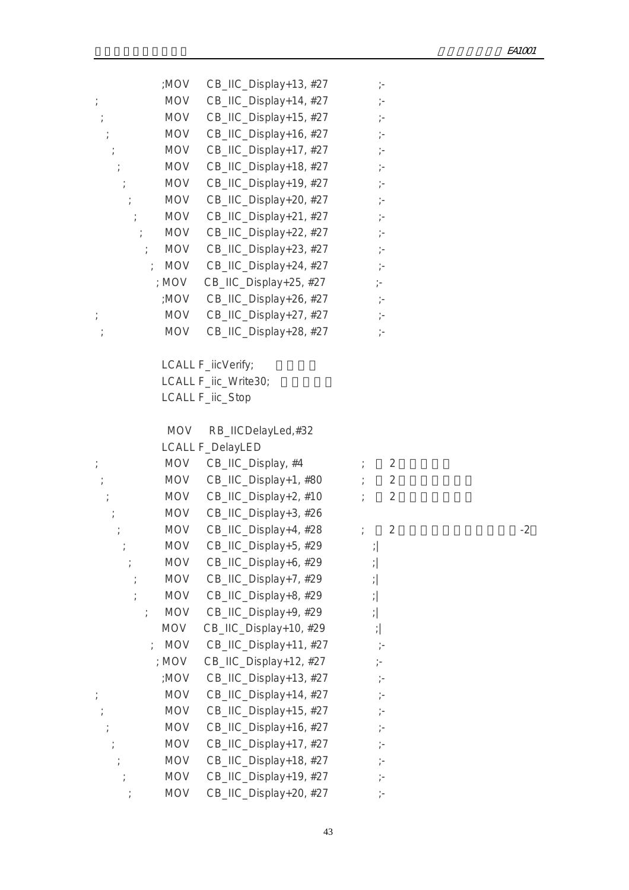```
                ;MOV    CB_IIC_Display+13, #27          ;-
;               MOV     CB_IIC_Display+14, #27          ;-
 ;              MOV     CB_IIC_Display+15, #27          ;-
  ;             MOV     CB_IIC_Display+16, #27          ;-
   ;            MOV     CB_IIC_Display+17, #27          ;-
    ;           MOV     CB_IIC_Display+18, #27          ;-
     ;          MOV     CB_IIC_Display+19, #27          ;-
      ;         MOV     CB_IIC_Display+20, #27          ;-
       ;        MOV     CB_IIC_Display+21, #27          ;-
        ;       MOV     CB_IIC_Display+22, #27          ;-
         ;      MOV     CB_IIC_Display+23, #27          ;-
          ;     MOV     CB_IIC_Display+24, #27          ;-
                ; MOV   CB_IIC_Display+25, #27          ;-
                ;MOV    CB_IIC_Display+26, #27          ;-
;               MOV     CB_IIC_Display+27, #27          ;-
 ;              MOV     CB_IIC_Display+28, #27          ;-

                LCALL F_iicVerify;
                LCALL F_iic_Write30;
                LCALL F_iic_Stop

                MOV     RB_IICDelayLed,#32
                LCALL F_DelayLED
;               MOV     CB_IIC_Display, #4              ;   2
 ;              MOV     CB_IIC_Display+1, #80           ;   2
  ;             MOV     CB_IIC_Display+2, #10           ;   2
   ;            MOV     CB_IIC_Display+3, #26
    ;           MOV     CB_IIC_Display+4, #28           ;   2                    -2
     ;          MOV     CB_IIC_Display+5, #29           ;|
      ;         MOV     CB_IIC_Display+6, #29           ;|
       ;        MOV     CB_IIC_Display+7, #29           ;|
       ;        MOV     CB_IIC_Display+8, #29           ;|
         ;      MOV     CB_IIC_Display+9, #29           ;|
                MOV     CB_IIC_Display+10, #29          ;|
          ;     MOV     CB_IIC_Display+11, #27          ;-
                ; MOV   CB_IIC_Display+12, #27          ;-
                ;MOV    CB_IIC_Display+13, #27          ;-
;               MOV     CB_IIC_Display+14, #27          ;-
 ;              MOV     CB_IIC_Display+15, #27          ;-
  ;             MOV     CB_IIC_Display+16, #27          ;-
   ;            MOV     CB_IIC_Display+17, #27          ;-
    ;           MOV     CB_IIC_Display+18, #27          ;-
     ;          MOV     CB_IIC_Display+19, #27          ;-
      ;         MOV     CB_IIC_Display+20, #27          ;-
```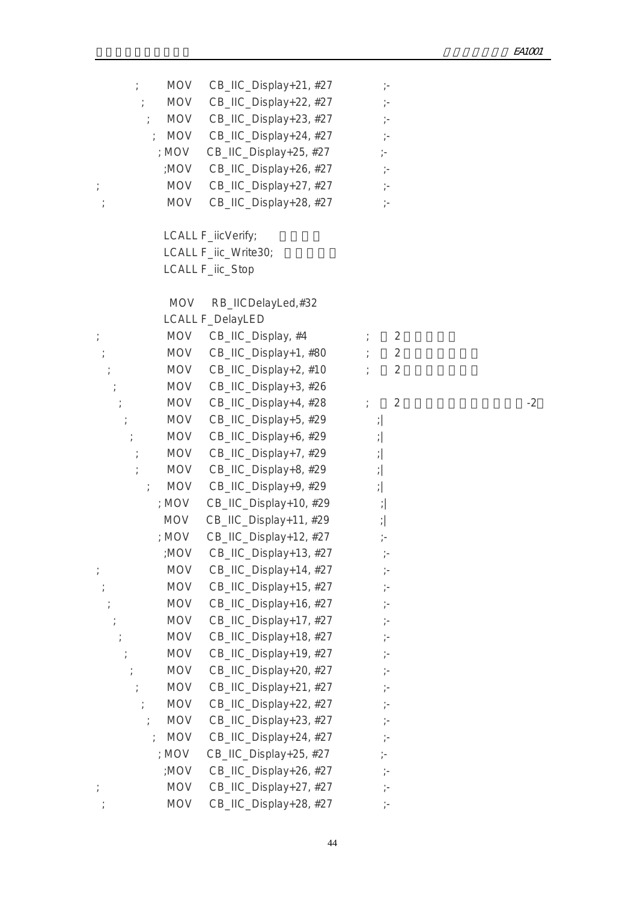```
;       MOV     CB_IIC_Display+21, #27          ;-
 ;      MOV     CB_IIC_Display+22, #27          ;-
  ;     MOV     CB_IIC_Display+23, #27          ;-
   ;    MOV     CB_IIC_Display+24, #27          ;-
    ; MOV     CB_IIC_Display+25, #27            ;-
     ;MOV     CB_IIC_Display+26, #27            ;-
;               MOV     CB_IIC_Display+27, #27  ;-
 ;              MOV     CB_IIC_Display+28, #27  ;-

        LCALL F_iicVerify;
        LCALL F_iic_Write30;
        LCALL F_iic_Stop

        MOV     RB_IICDelayLed,#32
        LCALL F_DelayLED
;               MOV     CB_IIC_Display, #4      ;   2
 ;              MOV     CB_IIC_Display+1, #80   ;   2
  ;             MOV     CB_IIC_Display+2, #10   ;   2
   ;            MOV     CB_IIC_Display+3, #26
    ;           MOV     CB_IIC_Display+4, #28   ;   2                           -2
     ;          MOV     CB_IIC_Display+5, #29   ;|
      ;         MOV     CB_IIC_Display+6, #29   ;|
       ;        MOV     CB_IIC_Display+7, #29   ;|
       ;        MOV     CB_IIC_Display+8, #29   ;|
        ;       MOV     CB_IIC_Display+9, #29   ;|
        ; MOV   CB_IIC_Display+10, #29          ;|
          MOV   CB_IIC_Display+11, #29          ;|
        ; MOV   CB_IIC_Display+12, #27          ;-
         ;MOV   CB_IIC_Display+13, #27          ;-
;               MOV     CB_IIC_Display+14, #27  ;-
 ;              MOV     CB_IIC_Display+15, #27  ;-
  ;             MOV     CB_IIC_Display+16, #27  ;-
   ;            MOV     CB_IIC_Display+17, #27  ;-
    ;           MOV     CB_IIC_Display+18, #27  ;-
     ;          MOV     CB_IIC_Display+19, #27  ;-
      ;         MOV     CB_IIC_Display+20, #27  ;-
       ;        MOV     CB_IIC_Display+21, #27  ;-
        ;       MOV     CB_IIC_Display+22, #27  ;-
         ;      MOV     CB_IIC_Display+23, #27  ;-
          ;     MOV     CB_IIC_Display+24, #27  ;-
           ; MOV  CB_IIC_Display+25, #27        ;-
            ;MOV  CB_IIC_Display+26, #27        ;-
;               MOV     CB_IIC_Display+27, #27  ;-
 ;              MOV     CB_IIC_Display+28, #27  ;-
```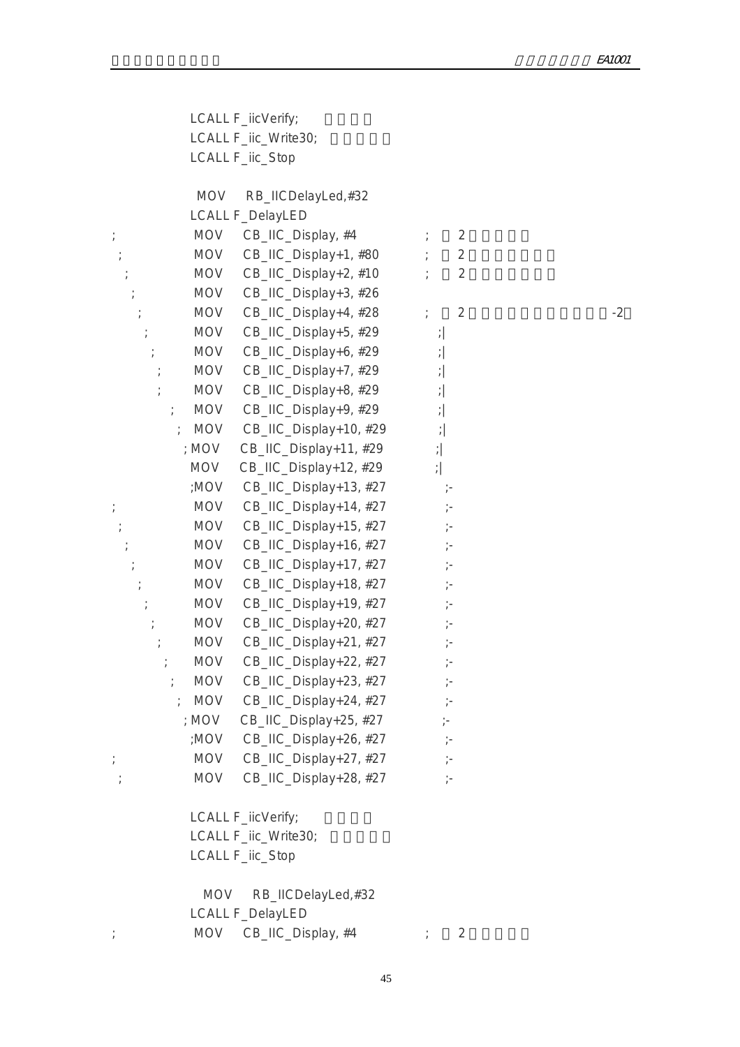```
            LCALL F_iicVerify;
            LCALL F_iic_Write30;
            LCALL F_iic_Stop

             MOV    RB_IICDelayLed,#32
            LCALL F_DelayLED
;            MOV    CB_IIC_Display, #4          ;   2
 ;           MOV    CB_IIC_Display+1, #80       ;   2
  ;          MOV    CB_IIC_Display+2, #10       ;   2
   ;         MOV    CB_IIC_Display+3, #26
    ;        MOV    CB_IIC_Display+4, #28       ;   2                      -2
     ;       MOV    CB_IIC_Display+5, #29        ;|
      ;      MOV    CB_IIC_Display+6, #29        ;|
       ;     MOV    CB_IIC_Display+7, #29        ;|
       ;     MOV    CB_IIC_Display+8, #29        ;|
        ;    MOV    CB_IIC_Display+9, #29        ;|
         ;   MOV    CB_IIC_Display+10, #29       ;|
            ; MOV   CB_IIC_Display+11, #29       ;|
            MOV    CB_IIC_Display+12, #29        ;|
            ;MOV    CB_IIC_Display+13, #27        ;-
;            MOV    CB_IIC_Display+14, #27        ;-
 ;           MOV    CB_IIC_Display+15, #27        ;-
  ;          MOV    CB_IIC_Display+16, #27        ;-
   ;         MOV    CB_IIC_Display+17, #27        ;-
    ;        MOV    CB_IIC_Display+18, #27        ;-
     ;       MOV    CB_IIC_Display+19, #27        ;-
      ;      MOV    CB_IIC_Display+20, #27        ;-
       ;     MOV    CB_IIC_Display+21, #27        ;-
        ;    MOV    CB_IIC_Display+22, #27        ;-
         ;   MOV    CB_IIC_Display+23, #27        ;-
          ;  MOV    CB_IIC_Display+24, #27        ;-
            ; MOV   CB_IIC_Display+25, #27        ;-
            ;MOV    CB_IIC_Display+26, #27        ;-
;            MOV    CB_IIC_Display+27, #27        ;-
 ;           MOV    CB_IIC_Display+28, #27        ;-

            LCALL F_iicVerify;
            LCALL F_iic_Write30;
            LCALL F_iic_Stop

              MOV    RB_IICDelayLed,#32
            LCALL F_DelayLED
;            MOV    CB_IIC_Display, #4          ;   2
```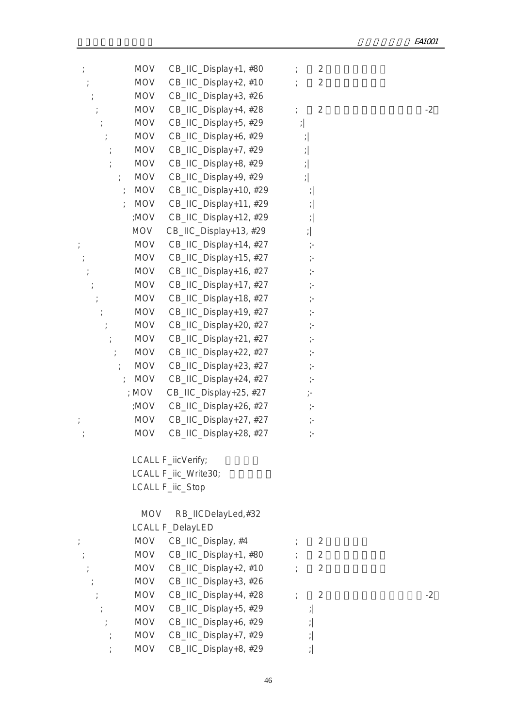```
;               MOV     CB_IIC_Display+1, #80       ;   2
 ;              MOV     CB_IIC_Display+2, #10       ;   2
  ;             MOV     CB_IIC_Display+3, #26
   ;            MOV     CB_IIC_Display+4, #28       ;   2                           -2
    ;           MOV     CB_IIC_Display+5, #29       ;|
     ;          MOV     CB_IIC_Display+6, #29        ;|
      ;         MOV     CB_IIC_Display+7, #29        ;|
      ;         MOV     CB_IIC_Display+8, #29        ;|
        ;       MOV     CB_IIC_Display+9, #29        ;|
         ;      MOV     CB_IIC_Display+10, #29        ;|
         ;      MOV     CB_IIC_Display+11, #29        ;|
               ;MOV     CB_IIC_Display+12, #29        ;|
                MOV     CB_IIC_Display+13, #29       ;|
;               MOV     CB_IIC_Display+14, #27        ;-
 ;              MOV     CB_IIC_Display+15, #27        ;-
  ;             MOV     CB_IIC_Display+16, #27        ;-
   ;            MOV     CB_IIC_Display+17, #27        ;-
    ;           MOV     CB_IIC_Display+18, #27        ;-
     ;          MOV     CB_IIC_Display+19, #27        ;-
      ;         MOV     CB_IIC_Display+20, #27        ;-
       ;        MOV     CB_IIC_Display+21, #27        ;-
        ;       MOV     CB_IIC_Display+22, #27        ;-
         ;      MOV     CB_IIC_Display+23, #27        ;-
          ;     MOV     CB_IIC_Display+24, #27        ;-
              ; MOV     CB_IIC_Display+25, #27        ;-
               ;MOV     CB_IIC_Display+26, #27        ;-
;               MOV     CB_IIC_Display+27, #27        ;-
 ;              MOV     CB_IIC_Display+28, #27        ;-

                LCALL F_iicVerify;
                LCALL F_iic_Write30;
                LCALL F_iic_Stop

                  MOV     RB_IICDelayLed,#32
                LCALL F_DelayLED
;               MOV     CB_IIC_Display, #4          ;   2
 ;              MOV     CB_IIC_Display+1, #80       ;   2
  ;             MOV     CB_IIC_Display+2, #10       ;   2
   ;            MOV     CB_IIC_Display+3, #26
    ;           MOV     CB_IIC_Display+4, #28       ;   2                           -2
     ;          MOV     CB_IIC_Display+5, #29        ;|
      ;         MOV     CB_IIC_Display+6, #29        ;|
       ;        MOV     CB_IIC_Display+7, #29        ;|
       ;        MOV     CB_IIC_Display+8, #29        ;|
```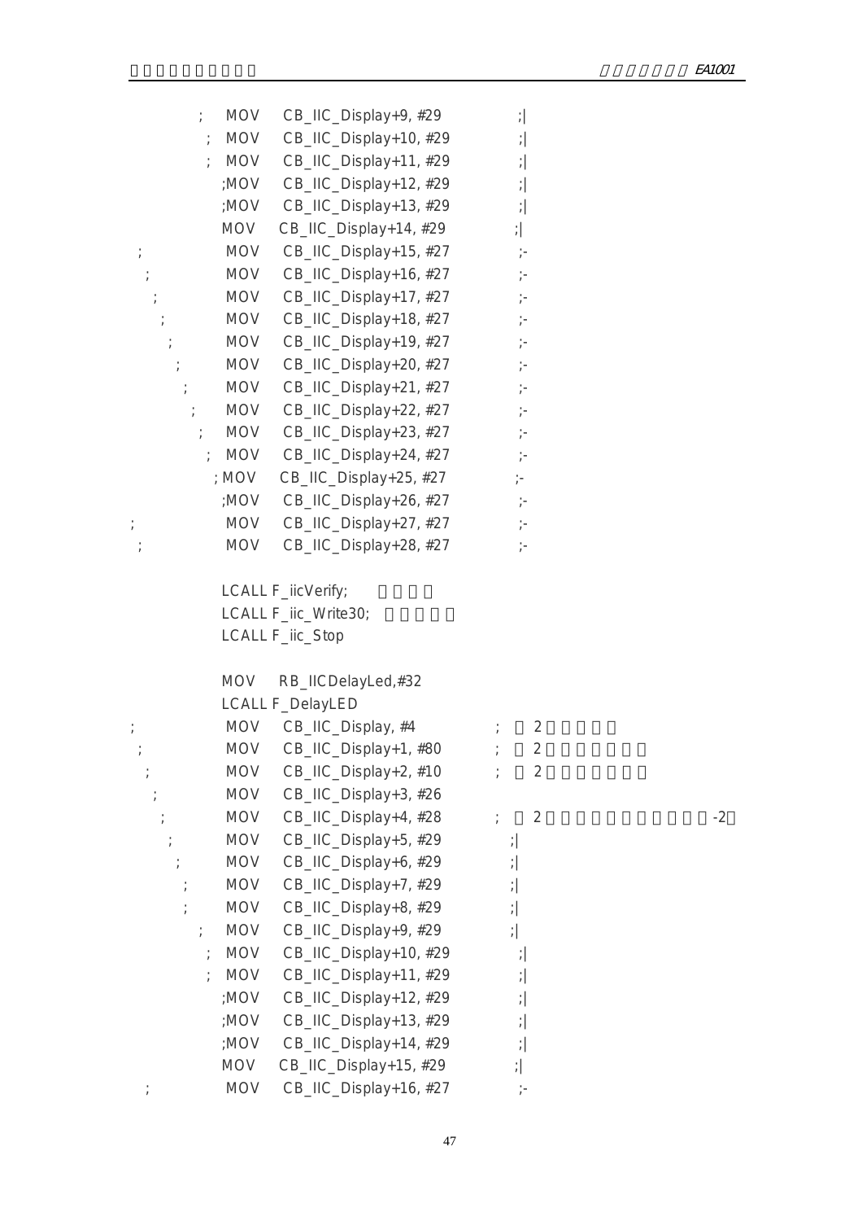```
            ;    MOV     CB_IIC_Display+9, #29              ;|
             ;  MOV     CB_IIC_Display+10, #29             ;|
             ;  MOV     CB_IIC_Display+11, #29             ;|
               ;MOV     CB_IIC_Display+12, #29             ;|
               ;MOV     CB_IIC_Display+13, #29             ;|
                MOV     CB_IIC_Display+14, #29             ;|
 ;               MOV     CB_IIC_Display+15, #27             ;-
  ;              MOV     CB_IIC_Display+16, #27             ;-
   ;             MOV     CB_IIC_Display+17, #27             ;-
    ;            MOV     CB_IIC_Display+18, #27             ;-
     ;           MOV     CB_IIC_Display+19, #27             ;-
      ;          MOV     CB_IIC_Display+20, #27             ;-
       ;         MOV     CB_IIC_Display+21, #27             ;-
        ;        MOV     CB_IIC_Display+22, #27             ;-
         ;       MOV     CB_IIC_Display+23, #27             ;-
          ;      MOV     CB_IIC_Display+24, #27             ;-
              ; MOV     CB_IIC_Display+25, #27             ;-
               ;MOV     CB_IIC_Display+26, #27             ;-
;                MOV     CB_IIC_Display+27, #27             ;-
 ;               MOV     CB_IIC_Display+28, #27             ;-

                LCALL F_iicVerify;
                LCALL F_iic_Write30;
                LCALL F_iic_Stop

                MOV     RB_IICDelayLed,#32
                LCALL F_DelayLED
;                MOV     CB_IIC_Display, #4             ;    2
 ;               MOV     CB_IIC_Display+1, #80          ;    2
  ;              MOV     CB_IIC_Display+2, #10          ;    2
   ;             MOV     CB_IIC_Display+3, #26
    ;            MOV     CB_IIC_Display+4, #28          ;    2                          -2
     ;           MOV     CB_IIC_Display+5, #29          ;|
      ;          MOV     CB_IIC_Display+6, #29          ;|
       ;         MOV     CB_IIC_Display+7, #29          ;|
        ;        MOV     CB_IIC_Display+8, #29          ;|
          ;      MOV     CB_IIC_Display+9, #29          ;|
           ;     MOV     CB_IIC_Display+10, #29          ;|
           ;     MOV     CB_IIC_Display+11, #29          ;|
               ;MOV     CB_IIC_Display+12, #29          ;|
               ;MOV     CB_IIC_Display+13, #29          ;|
               ;MOV     CB_IIC_Display+14, #29          ;|
                MOV     CB_IIC_Display+15, #29          ;|
  ;              MOV     CB_IIC_Display+16, #27          ;-
```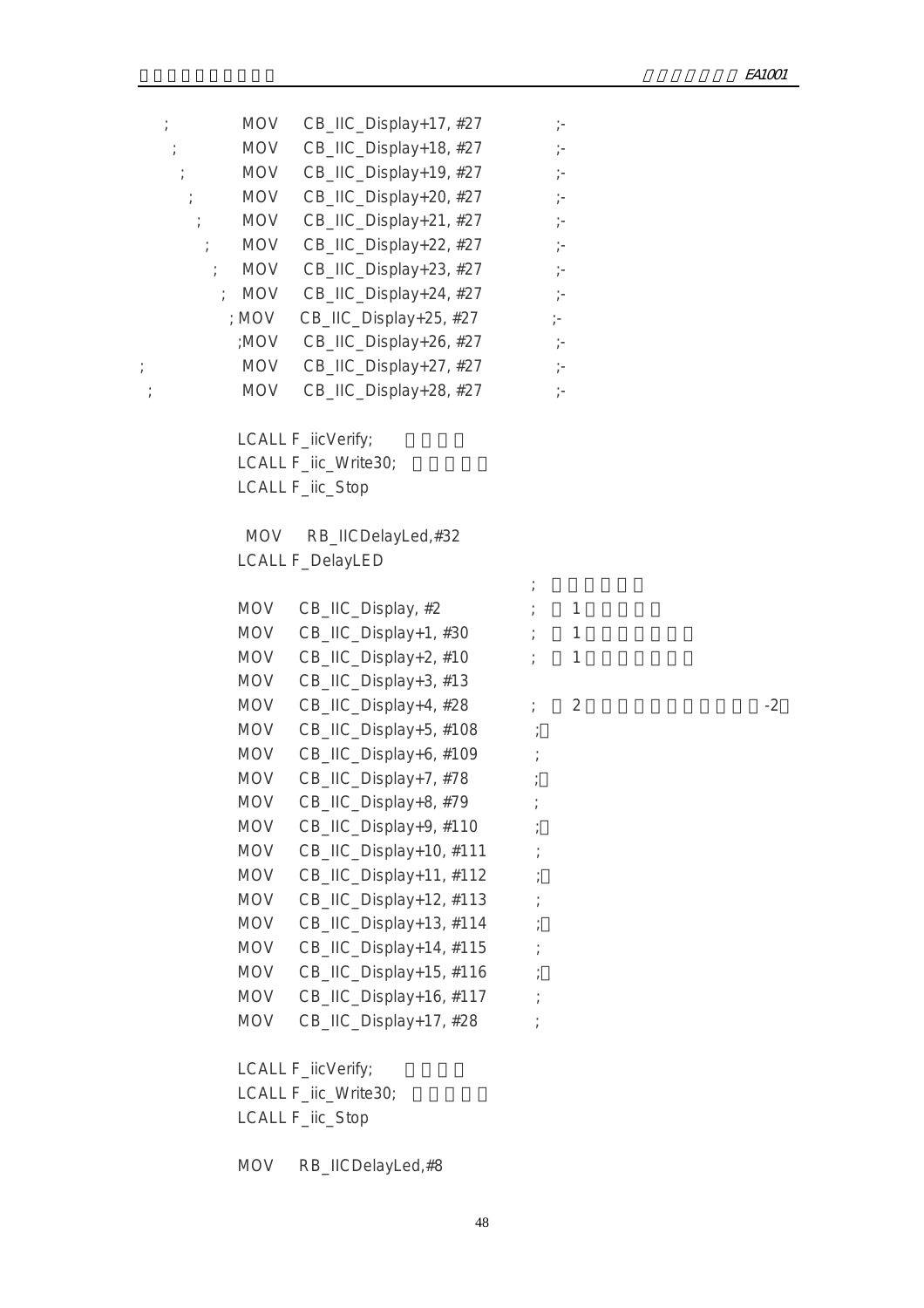```
;               MOV    CB_IIC_Display+17, #27        ;-
 ;              MOV    CB_IIC_Display+18, #27        ;-
  ;             MOV    CB_IIC_Display+19, #27        ;-
   ;            MOV    CB_IIC_Display+20, #27        ;-
    ;           MOV    CB_IIC_Display+21, #27        ;-
     ;          MOV    CB_IIC_Display+22, #27        ;-
      ;         MOV    CB_IIC_Display+23, #27        ;-
       ;        MOV    CB_IIC_Display+24, #27        ;-
                ; MOV  CB_IIC_Display+25, #27        ;-
                ;MOV   CB_IIC_Display+26, #27        ;-
;               MOV    CB_IIC_Display+27, #27        ;-
 ;              MOV    CB_IIC_Display+28, #27        ;-

                LCALL F_iicVerify;
                LCALL F_iic_Write30;
                LCALL F_iic_Stop

                 MOV    RB_IICDelayLed,#32
                LCALL F_DelayLED
                                                     ;
                MOV    CB_IIC_Display, #2            ;  1
                MOV    CB_IIC_Display+1, #30         ;  1
                MOV    CB_IIC_Display+2, #10         ;  1
                MOV    CB_IIC_Display+3, #13
                MOV    CB_IIC_Display+4, #28         ;  2                    -2
                MOV    CB_IIC_Display+5, #108        ;
                MOV    CB_IIC_Display+6, #109        ;
                MOV    CB_IIC_Display+7, #78         ;
                MOV    CB_IIC_Display+8, #79         ;
                MOV    CB_IIC_Display+9, #110        ;
                MOV    CB_IIC_Display+10, #111       ;
                MOV    CB_IIC_Display+11, #112       ;
                MOV    CB_IIC_Display+12, #113       ;
                MOV    CB_IIC_Display+13, #114       ;
                MOV    CB_IIC_Display+14, #115       ;
                MOV    CB_IIC_Display+15, #116       ;
                MOV    CB_IIC_Display+16, #117       ;
                MOV    CB_IIC_Display+17, #28        ;

                LCALL F_iicVerify;
                LCALL F_iic_Write30;
                LCALL F_iic_Stop

                MOV    RB_IICDelayLed,#8
```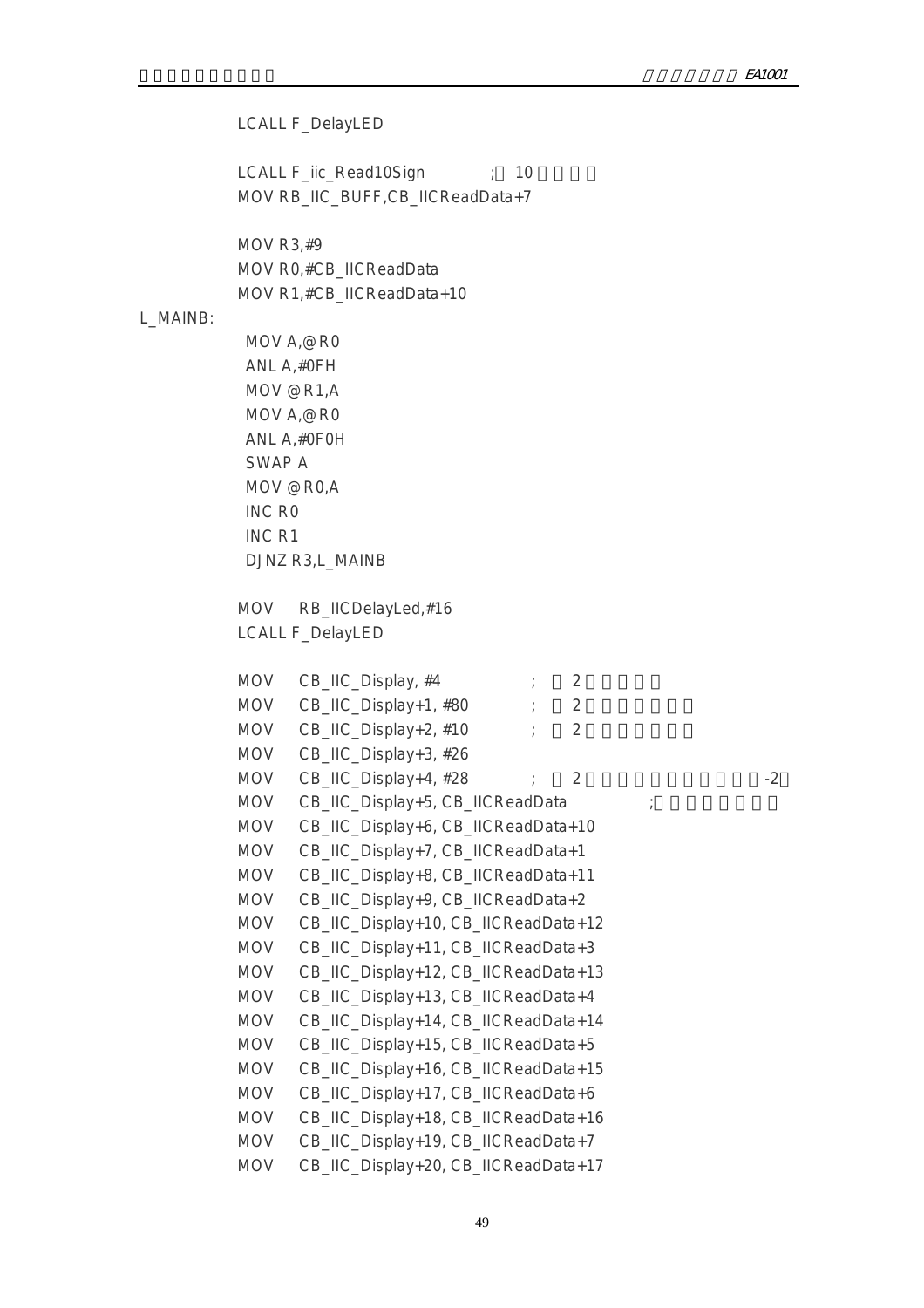```
        LCALL F_DelayLED

        LCALL F_iic_Read10Sign          ;  10
        MOV RB_IIC_BUFF,CB_IICReadData+7

        MOV R3,#9
        MOV R0,#CB_IICReadData
        MOV R1,#CB_IICReadData+10
L_MAINB:
         MOV A,@R0
         ANL A,#0FH
         MOV @R1,A
         MOV A,@R0
         ANL A,#0F0H
         SWAP A
         MOV @R0,A
         INC R0
         INC R1
         DJNZ R3,L_MAINB

        MOV    RB_IICDelayLed,#16
        LCALL F_DelayLED

        MOV    CB_IIC_Display, #4              ;   2
        MOV    CB_IIC_Display+1, #80           ;   2
        MOV    CB_IIC_Display+2, #10           ;   2
        MOV    CB_IIC_Display+3, #26
        MOV    CB_IIC_Display+4, #28           ;   2                              -2
        MOV    CB_IIC_Display+5, CB_IICReadData              ;
        MOV    CB_IIC_Display+6, CB_IICReadData+10
        MOV    CB_IIC_Display+7, CB_IICReadData+1
        MOV    CB_IIC_Display+8, CB_IICReadData+11
        MOV    CB_IIC_Display+9, CB_IICReadData+2
        MOV    CB_IIC_Display+10, CB_IICReadData+12
        MOV    CB_IIC_Display+11, CB_IICReadData+3
        MOV    CB_IIC_Display+12, CB_IICReadData+13
        MOV    CB_IIC_Display+13, CB_IICReadData+4
        MOV    CB_IIC_Display+14, CB_IICReadData+14
        MOV    CB_IIC_Display+15, CB_IICReadData+5
        MOV    CB_IIC_Display+16, CB_IICReadData+15
        MOV    CB_IIC_Display+17, CB_IICReadData+6
        MOV    CB_IIC_Display+18, CB_IICReadData+16
        MOV    CB_IIC_Display+19, CB_IICReadData+7
        MOV    CB_IIC_Display+20, CB_IICReadData+17
```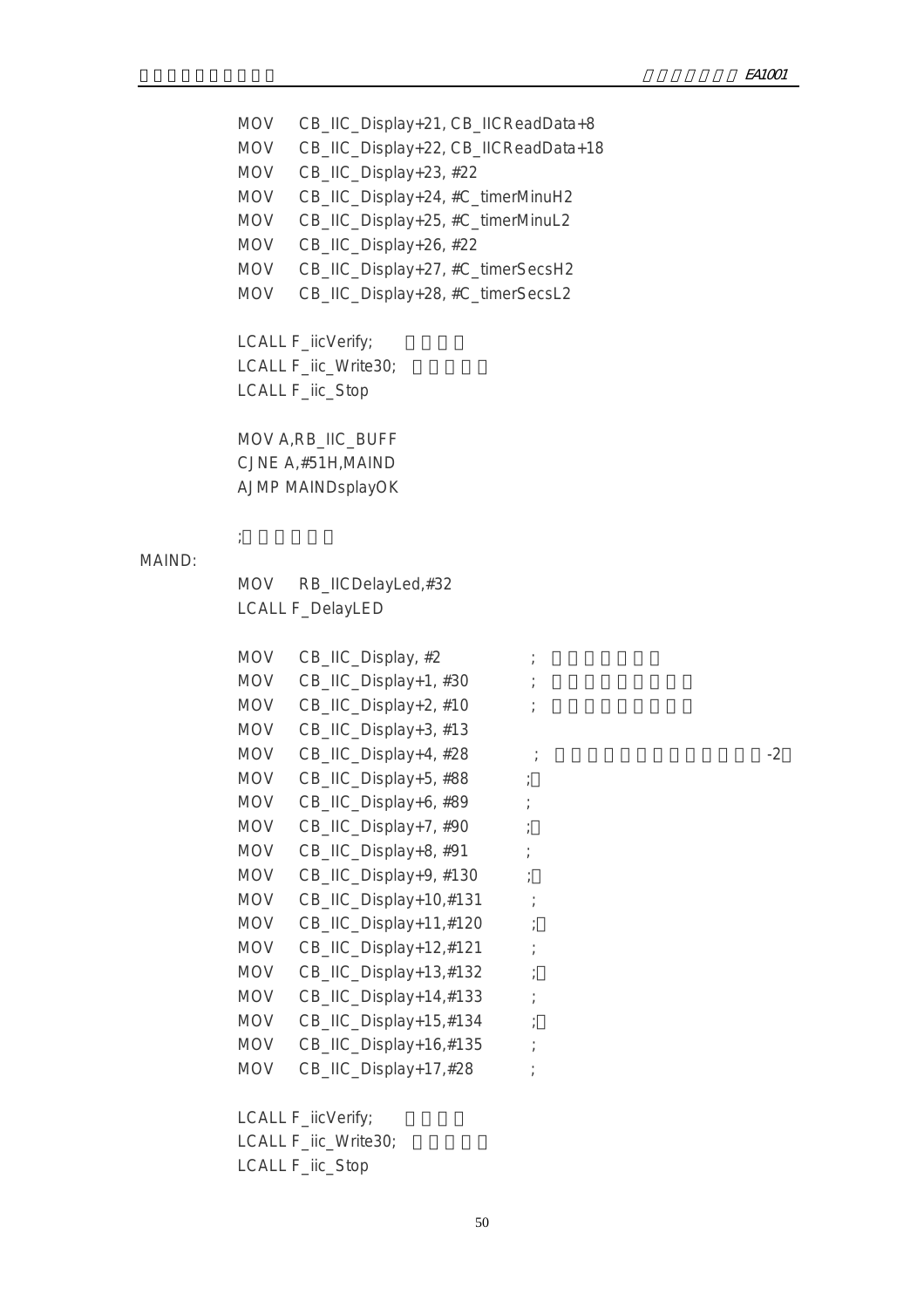```
        MOV    CB_IIC_Display+21, CB_IICReadData+8
        MOV    CB_IIC_Display+22, CB_IICReadData+18
        MOV    CB_IIC_Display+23, #22
        MOV    CB_IIC_Display+24, #C_timerMinuH2
        MOV    CB_IIC_Display+25, #C_timerMinuL2
        MOV    CB_IIC_Display+26, #22
        MOV    CB_IIC_Display+27, #C_timerSecsH2
        MOV    CB_IIC_Display+28, #C_timerSecsL2

        LCALL F_iicVerify;
        LCALL F_iic_Write30;
        LCALL F_iic_Stop

        MOV A,RB_IIC_BUFF
        CJNE A,#51H,MAIND
        AJMP MAINDsplayOK

        ;
MAIND:
        MOV    RB_IICDelayLed,#32
        LCALL F_DelayLED

        MOV    CB_IIC_Display, #2             ;
        MOV    CB_IIC_Display+1, #30          ;
        MOV    CB_IIC_Display+2, #10          ;
        MOV    CB_IIC_Display+3, #13
        MOV    CB_IIC_Display+4, #28          ;                          -2
        MOV    CB_IIC_Display+5, #88          ;
        MOV    CB_IIC_Display+6, #89          ;
        MOV    CB_IIC_Display+7, #90          ;
        MOV    CB_IIC_Display+8, #91          ;
        MOV    CB_IIC_Display+9, #130         ;
        MOV    CB_IIC_Display+10,#131         ;
        MOV    CB_IIC_Display+11,#120         ;
        MOV    CB_IIC_Display+12,#121         ;
        MOV    CB_IIC_Display+13,#132         ;
        MOV    CB_IIC_Display+14,#133         ;
        MOV    CB_IIC_Display+15,#134         ;
        MOV    CB_IIC_Display+16,#135         ;
        MOV    CB_IIC_Display+17,#28          ;

        LCALL F_iicVerify;
        LCALL F_iic_Write30;
        LCALL F_iic_Stop
```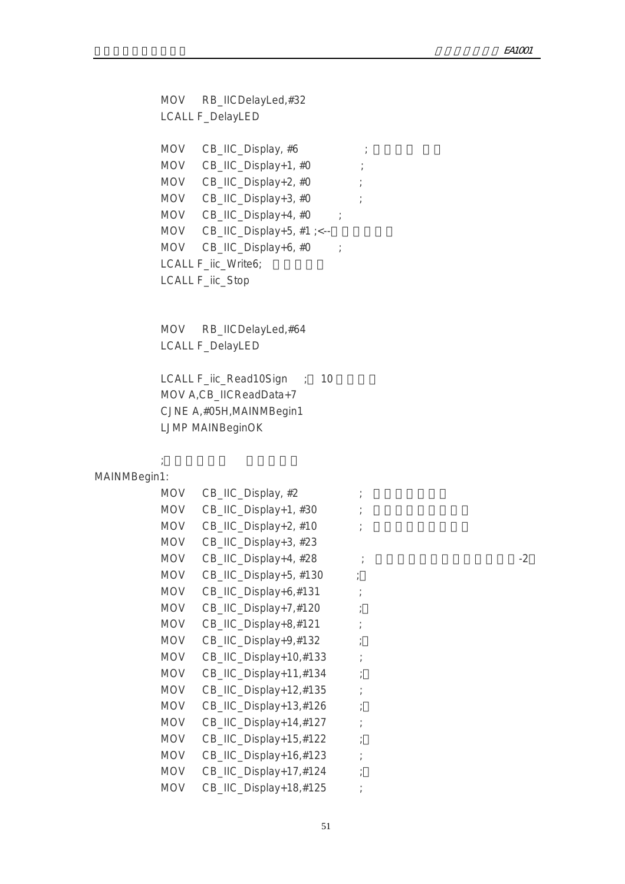```
        MOV    RB_IICDelayLed,#32
        LCALL F_DelayLED

        MOV    CB_IIC_Display, #6              ;
        MOV    CB_IIC_Display+1, #0            ;
        MOV    CB_IIC_Display+2, #0            ;
        MOV    CB_IIC_Display+3, #0            ;
        MOV    CB_IIC_Display+4, #0       ;
        MOV    CB_IIC_Display+5, #1 ;<--
        MOV    CB_IIC_Display+6, #0       ;
        LCALL F_iic_Write6;
        LCALL F_iic_Stop


        MOV    RB_IICDelayLed,#64
        LCALL F_DelayLED

        LCALL F_iic_Read10Sign    ;  10
        MOV A,CB_IICReadData+7
        CJNE A,#05H,MAINMBegin1
        LJMP MAINBeginOK

        ;
MAINMBegin1:
        MOV    CB_IIC_Display, #2              ;
        MOV    CB_IIC_Display+1, #30           ;
        MOV    CB_IIC_Display+2, #10           ;
        MOV    CB_IIC_Display+3, #23
        MOV    CB_IIC_Display+4, #28            ;                          -2
        MOV    CB_IIC_Display+5, #130          ;
        MOV    CB_IIC_Display+6,#131           ;
        MOV    CB_IIC_Display+7,#120           ;
        MOV    CB_IIC_Display+8,#121           ;
        MOV    CB_IIC_Display+9,#132           ;
        MOV    CB_IIC_Display+10,#133          ;
        MOV    CB_IIC_Display+11,#134          ;
        MOV    CB_IIC_Display+12,#135          ;
        MOV    CB_IIC_Display+13,#126          ;
        MOV    CB_IIC_Display+14,#127          ;
        MOV    CB_IIC_Display+15,#122          ;
        MOV    CB_IIC_Display+16,#123          ;
        MOV    CB_IIC_Display+17,#124          ;
        MOV    CB_IIC_Display+18,#125          ;
```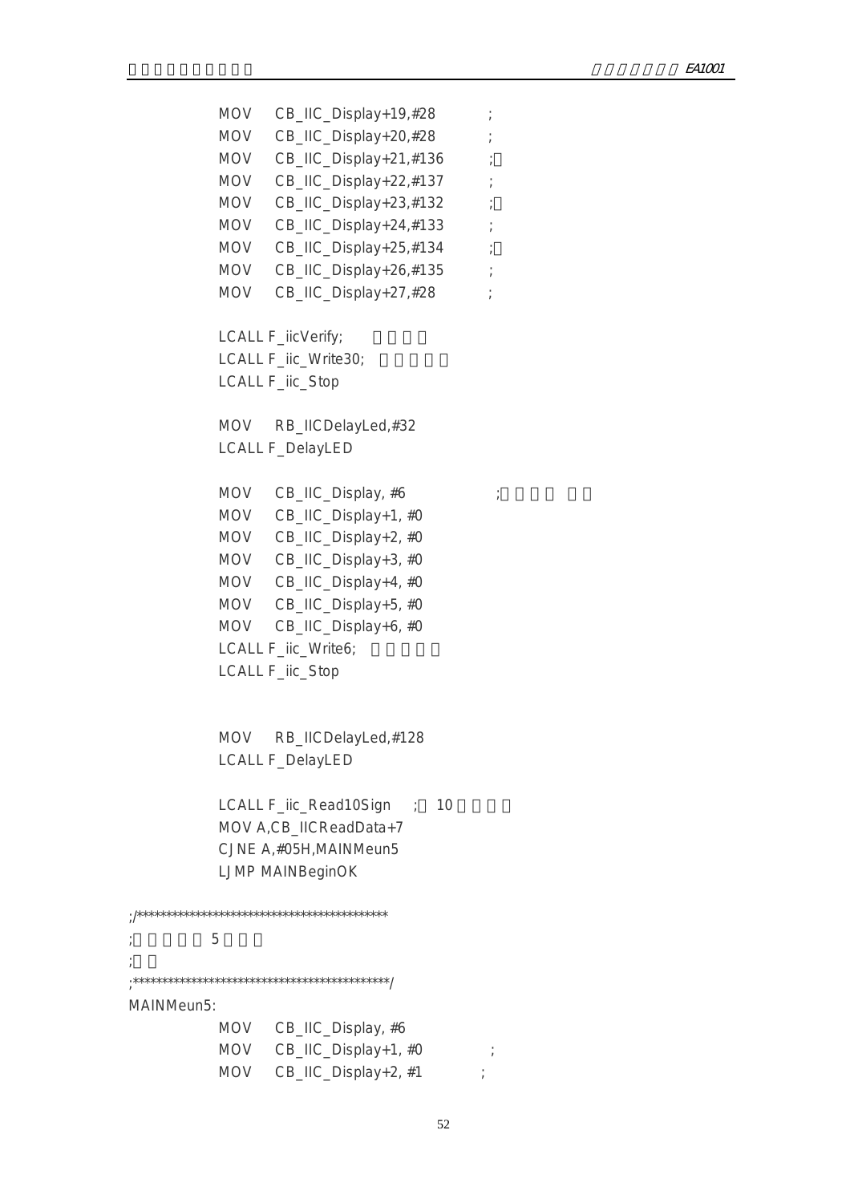```
            MOV    CB_IIC_Display+19,#28          ;
            MOV    CB_IIC_Display+20,#28          ;
            MOV    CB_IIC_Display+21,#136         ;
            MOV    CB_IIC_Display+22,#137         ;
            MOV    CB_IIC_Display+23,#132         ;
            MOV    CB_IIC_Display+24,#133         ;
            MOV    CB_IIC_Display+25,#134         ;
            MOV    CB_IIC_Display+26,#135         ;
            MOV    CB_IIC_Display+27,#28          ;

            LCALL F_iicVerify;
            LCALL F_iic_Write30;
            LCALL F_iic_Stop

            MOV    RB_IICDelayLed,#32
            LCALL F_DelayLED

            MOV    CB_IIC_Display, #6                 ;
            MOV    CB_IIC_Display+1, #0
            MOV    CB_IIC_Display+2, #0
            MOV    CB_IIC_Display+3, #0
            MOV    CB_IIC_Display+4, #0
            MOV    CB_IIC_Display+5, #0
            MOV    CB_IIC_Display+6, #0
            LCALL F_iic_Write6;
            LCALL F_iic_Stop


            MOV    RB_IICDelayLed,#128
            LCALL F_DelayLED

            LCALL F_iic_Read10Sign    ;  10
            MOV A,CB_IICReadData+7
            CJNE A,#05H,MAINMeun5
            LJMP MAINBeginOK

;/*******************************************
;          5
;
;*********************************************/
MAINMeun5:
            MOV    CB_IIC_Display, #6
            MOV    CB_IIC_Display+1, #0           ;
            MOV    CB_IIC_Display+2, #1           ;
```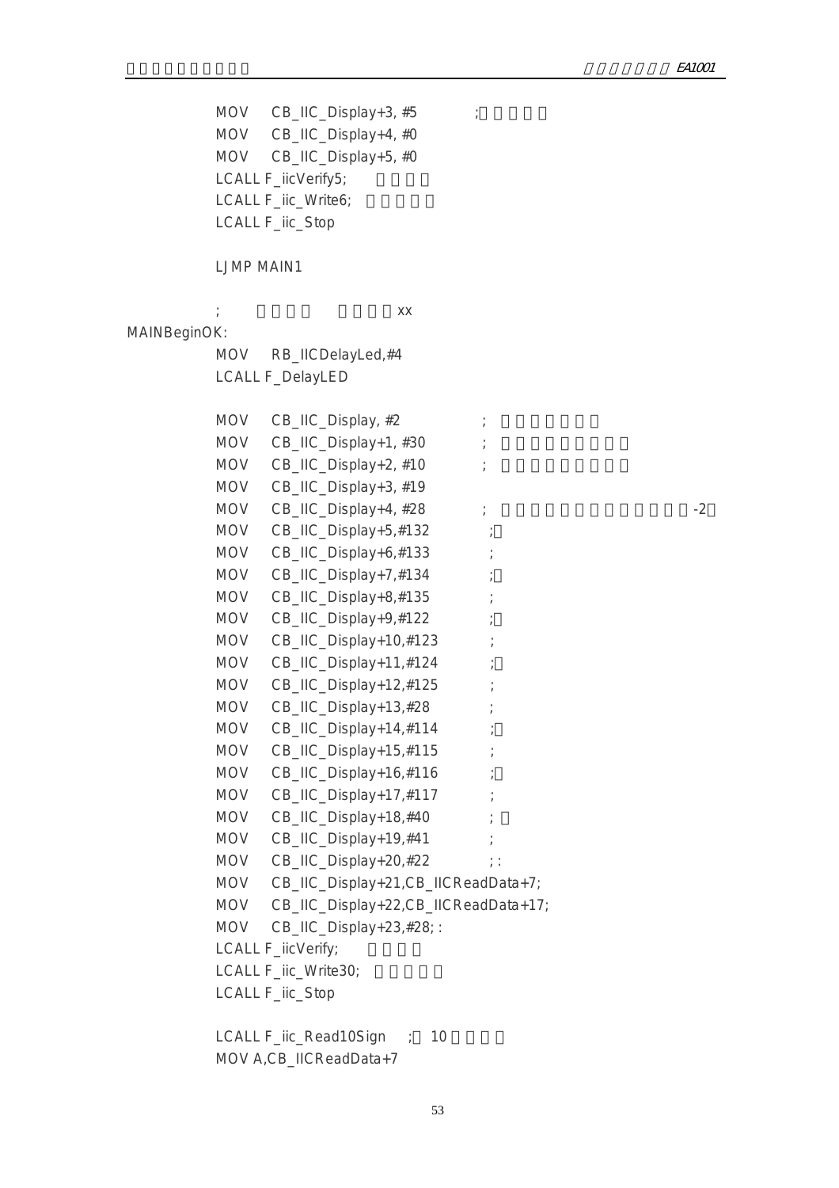```
        MOV    CB_IIC_Display+3, #5          ;
        MOV    CB_IIC_Display+4, #0
        MOV    CB_IIC_Display+5, #0
        LCALL F_iicVerify5;
        LCALL F_iic_Write6;
        LCALL F_iic_Stop

        LJMP MAIN1

        ;                    xx
MAINBeginOK:
        MOV    RB_IICDelayLed,#4
        LCALL F_DelayLED

        MOV    CB_IIC_Display, #2            ;
        MOV    CB_IIC_Display+1, #30         ;
        MOV    CB_IIC_Display+2, #10         ;
        MOV    CB_IIC_Display+3, #19
        MOV    CB_IIC_Display+4, #28         ;                              -2
        MOV    CB_IIC_Display+5,#132          ;
        MOV    CB_IIC_Display+6,#133          ;
        MOV    CB_IIC_Display+7,#134          ;
        MOV    CB_IIC_Display+8,#135          ;
        MOV    CB_IIC_Display+9,#122          ;
        MOV    CB_IIC_Display+10,#123         ;
        MOV    CB_IIC_Display+11,#124         ;
        MOV    CB_IIC_Display+12,#125         ;
        MOV    CB_IIC_Display+13,#28          ;
        MOV    CB_IIC_Display+14,#114         ;
        MOV    CB_IIC_Display+15,#115         ;
        MOV    CB_IIC_Display+16,#116         ;
        MOV    CB_IIC_Display+17,#117         ;
        MOV    CB_IIC_Display+18,#40          ;
        MOV    CB_IIC_Display+19,#41          ;
        MOV    CB_IIC_Display+20,#22          ; :
        MOV    CB_IIC_Display+21,CB_IICReadData+7;
        MOV    CB_IIC_Display+22,CB_IICReadData+17;
        MOV    CB_IIC_Display+23,#28; :
        LCALL F_iicVerify;
        LCALL F_iic_Write30;
        LCALL F_iic_Stop

        LCALL F_iic_Read10Sign   ;  10
        MOV A,CB_IICReadData+7
```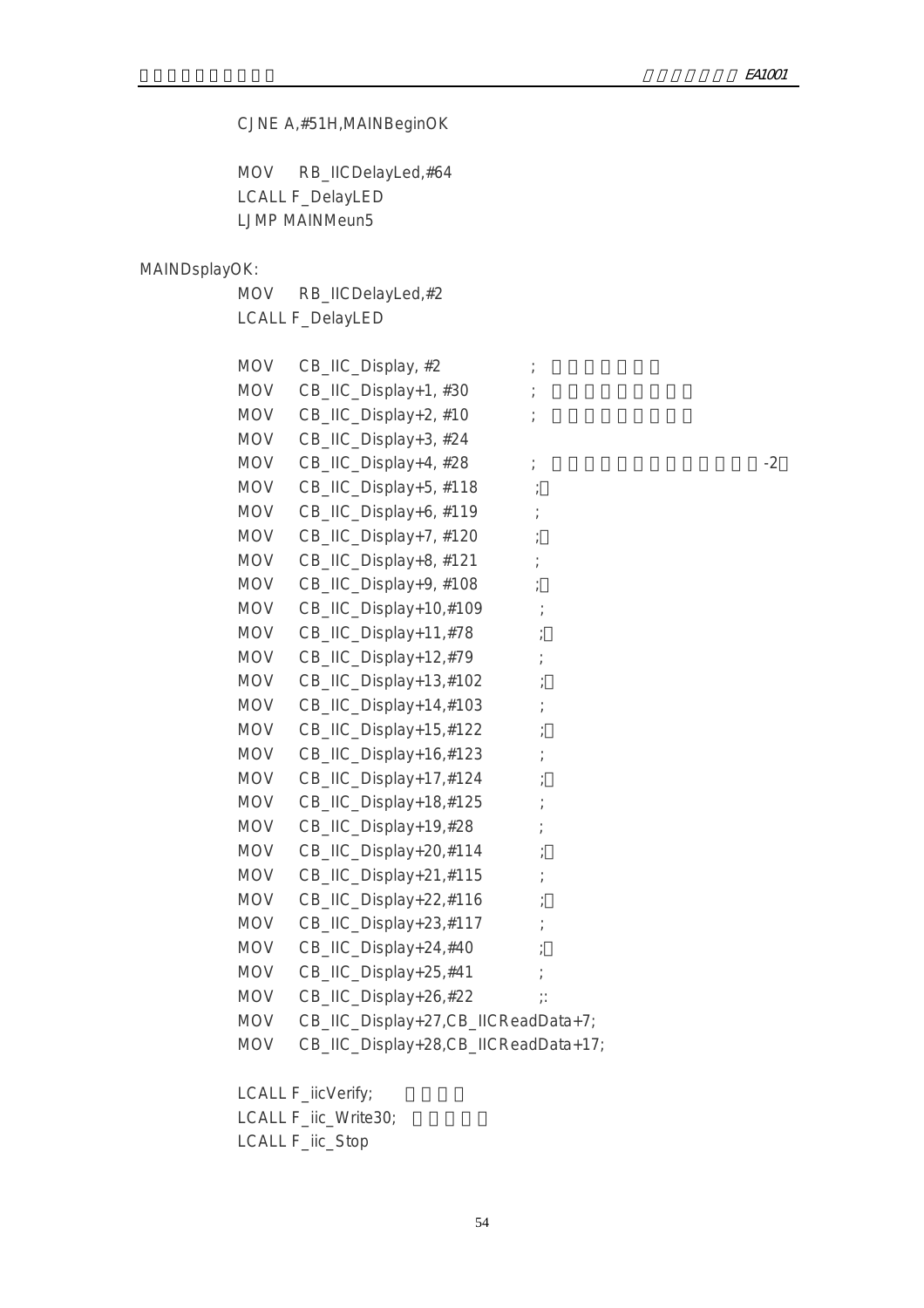```
        CJNE A,#51H,MAINBeginOK

        MOV     RB_IICDelayLed,#64
        LCALL F_DelayLED
        LJMP MAINMeun5

MAINDsplayOK:
        MOV     RB_IICDelayLed,#2
        LCALL F_DelayLED

        MOV     CB_IIC_Display, #2              ;
        MOV     CB_IIC_Display+1, #30           ;
        MOV     CB_IIC_Display+2, #10           ;
        MOV     CB_IIC_Display+3, #24
        MOV     CB_IIC_Display+4, #28           ;                               -2
        MOV     CB_IIC_Display+5, #118          ;
        MOV     CB_IIC_Display+6, #119          ;
        MOV     CB_IIC_Display+7, #120          ;
        MOV     CB_IIC_Display+8, #121          ;
        MOV     CB_IIC_Display+9, #108          ;
        MOV     CB_IIC_Display+10,#109          ;
        MOV     CB_IIC_Display+11,#78           ;
        MOV     CB_IIC_Display+12,#79           ;
        MOV     CB_IIC_Display+13,#102          ;
        MOV     CB_IIC_Display+14,#103          ;
        MOV     CB_IIC_Display+15,#122          ;
        MOV     CB_IIC_Display+16,#123          ;
        MOV     CB_IIC_Display+17,#124          ;
        MOV     CB_IIC_Display+18,#125          ;
        MOV     CB_IIC_Display+19,#28           ;
        MOV     CB_IIC_Display+20,#114          ;
        MOV     CB_IIC_Display+21,#115          ;
        MOV     CB_IIC_Display+22,#116          ;
        MOV     CB_IIC_Display+23,#117          ;
        MOV     CB_IIC_Display+24,#40           ;
        MOV     CB_IIC_Display+25,#41           ;
        MOV     CB_IIC_Display+26,#22           ;:
        MOV     CB_IIC_Display+27,CB_IICReadData+7;
        MOV     CB_IIC_Display+28,CB_IICReadData+17;

        LCALL F_iicVerify;
        LCALL F_iic_Write30;
        LCALL F_iic_Stop
```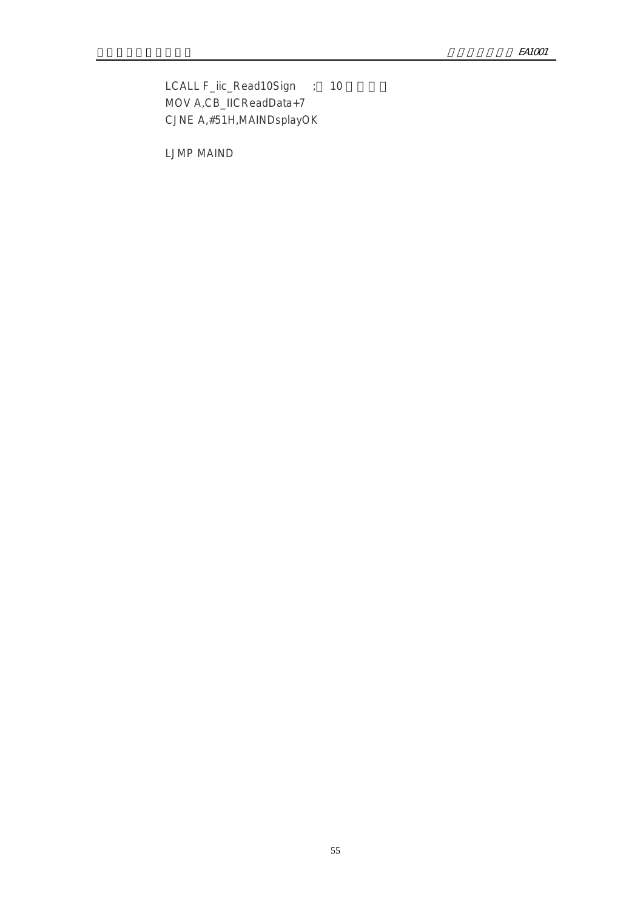```
LCALL F_iic_Read10Sign    ;  10
MOV A,CB_IICReadData+7
CJNE A,#51H,MAINDsplayOK

LJMP MAIND
```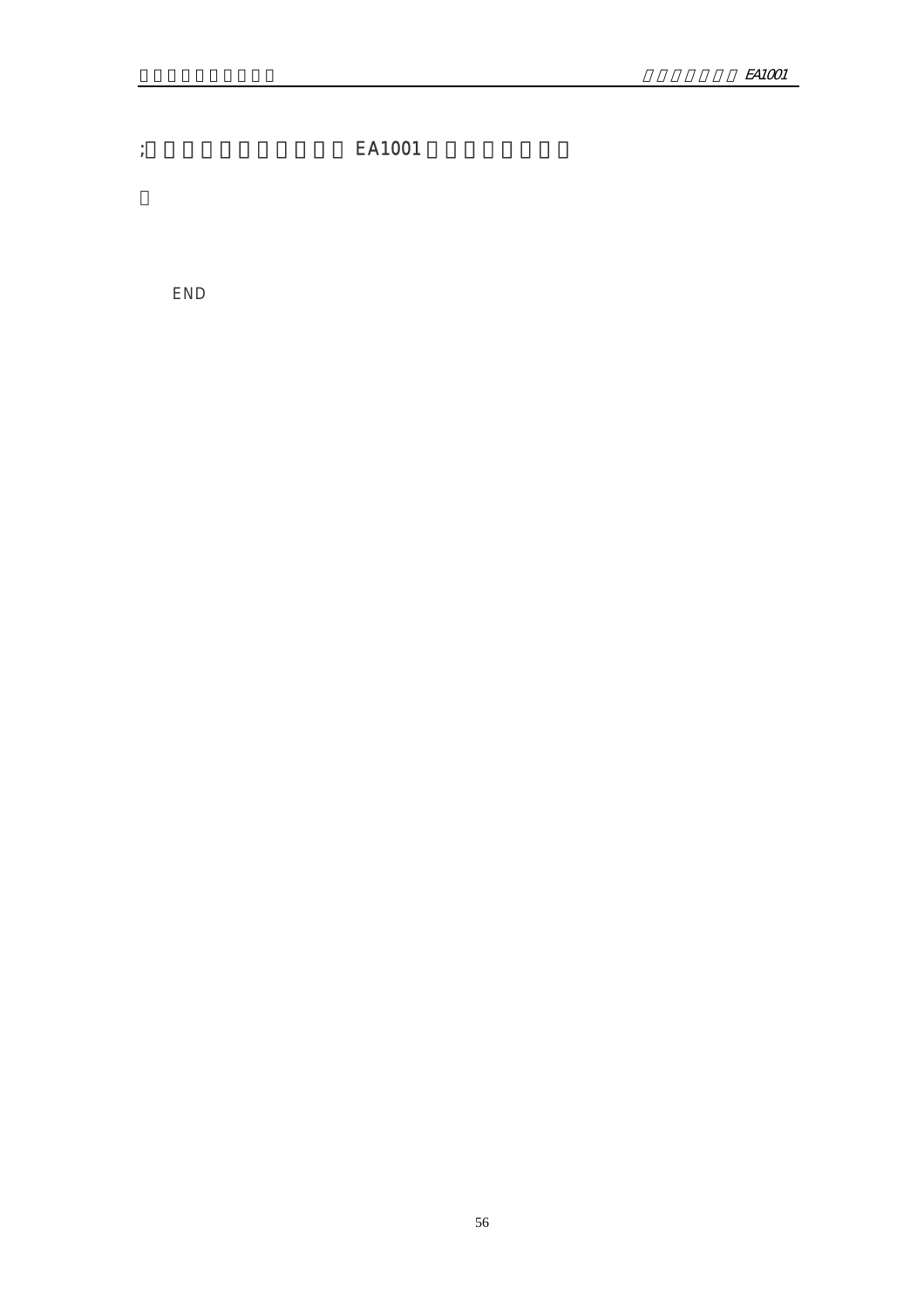```
;EA1001

    END
```